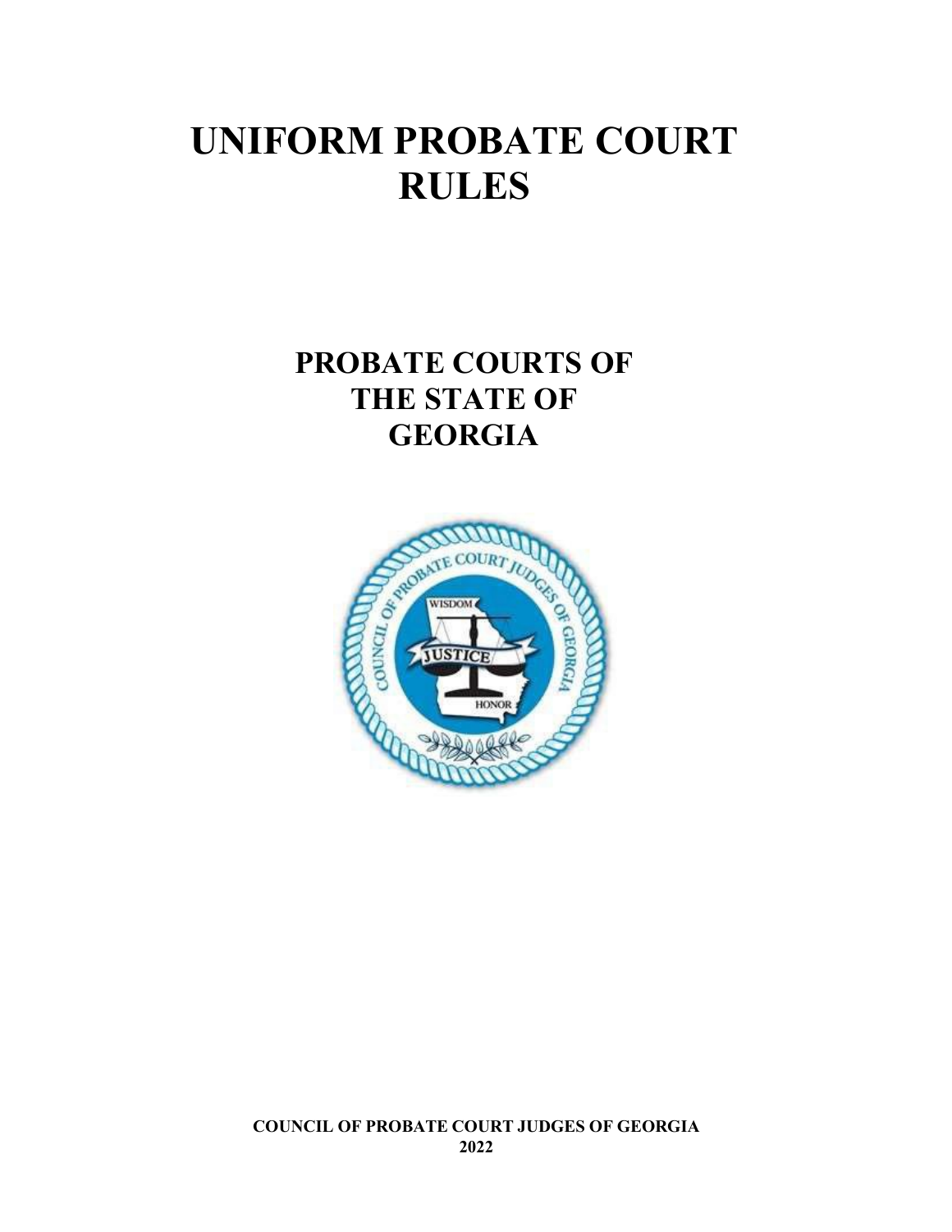# UNIFORM PROBATE COURT RULES

## PROBATE COURTS OF THE STATE OF GEORGIA

**COUNCIL OF PROBATE COURT JUDGES OF GEORGIA**
**2022**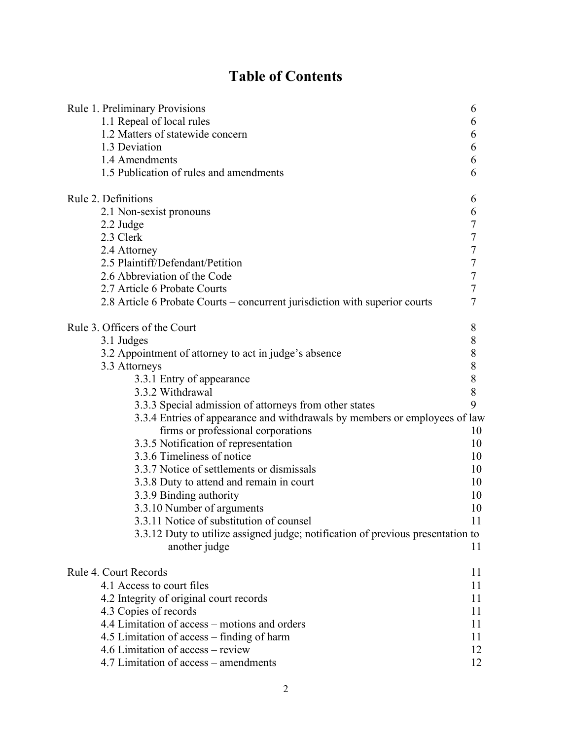# Table of Contents

| | |
|---|---|
| Rule 1. Preliminary Provisions | 6 |
| 1.1 Repeal of local rules | 6 |
| 1.2 Matters of statewide concern | 6 |
| 1.3 Deviation | 6 |
| 1.4 Amendments | 6 |
| 1.5 Publication of rules and amendments | 6 |
| Rule 2. Definitions | 6 |
| 2.1 Non-sexist pronouns | 6 |
| 2.2 Judge | 7 |
| 2.3 Clerk | 7 |
| 2.4 Attorney | 7 |
| 2.5 Plaintiff/Defendant/Petition | 7 |
| 2.6 Abbreviation of the Code | 7 |
| 2.7 Article 6 Probate Courts | 7 |
| 2.8 Article 6 Probate Courts – concurrent jurisdiction with superior courts | 7 |
| Rule 3. Officers of the Court | 8 |
| 3.1 Judges | 8 |
| 3.2 Appointment of attorney to act in judge's absence | 8 |
| 3.3 Attorneys | 8 |
| 3.3.1 Entry of appearance | 8 |
| 3.3.2 Withdrawal | 8 |
| 3.3.3 Special admission of attorneys from other states | 9 |
| 3.3.4 Entries of appearance and withdrawals by members or employees of law firms or professional corporations | 10 |
| 3.3.5 Notification of representation | 10 |
| 3.3.6 Timeliness of notice | 10 |
| 3.3.7 Notice of settlements or dismissals | 10 |
| 3.3.8 Duty to attend and remain in court | 10 |
| 3.3.9 Binding authority | 10 |
| 3.3.10 Number of arguments | 10 |
| 3.3.11 Notice of substitution of counsel | 11 |
| 3.3.12 Duty to utilize assigned judge; notification of previous presentation to another judge | 11 |
| Rule 4. Court Records | 11 |
| 4.1 Access to court files | 11 |
| 4.2 Integrity of original court records | 11 |
| 4.3 Copies of records | 11 |
| 4.4 Limitation of access – motions and orders | 11 |
| 4.5 Limitation of access – finding of harm | 11 |
| 4.6 Limitation of access – review | 12 |
| 4.7 Limitation of access – amendments | 12 |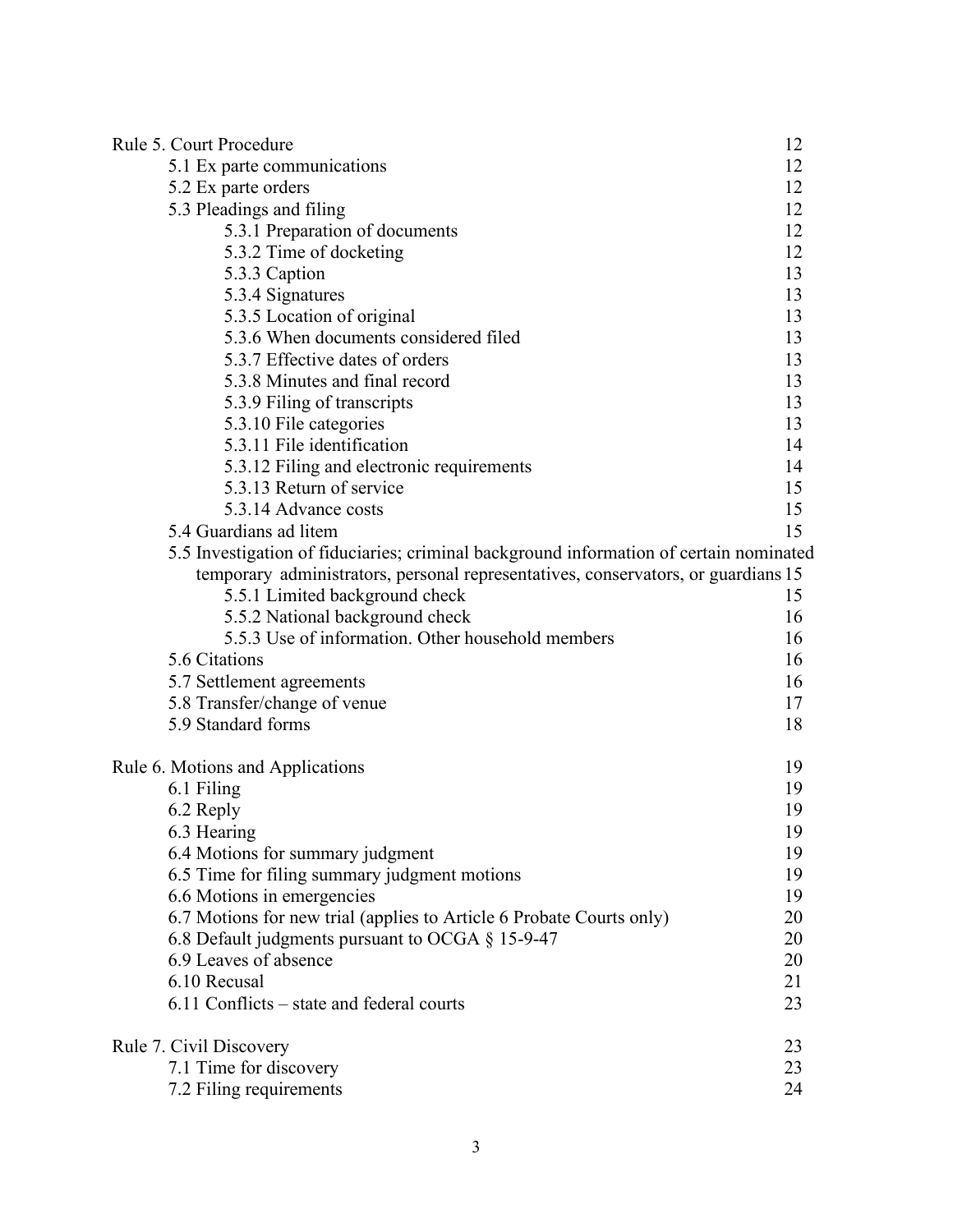| | |
|---|---|
| Rule 5. Court Procedure | 12 |
| 5.1 Ex parte communications | 12 |
| 5.2 Ex parte orders | 12 |
| 5.3 Pleadings and filing | 12 |
| 5.3.1 Preparation of documents | 12 |
| 5.3.2 Time of docketing | 12 |
| 5.3.3 Caption | 13 |
| 5.3.4 Signatures | 13 |
| 5.3.5 Location of original | 13 |
| 5.3.6 When documents considered filed | 13 |
| 5.3.7 Effective dates of orders | 13 |
| 5.3.8 Minutes and final record | 13 |
| 5.3.9 Filing of transcripts | 13 |
| 5.3.10 File categories | 13 |
| 5.3.11 File identification | 14 |
| 5.3.12 Filing and electronic requirements | 14 |
| 5.3.13 Return of service | 15 |
| 5.3.14 Advance costs | 15 |
| 5.4 Guardians ad litem | 15 |
| 5.5 Investigation of fiduciaries; criminal background information of certain nominated temporary administrators, personal representatives, conservators, or guardians | 15 |
| 5.5.1 Limited background check | 15 |
| 5.5.2 National background check | 16 |
| 5.5.3 Use of information. Other household members | 16 |
| 5.6 Citations | 16 |
| 5.7 Settlement agreements | 16 |
| 5.8 Transfer/change of venue | 17 |
| 5.9 Standard forms | 18 |
| Rule 6. Motions and Applications | 19 |
| 6.1 Filing | 19 |
| 6.2 Reply | 19 |
| 6.3 Hearing | 19 |
| 6.4 Motions for summary judgment | 19 |
| 6.5 Time for filing summary judgment motions | 19 |
| 6.6 Motions in emergencies | 19 |
| 6.7 Motions for new trial (applies to Article 6 Probate Courts only) | 20 |
| 6.8 Default judgments pursuant to OCGA § 15-9-47 | 20 |
| 6.9 Leaves of absence | 20 |
| 6.10 Recusal | 21 |
| 6.11 Conflicts – state and federal courts | 23 |
| Rule 7. Civil Discovery | 23 |
| 7.1 Time for discovery | 23 |
| 7.2 Filing requirements | 24 |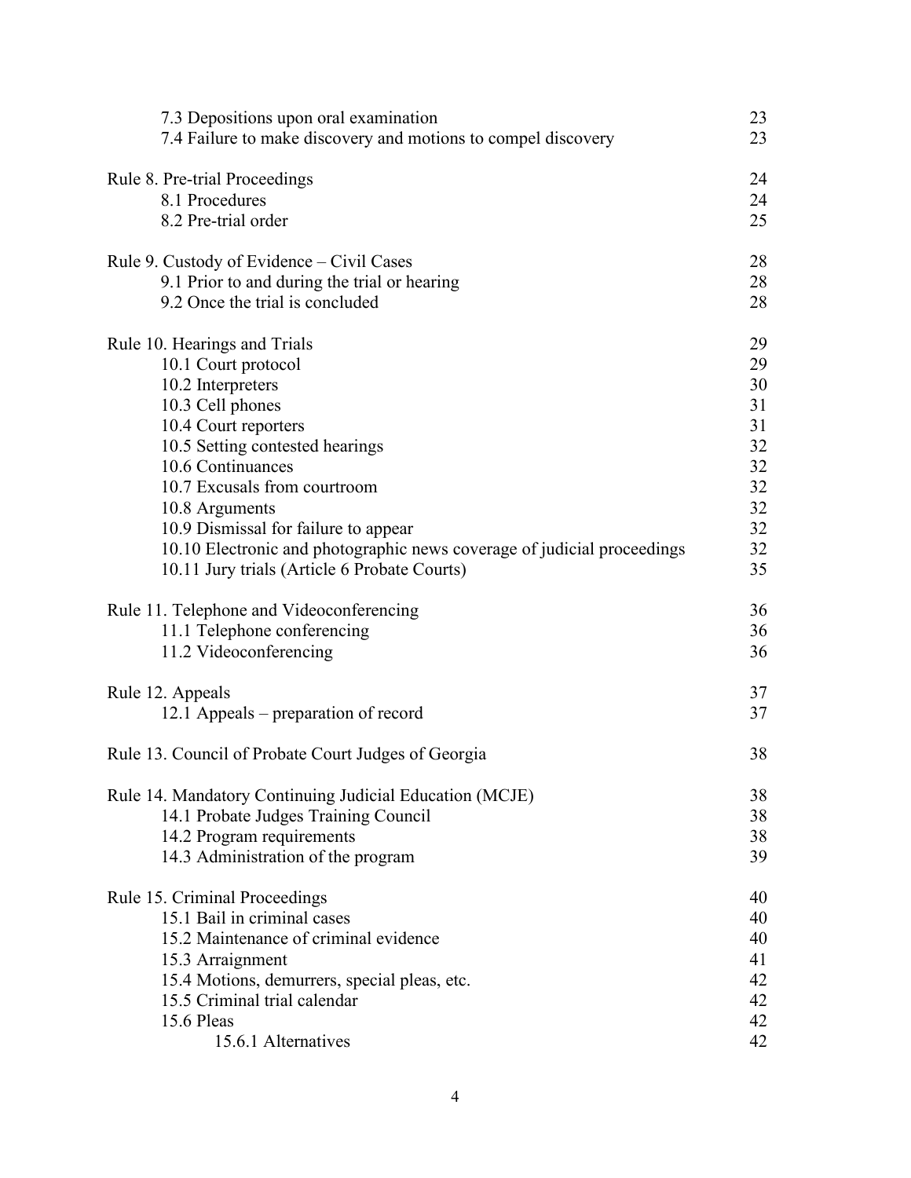| | |
|---|---|
| 7.3 Depositions upon oral examination | 23 |
| 7.4 Failure to make discovery and motions to compel discovery | 23 |
| | |
| Rule 8. Pre-trial Proceedings | 24 |
| 8.1 Procedures | 24 |
| 8.2 Pre-trial order | 25 |
| | |
| Rule 9. Custody of Evidence – Civil Cases | 28 |
| 9.1 Prior to and during the trial or hearing | 28 |
| 9.2 Once the trial is concluded | 28 |
| | |
| Rule 10. Hearings and Trials | 29 |
| 10.1 Court protocol | 29 |
| 10.2 Interpreters | 30 |
| 10.3 Cell phones | 31 |
| 10.4 Court reporters | 31 |
| 10.5 Setting contested hearings | 32 |
| 10.6 Continuances | 32 |
| 10.7 Excusals from courtroom | 32 |
| 10.8 Arguments | 32 |
| 10.9 Dismissal for failure to appear | 32 |
| 10.10 Electronic and photographic news coverage of judicial proceedings | 32 |
| 10.11 Jury trials (Article 6 Probate Courts) | 35 |
| | |
| Rule 11. Telephone and Videoconferencing | 36 |
| 11.1 Telephone conferencing | 36 |
| 11.2 Videoconferencing | 36 |
| | |
| Rule 12. Appeals | 37 |
| 12.1 Appeals – preparation of record | 37 |
| | |
| Rule 13. Council of Probate Court Judges of Georgia | 38 |
| | |
| Rule 14. Mandatory Continuing Judicial Education (MCJE) | 38 |
| 14.1 Probate Judges Training Council | 38 |
| 14.2 Program requirements | 38 |
| 14.3 Administration of the program | 39 |
| | |
| Rule 15. Criminal Proceedings | 40 |
| 15.1 Bail in criminal cases | 40 |
| 15.2 Maintenance of criminal evidence | 40 |
| 15.3 Arraignment | 41 |
| 15.4 Motions, demurrers, special pleas, etc. | 42 |
| 15.5 Criminal trial calendar | 42 |
| 15.6 Pleas | 42 |
| 15.6.1 Alternatives | 42 |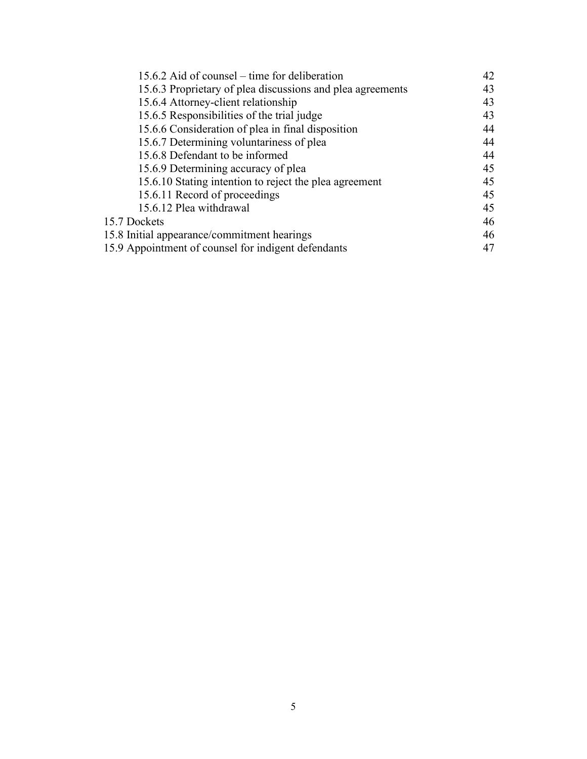| | |
|---|---|
| 15.6.2 Aid of counsel – time for deliberation | 42 |
| 15.6.3 Proprietary of plea discussions and plea agreements | 43 |
| 15.6.4 Attorney-client relationship | 43 |
| 15.6.5 Responsibilities of the trial judge | 43 |
| 15.6.6 Consideration of plea in final disposition | 44 |
| 15.6.7 Determining voluntariness of plea | 44 |
| 15.6.8 Defendant to be informed | 44 |
| 15.6.9 Determining accuracy of plea | 45 |
| 15.6.10 Stating intention to reject the plea agreement | 45 |
| 15.6.11 Record of proceedings | 45 |
| 15.6.12 Plea withdrawal | 45 |
| 15.7 Dockets | 46 |
| 15.8 Initial appearance/commitment hearings | 46 |
| 15.9 Appointment of counsel for indigent defendants | 47 |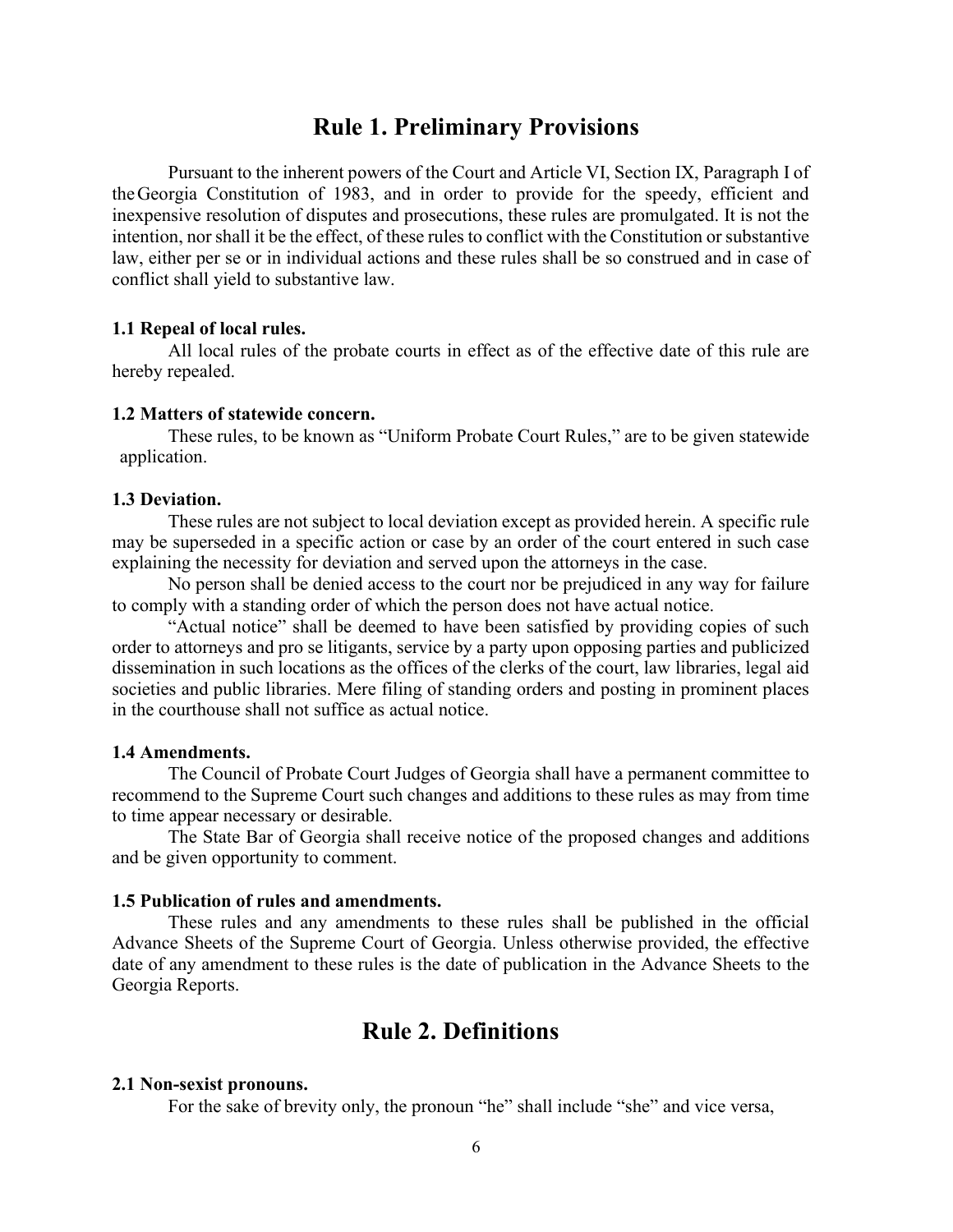## Rule 1. Preliminary Provisions

Pursuant to the inherent powers of the Court and Article VI, Section IX, Paragraph I of the Georgia Constitution of 1983, and in order to provide for the speedy, efficient and inexpensive resolution of disputes and prosecutions, these rules are promulgated. It is not the intention, nor shall it be the effect, of these rules to conflict with the Constitution or substantive law, either per se or in individual actions and these rules shall be so construed and in case of conflict shall yield to substantive law.

**1.1 Repeal of local rules.**

All local rules of the probate courts in effect as of the effective date of this rule are hereby repealed.

**1.2 Matters of statewide concern.**

These rules, to be known as "Uniform Probate Court Rules," are to be given statewide application.

**1.3 Deviation.**

These rules are not subject to local deviation except as provided herein. A specific rule may be superseded in a specific action or case by an order of the court entered in such case explaining the necessity for deviation and served upon the attorneys in the case.

No person shall be denied access to the court nor be prejudiced in any way for failure to comply with a standing order of which the person does not have actual notice.

"Actual notice" shall be deemed to have been satisfied by providing copies of such order to attorneys and pro se litigants, service by a party upon opposing parties and publicized dissemination in such locations as the offices of the clerks of the court, law libraries, legal aid societies and public libraries. Mere filing of standing orders and posting in prominent places in the courthouse shall not suffice as actual notice.

**1.4 Amendments.**

The Council of Probate Court Judges of Georgia shall have a permanent committee to recommend to the Supreme Court such changes and additions to these rules as may from time to time appear necessary or desirable.

The State Bar of Georgia shall receive notice of the proposed changes and additions and be given opportunity to comment.

**1.5 Publication of rules and amendments.**

These rules and any amendments to these rules shall be published in the official Advance Sheets of the Supreme Court of Georgia. Unless otherwise provided, the effective date of any amendment to these rules is the date of publication in the Advance Sheets to the Georgia Reports.

## Rule 2. Definitions

**2.1 Non-sexist pronouns.**

For the sake of brevity only, the pronoun "he" shall include "she" and vice versa,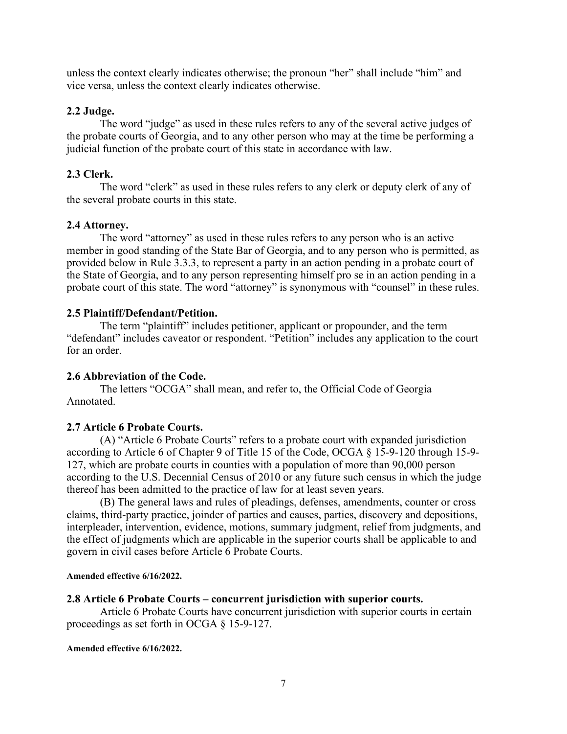unless the context clearly indicates otherwise; the pronoun "her" shall include "him" and vice versa, unless the context clearly indicates otherwise.

**2.2 Judge.**

The word "judge" as used in these rules refers to any of the several active judges of the probate courts of Georgia, and to any other person who may at the time be performing a judicial function of the probate court of this state in accordance with law.

**2.3 Clerk.**

The word "clerk" as used in these rules refers to any clerk or deputy clerk of any of the several probate courts in this state.

**2.4 Attorney.**

The word "attorney" as used in these rules refers to any person who is an active member in good standing of the State Bar of Georgia, and to any person who is permitted, as provided below in Rule 3.3.3, to represent a party in an action pending in a probate court of the State of Georgia, and to any person representing himself pro se in an action pending in a probate court of this state. The word "attorney" is synonymous with "counsel" in these rules.

**2.5 Plaintiff/Defendant/Petition.**

The term "plaintiff" includes petitioner, applicant or propounder, and the term "defendant" includes caveator or respondent. "Petition" includes any application to the court for an order.

**2.6 Abbreviation of the Code.**

The letters "OCGA" shall mean, and refer to, the Official Code of Georgia Annotated.

**2.7 Article 6 Probate Courts.**

(A) "Article 6 Probate Courts" refers to a probate court with expanded jurisdiction according to Article 6 of Chapter 9 of Title 15 of the Code, OCGA § 15-9-120 through 15-9-127, which are probate courts in counties with a population of more than 90,000 person according to the U.S. Decennial Census of 2010 or any future such census in which the judge thereof has been admitted to the practice of law for at least seven years.

(B) The general laws and rules of pleadings, defenses, amendments, counter or cross claims, third-party practice, joinder of parties and causes, parties, discovery and depositions, interpleader, intervention, evidence, motions, summary judgment, relief from judgments, and the effect of judgments which are applicable in the superior courts shall be applicable to and govern in civil cases before Article 6 Probate Courts.

**Amended effective 6/16/2022.**

**2.8 Article 6 Probate Courts – concurrent jurisdiction with superior courts.**

Article 6 Probate Courts have concurrent jurisdiction with superior courts in certain proceedings as set forth in OCGA § 15-9-127.

**Amended effective 6/16/2022.**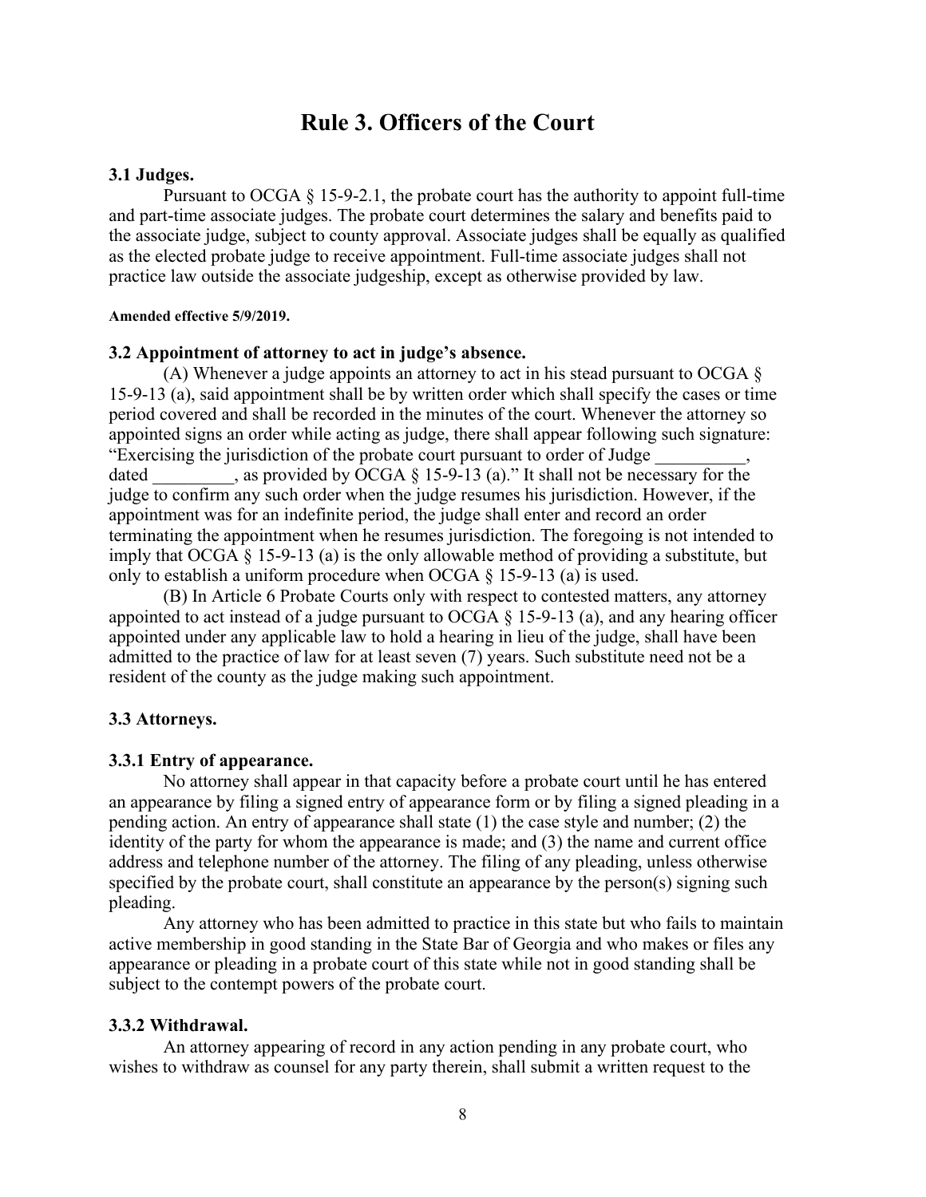# Rule 3. Officers of the Court

### 3.1 Judges.

Pursuant to OCGA § 15-9-2.1, the probate court has the authority to appoint full-time and part-time associate judges. The probate court determines the salary and benefits paid to the associate judge, subject to county approval. Associate judges shall be equally as qualified as the elected probate judge to receive appointment. Full-time associate judges shall not practice law outside the associate judgeship, except as otherwise provided by law.

**Amended effective 5/9/2019.**

### 3.2 Appointment of attorney to act in judge's absence.

(A) Whenever a judge appoints an attorney to act in his stead pursuant to OCGA § 15-9-13 (a), said appointment shall be by written order which shall specify the cases or time period covered and shall be recorded in the minutes of the court. Whenever the attorney so appointed signs an order while acting as judge, there shall appear following such signature: "Exercising the jurisdiction of the probate court pursuant to order of Judge __________, dated _________, as provided by OCGA § 15-9-13 (a)." It shall not be necessary for the judge to confirm any such order when the judge resumes his jurisdiction. However, if the appointment was for an indefinite period, the judge shall enter and record an order terminating the appointment when he resumes jurisdiction. The foregoing is not intended to imply that OCGA § 15-9-13 (a) is the only allowable method of providing a substitute, but only to establish a uniform procedure when OCGA § 15-9-13 (a) is used.

(B) In Article 6 Probate Courts only with respect to contested matters, any attorney appointed to act instead of a judge pursuant to OCGA § 15-9-13 (a), and any hearing officer appointed under any applicable law to hold a hearing in lieu of the judge, shall have been admitted to the practice of law for at least seven (7) years. Such substitute need not be a resident of the county as the judge making such appointment.

### 3.3 Attorneys.

### 3.3.1 Entry of appearance.

No attorney shall appear in that capacity before a probate court until he has entered an appearance by filing a signed entry of appearance form or by filing a signed pleading in a pending action. An entry of appearance shall state (1) the case style and number; (2) the identity of the party for whom the appearance is made; and (3) the name and current office address and telephone number of the attorney. The filing of any pleading, unless otherwise specified by the probate court, shall constitute an appearance by the person(s) signing such pleading.

Any attorney who has been admitted to practice in this state but who fails to maintain active membership in good standing in the State Bar of Georgia and who makes or files any appearance or pleading in a probate court of this state while not in good standing shall be subject to the contempt powers of the probate court.

### 3.3.2 Withdrawal.

An attorney appearing of record in any action pending in any probate court, who wishes to withdraw as counsel for any party therein, shall submit a written request to the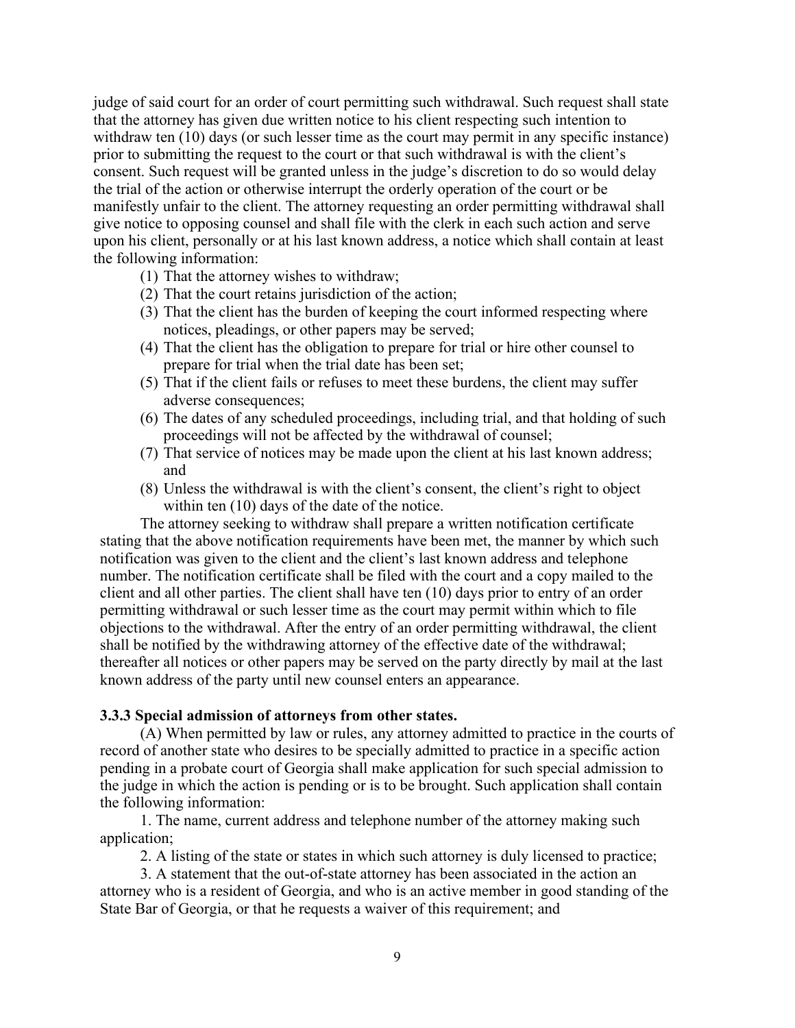judge of said court for an order of court permitting such withdrawal. Such request shall state that the attorney has given due written notice to his client respecting such intention to withdraw ten (10) days (or such lesser time as the court may permit in any specific instance) prior to submitting the request to the court or that such withdrawal is with the client's consent. Such request will be granted unless in the judge's discretion to do so would delay the trial of the action or otherwise interrupt the orderly operation of the court or be manifestly unfair to the client. The attorney requesting an order permitting withdrawal shall give notice to opposing counsel and shall file with the clerk in each such action and serve upon his client, personally or at his last known address, a notice which shall contain at least the following information:

(1) That the attorney wishes to withdraw;
(2) That the court retains jurisdiction of the action;
(3) That the client has the burden of keeping the court informed respecting where notices, pleadings, or other papers may be served;
(4) That the client has the obligation to prepare for trial or hire other counsel to prepare for trial when the trial date has been set;
(5) That if the client fails or refuses to meet these burdens, the client may suffer adverse consequences;
(6) The dates of any scheduled proceedings, including trial, and that holding of such proceedings will not be affected by the withdrawal of counsel;
(7) That service of notices may be made upon the client at his last known address; and
(8) Unless the withdrawal is with the client's consent, the client's right to object within ten (10) days of the date of the notice.

The attorney seeking to withdraw shall prepare a written notification certificate stating that the above notification requirements have been met, the manner by which such notification was given to the client and the client's last known address and telephone number. The notification certificate shall be filed with the court and a copy mailed to the client and all other parties. The client shall have ten (10) days prior to entry of an order permitting withdrawal or such lesser time as the court may permit within which to file objections to the withdrawal. After the entry of an order permitting withdrawal, the client shall be notified by the withdrawing attorney of the effective date of the withdrawal; thereafter all notices or other papers may be served on the party directly by mail at the last known address of the party until new counsel enters an appearance.

**3.3.3 Special admission of attorneys from other states.**

(A) When permitted by law or rules, any attorney admitted to practice in the courts of record of another state who desires to be specially admitted to practice in a specific action pending in a probate court of Georgia shall make application for such special admission to the judge in which the action is pending or is to be brought. Such application shall contain the following information:

1. The name, current address and telephone number of the attorney making such application;

2. A listing of the state or states in which such attorney is duly licensed to practice;

3. A statement that the out-of-state attorney has been associated in the action an attorney who is a resident of Georgia, and who is an active member in good standing of the State Bar of Georgia, or that he requests a waiver of this requirement; and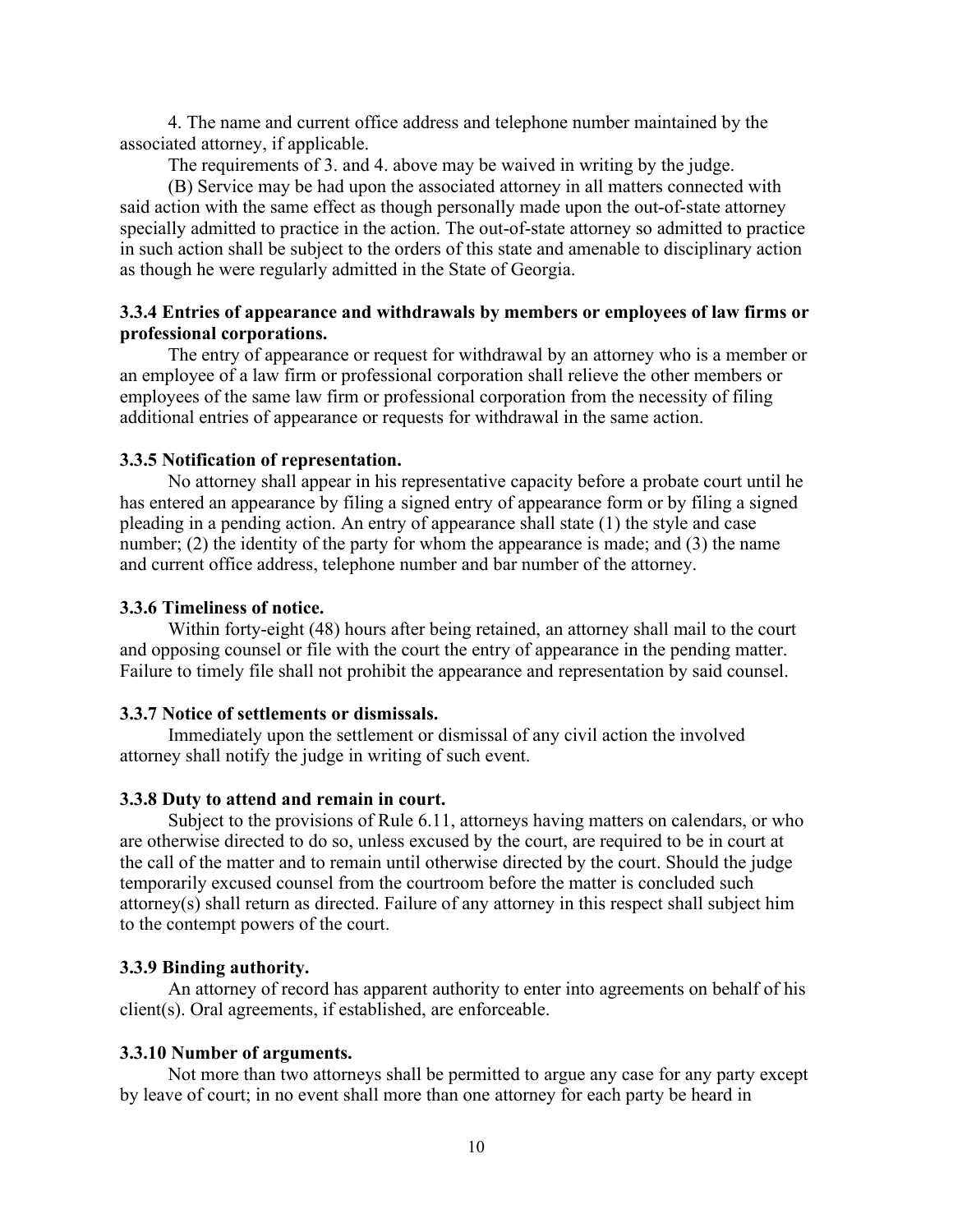4. The name and current office address and telephone number maintained by the associated attorney, if applicable.

The requirements of 3. and 4. above may be waived in writing by the judge.

(B) Service may be had upon the associated attorney in all matters connected with said action with the same effect as though personally made upon the out-of-state attorney specially admitted to practice in the action. The out-of-state attorney so admitted to practice in such action shall be subject to the orders of this state and amenable to disciplinary action as though he were regularly admitted in the State of Georgia.

### 3.3.4 Entries of appearance and withdrawals by members or employees of law firms or professional corporations.

The entry of appearance or request for withdrawal by an attorney who is a member or an employee of a law firm or professional corporation shall relieve the other members or employees of the same law firm or professional corporation from the necessity of filing additional entries of appearance or requests for withdrawal in the same action.

### 3.3.5 Notification of representation.

No attorney shall appear in his representative capacity before a probate court until he has entered an appearance by filing a signed entry of appearance form or by filing a signed pleading in a pending action. An entry of appearance shall state (1) the style and case number; (2) the identity of the party for whom the appearance is made; and (3) the name and current office address, telephone number and bar number of the attorney.

### 3.3.6 Timeliness of notice.

Within forty-eight (48) hours after being retained, an attorney shall mail to the court and opposing counsel or file with the court the entry of appearance in the pending matter. Failure to timely file shall not prohibit the appearance and representation by said counsel.

### 3.3.7 Notice of settlements or dismissals.

Immediately upon the settlement or dismissal of any civil action the involved attorney shall notify the judge in writing of such event.

### 3.3.8 Duty to attend and remain in court.

Subject to the provisions of Rule 6.11, attorneys having matters on calendars, or who are otherwise directed to do so, unless excused by the court, are required to be in court at the call of the matter and to remain until otherwise directed by the court. Should the judge temporarily excused counsel from the courtroom before the matter is concluded such attorney(s) shall return as directed. Failure of any attorney in this respect shall subject him to the contempt powers of the court.

### 3.3.9 Binding authority.

An attorney of record has apparent authority to enter into agreements on behalf of his client(s). Oral agreements, if established, are enforceable.

### 3.3.10 Number of arguments.

Not more than two attorneys shall be permitted to argue any case for any party except by leave of court; in no event shall more than one attorney for each party be heard in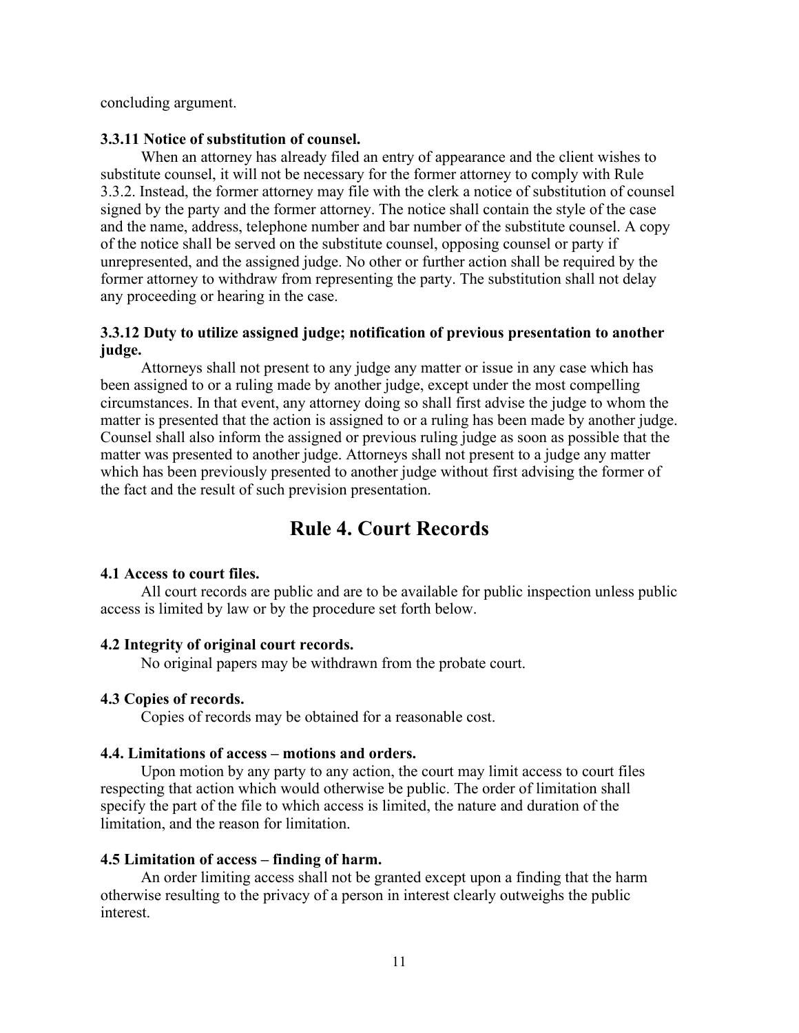concluding argument.

### 3.3.11 Notice of substitution of counsel.

When an attorney has already filed an entry of appearance and the client wishes to substitute counsel, it will not be necessary for the former attorney to comply with Rule 3.3.2. Instead, the former attorney may file with the clerk a notice of substitution of counsel signed by the party and the former attorney. The notice shall contain the style of the case and the name, address, telephone number and bar number of the substitute counsel. A copy of the notice shall be served on the substitute counsel, opposing counsel or party if unrepresented, and the assigned judge. No other or further action shall be required by the former attorney to withdraw from representing the party. The substitution shall not delay any proceeding or hearing in the case.

### 3.3.12 Duty to utilize assigned judge; notification of previous presentation to another judge.

Attorneys shall not present to any judge any matter or issue in any case which has been assigned to or a ruling made by another judge, except under the most compelling circumstances. In that event, any attorney doing so shall first advise the judge to whom the matter is presented that the action is assigned to or a ruling has been made by another judge. Counsel shall also inform the assigned or previous ruling judge as soon as possible that the matter was presented to another judge. Attorneys shall not present to a judge any matter which has been previously presented to another judge without first advising the former of the fact and the result of such prevision presentation.

# Rule 4. Court Records

### 4.1 Access to court files.

All court records are public and are to be available for public inspection unless public access is limited by law or by the procedure set forth below.

### 4.2 Integrity of original court records.

No original papers may be withdrawn from the probate court.

### 4.3 Copies of records.

Copies of records may be obtained for a reasonable cost.

### 4.4. Limitations of access – motions and orders.

Upon motion by any party to any action, the court may limit access to court files respecting that action which would otherwise be public. The order of limitation shall specify the part of the file to which access is limited, the nature and duration of the limitation, and the reason for limitation.

### 4.5 Limitation of access – finding of harm.

An order limiting access shall not be granted except upon a finding that the harm otherwise resulting to the privacy of a person in interest clearly outweighs the public interest.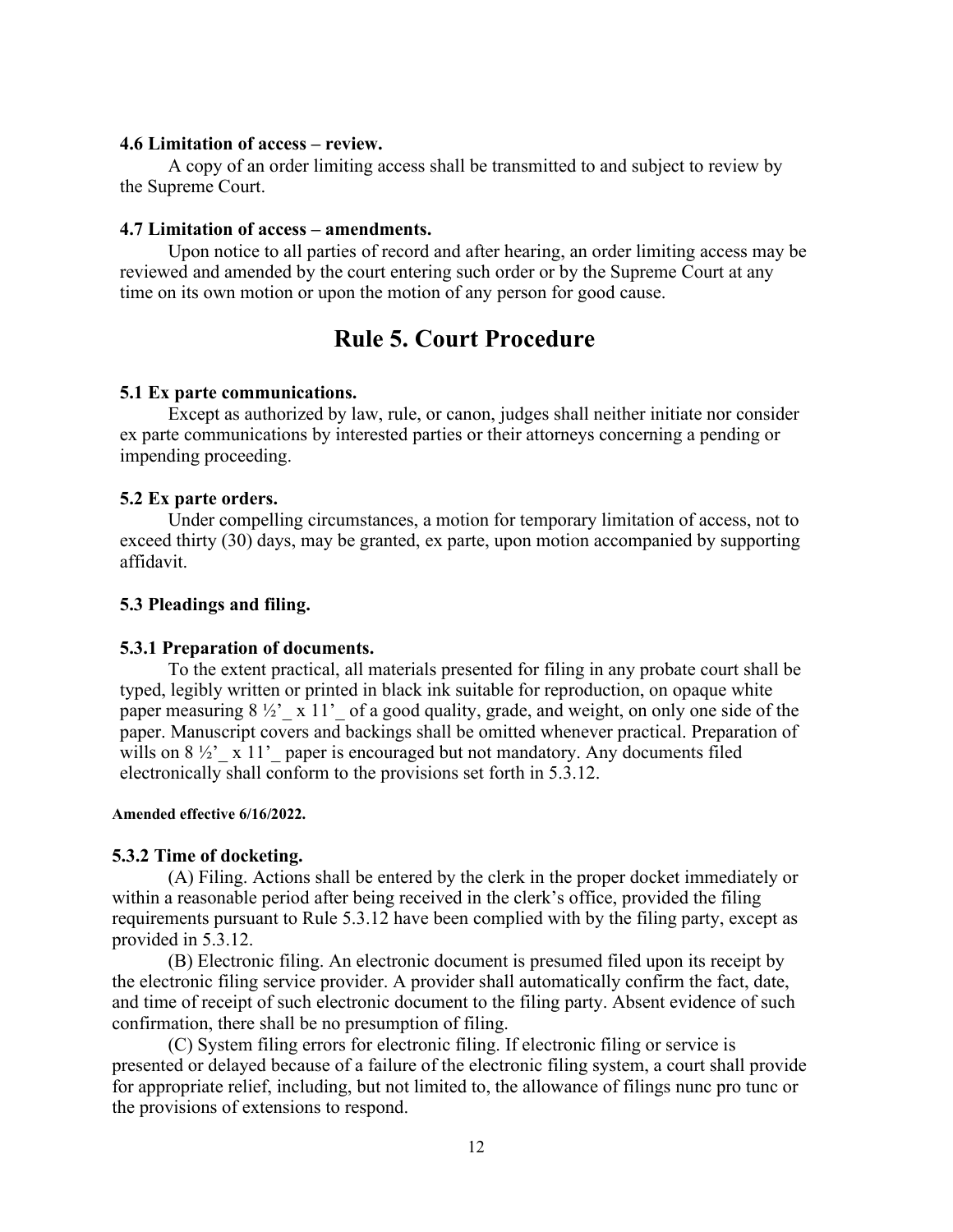### 4.6 Limitation of access – review.

A copy of an order limiting access shall be transmitted to and subject to review by the Supreme Court.

### 4.7 Limitation of access – amendments.

Upon notice to all parties of record and after hearing, an order limiting access may be reviewed and amended by the court entering such order or by the Supreme Court at any time on its own motion or upon the motion of any person for good cause.

# Rule 5. Court Procedure

### 5.1 Ex parte communications.

Except as authorized by law, rule, or canon, judges shall neither initiate nor consider ex parte communications by interested parties or their attorneys concerning a pending or impending proceeding.

### 5.2 Ex parte orders.

Under compelling circumstances, a motion for temporary limitation of access, not to exceed thirty (30) days, may be granted, ex parte, upon motion accompanied by supporting affidavit.

### 5.3 Pleadings and filing.

### 5.3.1 Preparation of documents.

To the extent practical, all materials presented for filing in any probate court shall be typed, legibly written or printed in black ink suitable for reproduction, on opaque white paper measuring 8 ½'_ x 11'_ of a good quality, grade, and weight, on only one side of the paper. Manuscript covers and backings shall be omitted whenever practical. Preparation of wills on 8 ½'_ x 11'_ paper is encouraged but not mandatory. Any documents filed electronically shall conform to the provisions set forth in 5.3.12.

**Amended effective 6/16/2022.**

### 5.3.2 Time of docketing.

(A) Filing. Actions shall be entered by the clerk in the proper docket immediately or within a reasonable period after being received in the clerk's office, provided the filing requirements pursuant to Rule 5.3.12 have been complied with by the filing party, except as provided in 5.3.12.

(B) Electronic filing. An electronic document is presumed filed upon its receipt by the electronic filing service provider. A provider shall automatically confirm the fact, date, and time of receipt of such electronic document to the filing party. Absent evidence of such confirmation, there shall be no presumption of filing.

(C) System filing errors for electronic filing. If electronic filing or service is presented or delayed because of a failure of the electronic filing system, a court shall provide for appropriate relief, including, but not limited to, the allowance of filings nunc pro tunc or the provisions of extensions to respond.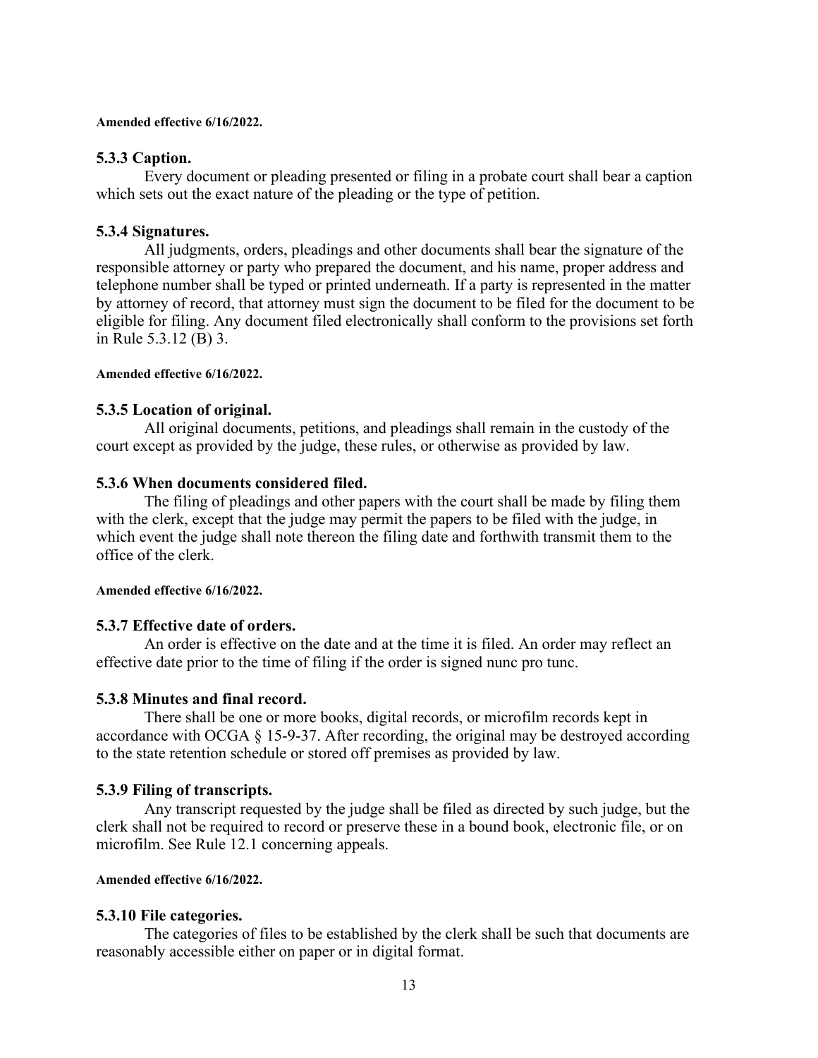**Amended effective 6/16/2022.**

### 5.3.3 Caption.

Every document or pleading presented or filing in a probate court shall bear a caption which sets out the exact nature of the pleading or the type of petition.

### 5.3.4 Signatures.

All judgments, orders, pleadings and other documents shall bear the signature of the responsible attorney or party who prepared the document, and his name, proper address and telephone number shall be typed or printed underneath. If a party is represented in the matter by attorney of record, that attorney must sign the document to be filed for the document to be eligible for filing. Any document filed electronically shall conform to the provisions set forth in Rule 5.3.12 (B) 3.

**Amended effective 6/16/2022.**

### 5.3.5 Location of original.

All original documents, petitions, and pleadings shall remain in the custody of the court except as provided by the judge, these rules, or otherwise as provided by law.

### 5.3.6 When documents considered filed.

The filing of pleadings and other papers with the court shall be made by filing them with the clerk, except that the judge may permit the papers to be filed with the judge, in which event the judge shall note thereon the filing date and forthwith transmit them to the office of the clerk.

**Amended effective 6/16/2022.**

### 5.3.7 Effective date of orders.

An order is effective on the date and at the time it is filed. An order may reflect an effective date prior to the time of filing if the order is signed nunc pro tunc.

### 5.3.8 Minutes and final record.

There shall be one or more books, digital records, or microfilm records kept in accordance with OCGA § 15-9-37. After recording, the original may be destroyed according to the state retention schedule or stored off premises as provided by law.

### 5.3.9 Filing of transcripts.

Any transcript requested by the judge shall be filed as directed by such judge, but the clerk shall not be required to record or preserve these in a bound book, electronic file, or on microfilm. See Rule 12.1 concerning appeals.

**Amended effective 6/16/2022.**

### 5.3.10 File categories.

The categories of files to be established by the clerk shall be such that documents are reasonably accessible either on paper or in digital format.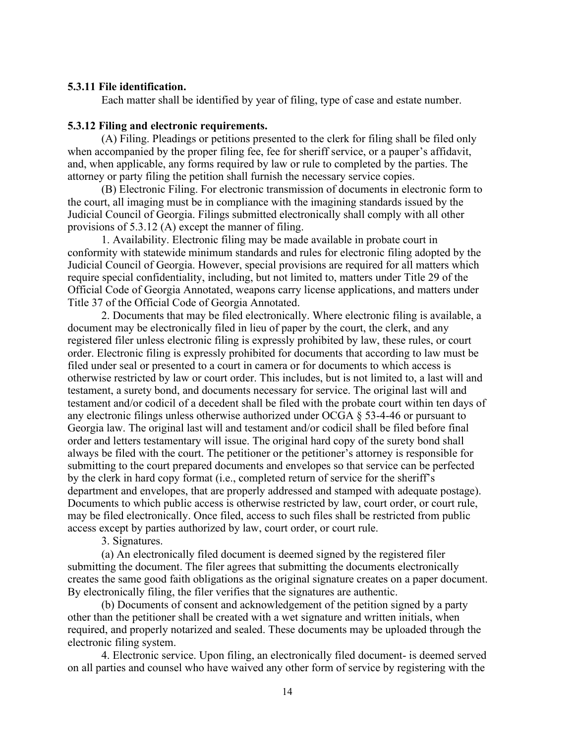**5.3.11 File identification.**

Each matter shall be identified by year of filing, type of case and estate number.

**5.3.12 Filing and electronic requirements.**

(A) Filing. Pleadings or petitions presented to the clerk for filing shall be filed only when accompanied by the proper filing fee, fee for sheriff service, or a pauper's affidavit, and, when applicable, any forms required by law or rule to completed by the parties. The attorney or party filing the petition shall furnish the necessary service copies.

(B) Electronic Filing. For electronic transmission of documents in electronic form to the court, all imaging must be in compliance with the imagining standards issued by the Judicial Council of Georgia. Filings submitted electronically shall comply with all other provisions of 5.3.12 (A) except the manner of filing.

1. Availability. Electronic filing may be made available in probate court in conformity with statewide minimum standards and rules for electronic filing adopted by the Judicial Council of Georgia. However, special provisions are required for all matters which require special confidentiality, including, but not limited to, matters under Title 29 of the Official Code of Georgia Annotated, weapons carry license applications, and matters under Title 37 of the Official Code of Georgia Annotated.

2. Documents that may be filed electronically. Where electronic filing is available, a document may be electronically filed in lieu of paper by the court, the clerk, and any registered filer unless electronic filing is expressly prohibited by law, these rules, or court order. Electronic filing is expressly prohibited for documents that according to law must be filed under seal or presented to a court in camera or for documents to which access is otherwise restricted by law or court order. This includes, but is not limited to, a last will and testament, a surety bond, and documents necessary for service. The original last will and testament and/or codicil of a decedent shall be filed with the probate court within ten days of any electronic filings unless otherwise authorized under OCGA § 53-4-46 or pursuant to Georgia law. The original last will and testament and/or codicil shall be filed before final order and letters testamentary will issue. The original hard copy of the surety bond shall always be filed with the court. The petitioner or the petitioner's attorney is responsible for submitting to the court prepared documents and envelopes so that service can be perfected by the clerk in hard copy format (i.e., completed return of service for the sheriff's department and envelopes, that are properly addressed and stamped with adequate postage). Documents to which public access is otherwise restricted by law, court order, or court rule, may be filed electronically. Once filed, access to such files shall be restricted from public access except by parties authorized by law, court order, or court rule.

3. Signatures.

(a) An electronically filed document is deemed signed by the registered filer submitting the document. The filer agrees that submitting the documents electronically creates the same good faith obligations as the original signature creates on a paper document. By electronically filing, the filer verifies that the signatures are authentic.

(b) Documents of consent and acknowledgement of the petition signed by a party other than the petitioner shall be created with a wet signature and written initials, when required, and properly notarized and sealed. These documents may be uploaded through the electronic filing system.

4. Electronic service. Upon filing, an electronically filed document- is deemed served on all parties and counsel who have waived any other form of service by registering with the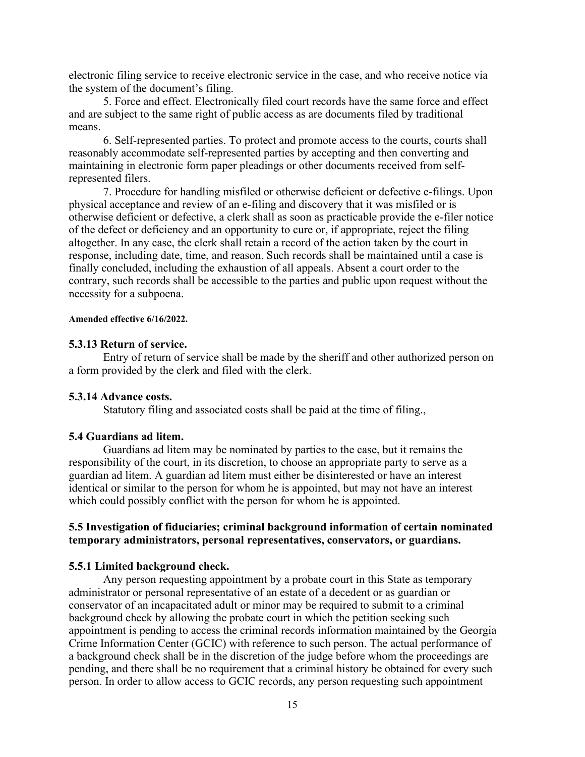electronic filing service to receive electronic service in the case, and who receive notice via the system of the document's filing.

5. Force and effect. Electronically filed court records have the same force and effect and are subject to the same right of public access as are documents filed by traditional means.

6. Self-represented parties. To protect and promote access to the courts, courts shall reasonably accommodate self-represented parties by accepting and then converting and maintaining in electronic form paper pleadings or other documents received from self-represented filers.

7. Procedure for handling misfiled or otherwise deficient or defective e-filings. Upon physical acceptance and review of an e-filing and discovery that it was misfiled or is otherwise deficient or defective, a clerk shall as soon as practicable provide the e-filer notice of the defect or deficiency and an opportunity to cure or, if appropriate, reject the filing altogether. In any case, the clerk shall retain a record of the action taken by the court in response, including date, time, and reason. Such records shall be maintained until a case is finally concluded, including the exhaustion of all appeals. Absent a court order to the contrary, such records shall be accessible to the parties and public upon request without the necessity for a subpoena.

**Amended effective 6/16/2022.**

### 5.3.13 Return of service.

Entry of return of service shall be made by the sheriff and other authorized person on a form provided by the clerk and filed with the clerk.

### 5.3.14 Advance costs.

Statutory filing and associated costs shall be paid at the time of filing.,

## 5.4 Guardians ad litem.

Guardians ad litem may be nominated by parties to the case, but it remains the responsibility of the court, in its discretion, to choose an appropriate party to serve as a guardian ad litem. A guardian ad litem must either be disinterested or have an interest identical or similar to the person for whom he is appointed, but may not have an interest which could possibly conflict with the person for whom he is appointed.

## 5.5 Investigation of fiduciaries; criminal background information of certain nominated temporary administrators, personal representatives, conservators, or guardians.

### 5.5.1 Limited background check.

Any person requesting appointment by a probate court in this State as temporary administrator or personal representative of an estate of a decedent or as guardian or conservator of an incapacitated adult or minor may be required to submit to a criminal background check by allowing the probate court in which the petition seeking such appointment is pending to access the criminal records information maintained by the Georgia Crime Information Center (GCIC) with reference to such person. The actual performance of a background check shall be in the discretion of the judge before whom the proceedings are pending, and there shall be no requirement that a criminal history be obtained for every such person. In order to allow access to GCIC records, any person requesting such appointment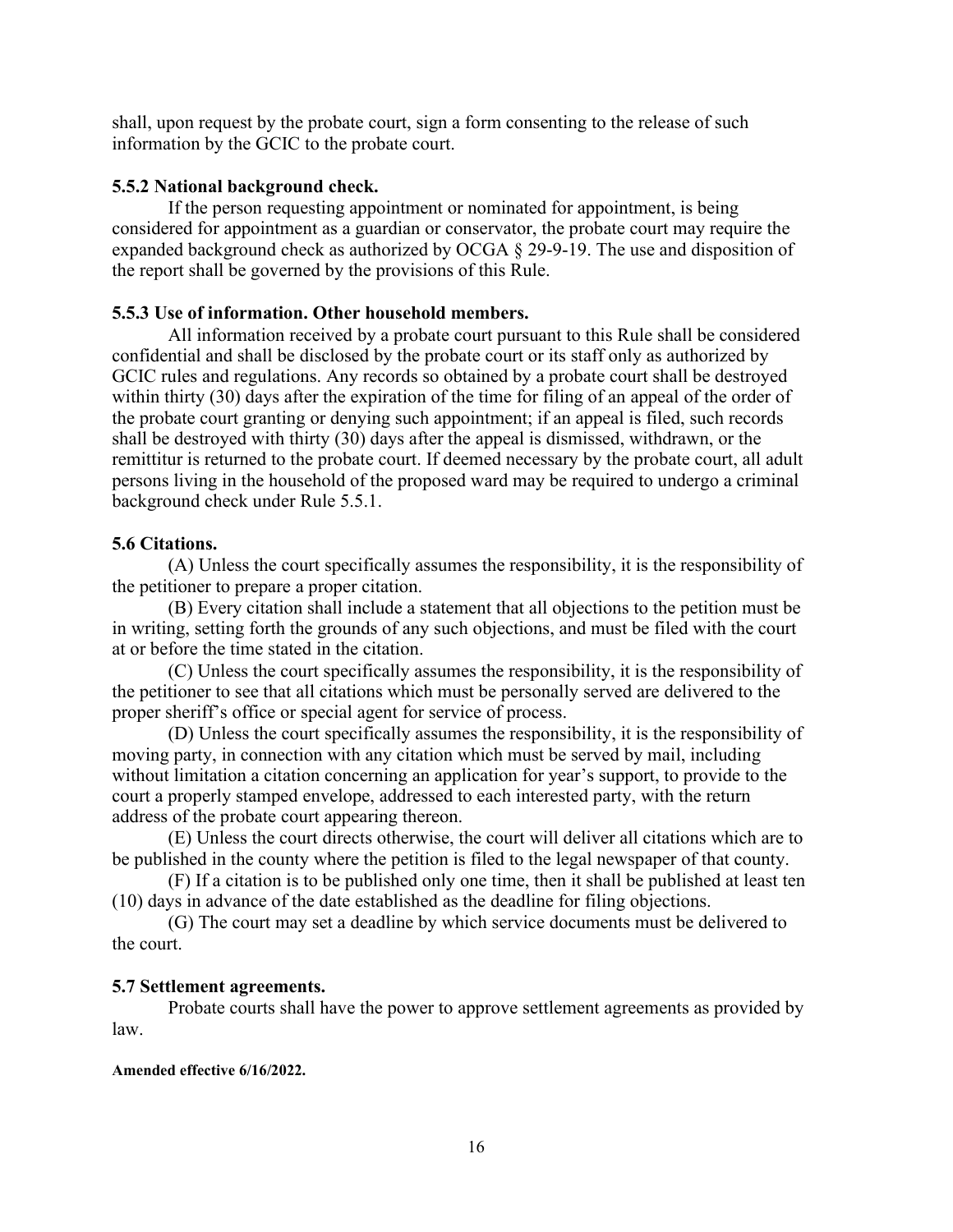shall, upon request by the probate court, sign a form consenting to the release of such information by the GCIC to the probate court.

**5.5.2 National background check.**

If the person requesting appointment or nominated for appointment, is being considered for appointment as a guardian or conservator, the probate court may require the expanded background check as authorized by OCGA § 29-9-19. The use and disposition of the report shall be governed by the provisions of this Rule.

**5.5.3 Use of information. Other household members.**

All information received by a probate court pursuant to this Rule shall be considered confidential and shall be disclosed by the probate court or its staff only as authorized by GCIC rules and regulations. Any records so obtained by a probate court shall be destroyed within thirty (30) days after the expiration of the time for filing of an appeal of the order of the probate court granting or denying such appointment; if an appeal is filed, such records shall be destroyed with thirty (30) days after the appeal is dismissed, withdrawn, or the remittitur is returned to the probate court. If deemed necessary by the probate court, all adult persons living in the household of the proposed ward may be required to undergo a criminal background check under Rule 5.5.1.

**5.6 Citations.**

(A) Unless the court specifically assumes the responsibility, it is the responsibility of the petitioner to prepare a proper citation.

(B) Every citation shall include a statement that all objections to the petition must be in writing, setting forth the grounds of any such objections, and must be filed with the court at or before the time stated in the citation.

(C) Unless the court specifically assumes the responsibility, it is the responsibility of the petitioner to see that all citations which must be personally served are delivered to the proper sheriff's office or special agent for service of process.

(D) Unless the court specifically assumes the responsibility, it is the responsibility of moving party, in connection with any citation which must be served by mail, including without limitation a citation concerning an application for year's support, to provide to the court a properly stamped envelope, addressed to each interested party, with the return address of the probate court appearing thereon.

(E) Unless the court directs otherwise, the court will deliver all citations which are to be published in the county where the petition is filed to the legal newspaper of that county.

(F) If a citation is to be published only one time, then it shall be published at least ten (10) days in advance of the date established as the deadline for filing objections.

(G) The court may set a deadline by which service documents must be delivered to the court.

**5.7 Settlement agreements.**

Probate courts shall have the power to approve settlement agreements as provided by law.

**Amended effective 6/16/2022.**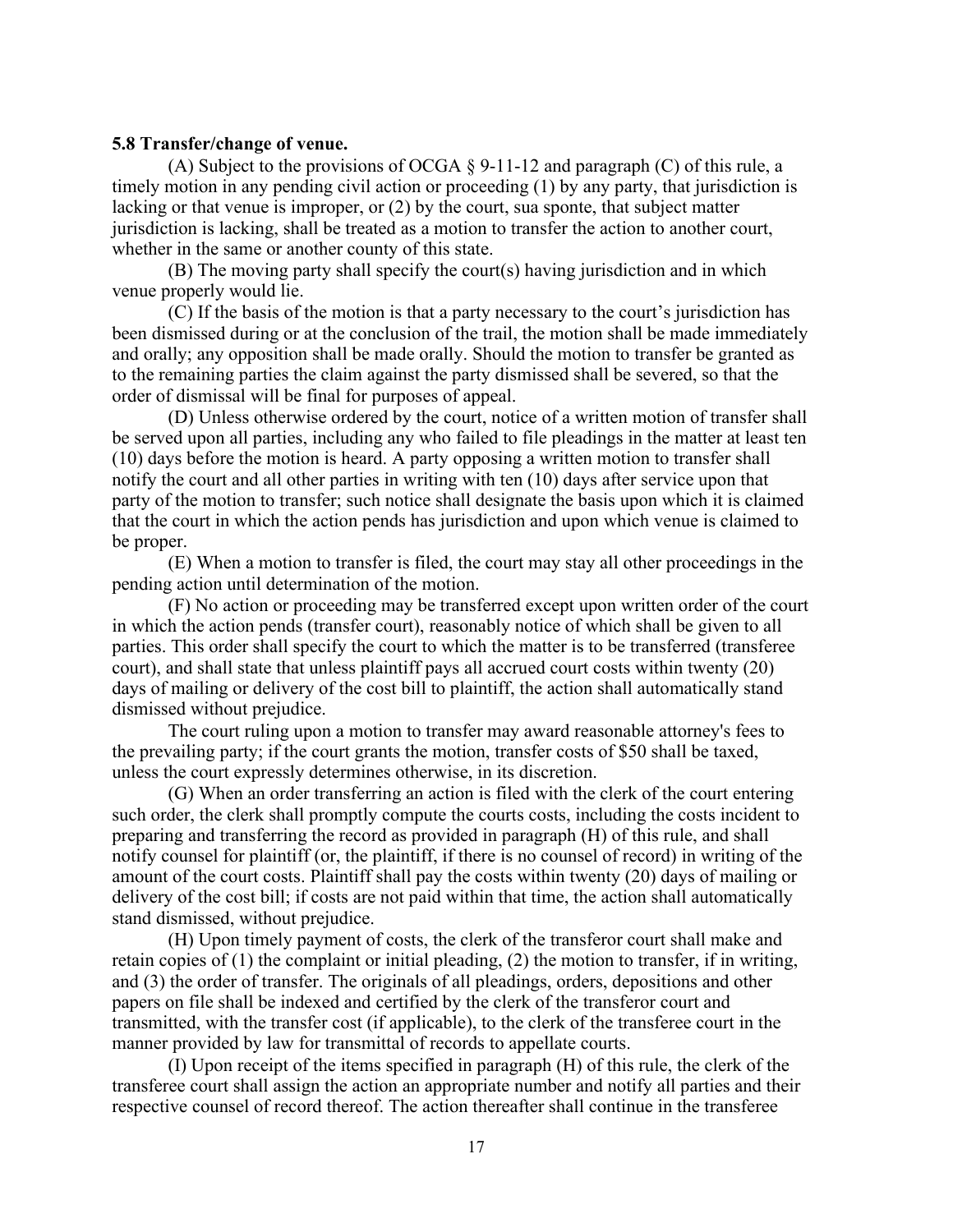**5.8 Transfer/change of venue.**

(A) Subject to the provisions of OCGA § 9-11-12 and paragraph (C) of this rule, a timely motion in any pending civil action or proceeding (1) by any party, that jurisdiction is lacking or that venue is improper, or (2) by the court, sua sponte, that subject matter jurisdiction is lacking, shall be treated as a motion to transfer the action to another court, whether in the same or another county of this state.

(B) The moving party shall specify the court(s) having jurisdiction and in which venue properly would lie.

(C) If the basis of the motion is that a party necessary to the court's jurisdiction has been dismissed during or at the conclusion of the trail, the motion shall be made immediately and orally; any opposition shall be made orally. Should the motion to transfer be granted as to the remaining parties the claim against the party dismissed shall be severed, so that the order of dismissal will be final for purposes of appeal.

(D) Unless otherwise ordered by the court, notice of a written motion of transfer shall be served upon all parties, including any who failed to file pleadings in the matter at least ten (10) days before the motion is heard. A party opposing a written motion to transfer shall notify the court and all other parties in writing with ten (10) days after service upon that party of the motion to transfer; such notice shall designate the basis upon which it is claimed that the court in which the action pends has jurisdiction and upon which venue is claimed to be proper.

(E) When a motion to transfer is filed, the court may stay all other proceedings in the pending action until determination of the motion.

(F) No action or proceeding may be transferred except upon written order of the court in which the action pends (transfer court), reasonably notice of which shall be given to all parties. This order shall specify the court to which the matter is to be transferred (transferee court), and shall state that unless plaintiff pays all accrued court costs within twenty (20) days of mailing or delivery of the cost bill to plaintiff, the action shall automatically stand dismissed without prejudice.

The court ruling upon a motion to transfer may award reasonable attorney's fees to the prevailing party; if the court grants the motion, transfer costs of $50 shall be taxed, unless the court expressly determines otherwise, in its discretion.

(G) When an order transferring an action is filed with the clerk of the court entering such order, the clerk shall promptly compute the courts costs, including the costs incident to preparing and transferring the record as provided in paragraph (H) of this rule, and shall notify counsel for plaintiff (or, the plaintiff, if there is no counsel of record) in writing of the amount of the court costs. Plaintiff shall pay the costs within twenty (20) days of mailing or delivery of the cost bill; if costs are not paid within that time, the action shall automatically stand dismissed, without prejudice.

(H) Upon timely payment of costs, the clerk of the transferor court shall make and retain copies of (1) the complaint or initial pleading, (2) the motion to transfer, if in writing, and (3) the order of transfer. The originals of all pleadings, orders, depositions and other papers on file shall be indexed and certified by the clerk of the transferor court and transmitted, with the transfer cost (if applicable), to the clerk of the transferee court in the manner provided by law for transmittal of records to appellate courts.

(I) Upon receipt of the items specified in paragraph (H) of this rule, the clerk of the transferee court shall assign the action an appropriate number and notify all parties and their respective counsel of record thereof. The action thereafter shall continue in the transferee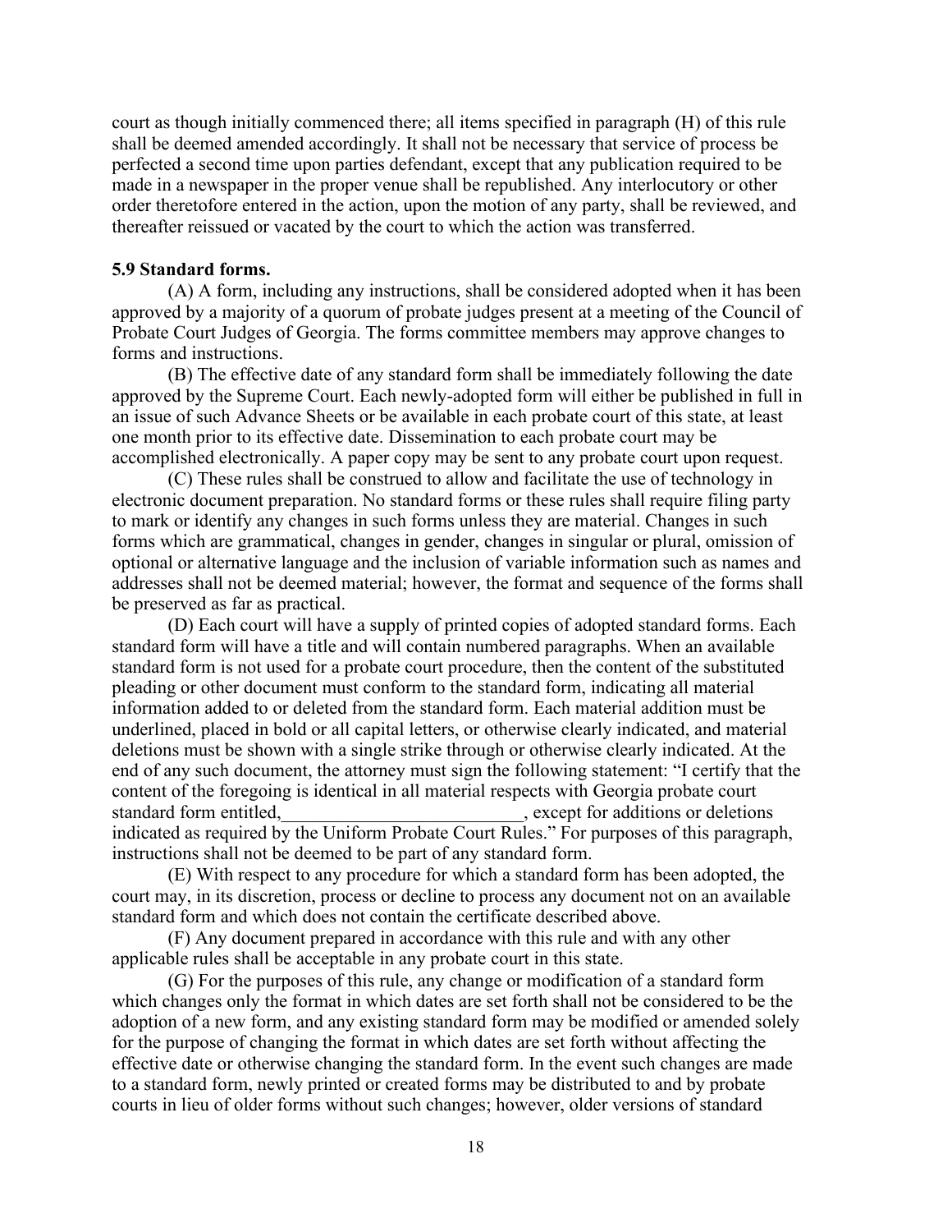court as though initially commenced there; all items specified in paragraph (H) of this rule shall be deemed amended accordingly. It shall not be necessary that service of process be perfected a second time upon parties defendant, except that any publication required to be made in a newspaper in the proper venue shall be republished. Any interlocutory or other order theretofore entered in the action, upon the motion of any party, shall be reviewed, and thereafter reissued or vacated by the court to which the action was transferred.

**5.9 Standard forms.**

(A) A form, including any instructions, shall be considered adopted when it has been approved by a majority of a quorum of probate judges present at a meeting of the Council of Probate Court Judges of Georgia. The forms committee members may approve changes to forms and instructions.

(B) The effective date of any standard form shall be immediately following the date approved by the Supreme Court. Each newly-adopted form will either be published in full in an issue of such Advance Sheets or be available in each probate court of this state, at least one month prior to its effective date. Dissemination to each probate court may be accomplished electronically. A paper copy may be sent to any probate court upon request.

(C) These rules shall be construed to allow and facilitate the use of technology in electronic document preparation. No standard forms or these rules shall require filing party to mark or identify any changes in such forms unless they are material. Changes in such forms which are grammatical, changes in gender, changes in singular or plural, omission of optional or alternative language and the inclusion of variable information such as names and addresses shall not be deemed material; however, the format and sequence of the forms shall be preserved as far as practical.

(D) Each court will have a supply of printed copies of adopted standard forms. Each standard form will have a title and will contain numbered paragraphs. When an available standard form is not used for a probate court procedure, then the content of the substituted pleading or other document must conform to the standard form, indicating all material information added to or deleted from the standard form. Each material addition must be underlined, placed in bold or all capital letters, or otherwise clearly indicated, and material deletions must be shown with a single strike through or otherwise clearly indicated. At the end of any such document, the attorney must sign the following statement: "I certify that the content of the foregoing is identical in all material respects with Georgia probate court standard form entitled,\_\_\_\_\_\_\_\_\_\_\_\_\_\_\_\_\_\_\_\_\_\_\_\_\_\_, except for additions or deletions indicated as required by the Uniform Probate Court Rules." For purposes of this paragraph, instructions shall not be deemed to be part of any standard form.

(E) With respect to any procedure for which a standard form has been adopted, the court may, in its discretion, process or decline to process any document not on an available standard form and which does not contain the certificate described above.

(F) Any document prepared in accordance with this rule and with any other applicable rules shall be acceptable in any probate court in this state.

(G) For the purposes of this rule, any change or modification of a standard form which changes only the format in which dates are set forth shall not be considered to be the adoption of a new form, and any existing standard form may be modified or amended solely for the purpose of changing the format in which dates are set forth without affecting the effective date or otherwise changing the standard form. In the event such changes are made to a standard form, newly printed or created forms may be distributed to and by probate courts in lieu of older forms without such changes; however, older versions of standard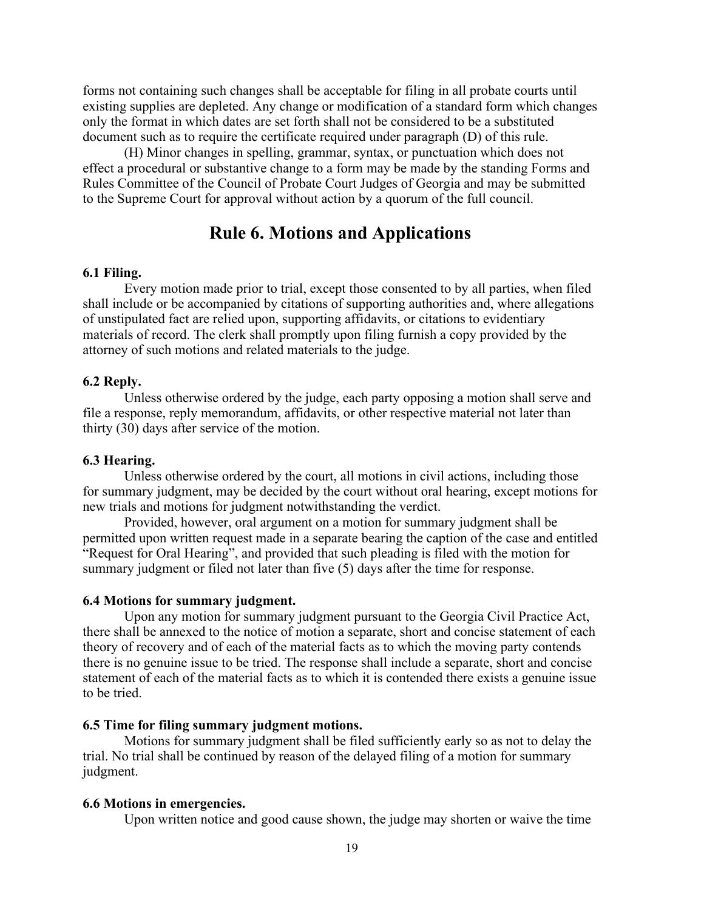forms not containing such changes shall be acceptable for filing in all probate courts until existing supplies are depleted. Any change or modification of a standard form which changes only the format in which dates are set forth shall not be considered to be a substituted document such as to require the certificate required under paragraph (D) of this rule.

(H) Minor changes in spelling, grammar, syntax, or punctuation which does not effect a procedural or substantive change to a form may be made by the standing Forms and Rules Committee of the Council of Probate Court Judges of Georgia and may be submitted to the Supreme Court for approval without action by a quorum of the full council.

# Rule 6. Motions and Applications

### 6.1 Filing.

Every motion made prior to trial, except those consented to by all parties, when filed shall include or be accompanied by citations of supporting authorities and, where allegations of unstipulated fact are relied upon, supporting affidavits, or citations to evidentiary materials of record. The clerk shall promptly upon filing furnish a copy provided by the attorney of such motions and related materials to the judge.

### 6.2 Reply.

Unless otherwise ordered by the judge, each party opposing a motion shall serve and file a response, reply memorandum, affidavits, or other respective material not later than thirty (30) days after service of the motion.

### 6.3 Hearing.

Unless otherwise ordered by the court, all motions in civil actions, including those for summary judgment, may be decided by the court without oral hearing, except motions for new trials and motions for judgment notwithstanding the verdict.

Provided, however, oral argument on a motion for summary judgment shall be permitted upon written request made in a separate bearing the caption of the case and entitled "Request for Oral Hearing", and provided that such pleading is filed with the motion for summary judgment or filed not later than five (5) days after the time for response.

### 6.4 Motions for summary judgment.

Upon any motion for summary judgment pursuant to the Georgia Civil Practice Act, there shall be annexed to the notice of motion a separate, short and concise statement of each theory of recovery and of each of the material facts as to which the moving party contends there is no genuine issue to be tried. The response shall include a separate, short and concise statement of each of the material facts as to which it is contended there exists a genuine issue to be tried.

### 6.5 Time for filing summary judgment motions.

Motions for summary judgment shall be filed sufficiently early so as not to delay the trial. No trial shall be continued by reason of the delayed filing of a motion for summary judgment.

### 6.6 Motions in emergencies.

Upon written notice and good cause shown, the judge may shorten or waive the time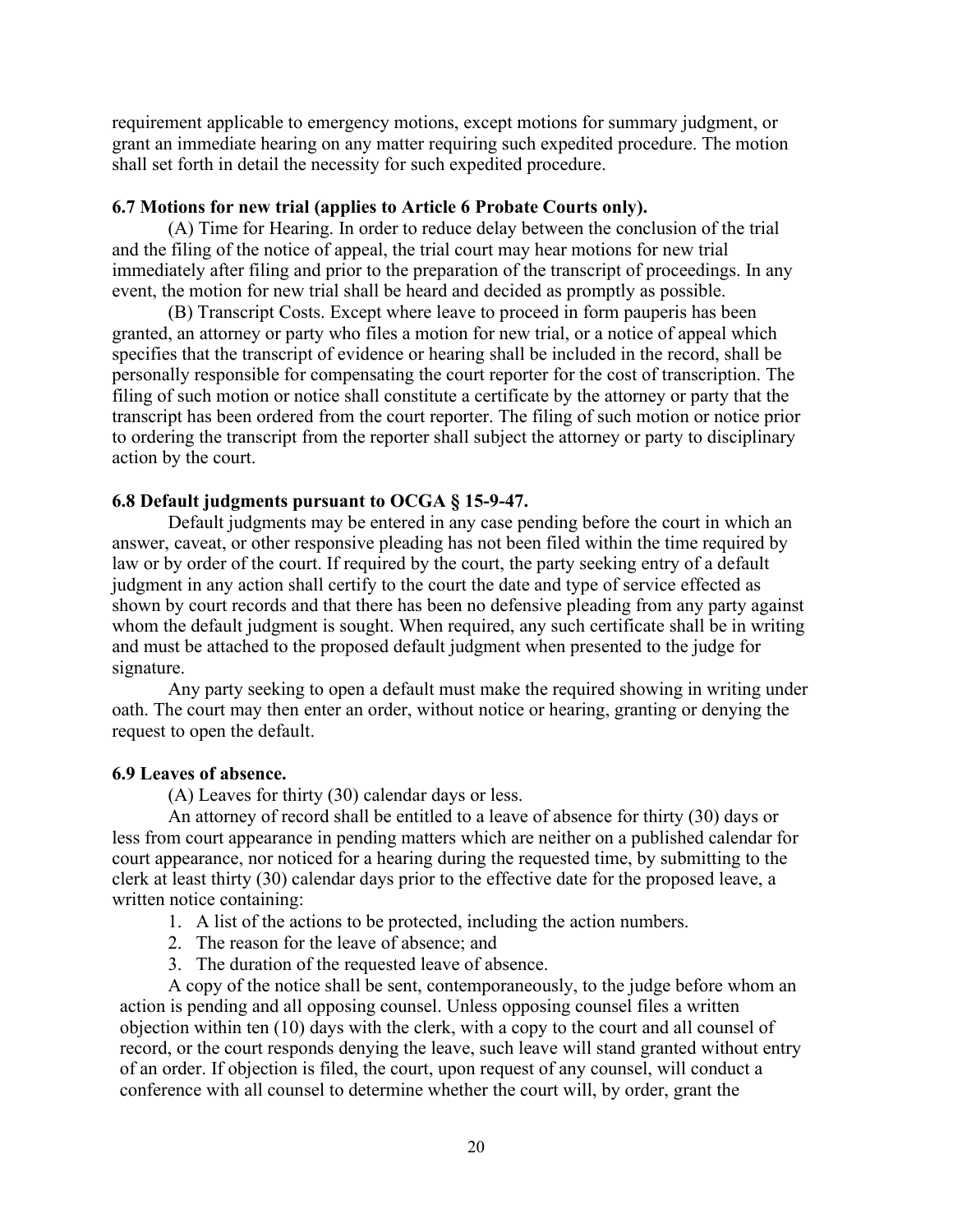requirement applicable to emergency motions, except motions for summary judgment, or grant an immediate hearing on any matter requiring such expedited procedure. The motion shall set forth in detail the necessity for such expedited procedure.

**6.7 Motions for new trial (applies to Article 6 Probate Courts only).**

(A) Time for Hearing. In order to reduce delay between the conclusion of the trial and the filing of the notice of appeal, the trial court may hear motions for new trial immediately after filing and prior to the preparation of the transcript of proceedings. In any event, the motion for new trial shall be heard and decided as promptly as possible.

(B) Transcript Costs. Except where leave to proceed in form pauperis has been granted, an attorney or party who files a motion for new trial, or a notice of appeal which specifies that the transcript of evidence or hearing shall be included in the record, shall be personally responsible for compensating the court reporter for the cost of transcription. The filing of such motion or notice shall constitute a certificate by the attorney or party that the transcript has been ordered from the court reporter. The filing of such motion or notice prior to ordering the transcript from the reporter shall subject the attorney or party to disciplinary action by the court.

**6.8 Default judgments pursuant to OCGA § 15-9-47.**

Default judgments may be entered in any case pending before the court in which an answer, caveat, or other responsive pleading has not been filed within the time required by law or by order of the court. If required by the court, the party seeking entry of a default judgment in any action shall certify to the court the date and type of service effected as shown by court records and that there has been no defensive pleading from any party against whom the default judgment is sought. When required, any such certificate shall be in writing and must be attached to the proposed default judgment when presented to the judge for signature.

Any party seeking to open a default must make the required showing in writing under oath. The court may then enter an order, without notice or hearing, granting or denying the request to open the default.

**6.9 Leaves of absence.**

(A) Leaves for thirty (30) calendar days or less.

An attorney of record shall be entitled to a leave of absence for thirty (30) days or less from court appearance in pending matters which are neither on a published calendar for court appearance, nor noticed for a hearing during the requested time, by submitting to the clerk at least thirty (30) calendar days prior to the effective date for the proposed leave, a written notice containing:

1. A list of the actions to be protected, including the action numbers.
2. The reason for the leave of absence; and
3. The duration of the requested leave of absence.

A copy of the notice shall be sent, contemporaneously, to the judge before whom an action is pending and all opposing counsel. Unless opposing counsel files a written objection within ten (10) days with the clerk, with a copy to the court and all counsel of record, or the court responds denying the leave, such leave will stand granted without entry of an order. If objection is filed, the court, upon request of any counsel, will conduct a conference with all counsel to determine whether the court will, by order, grant the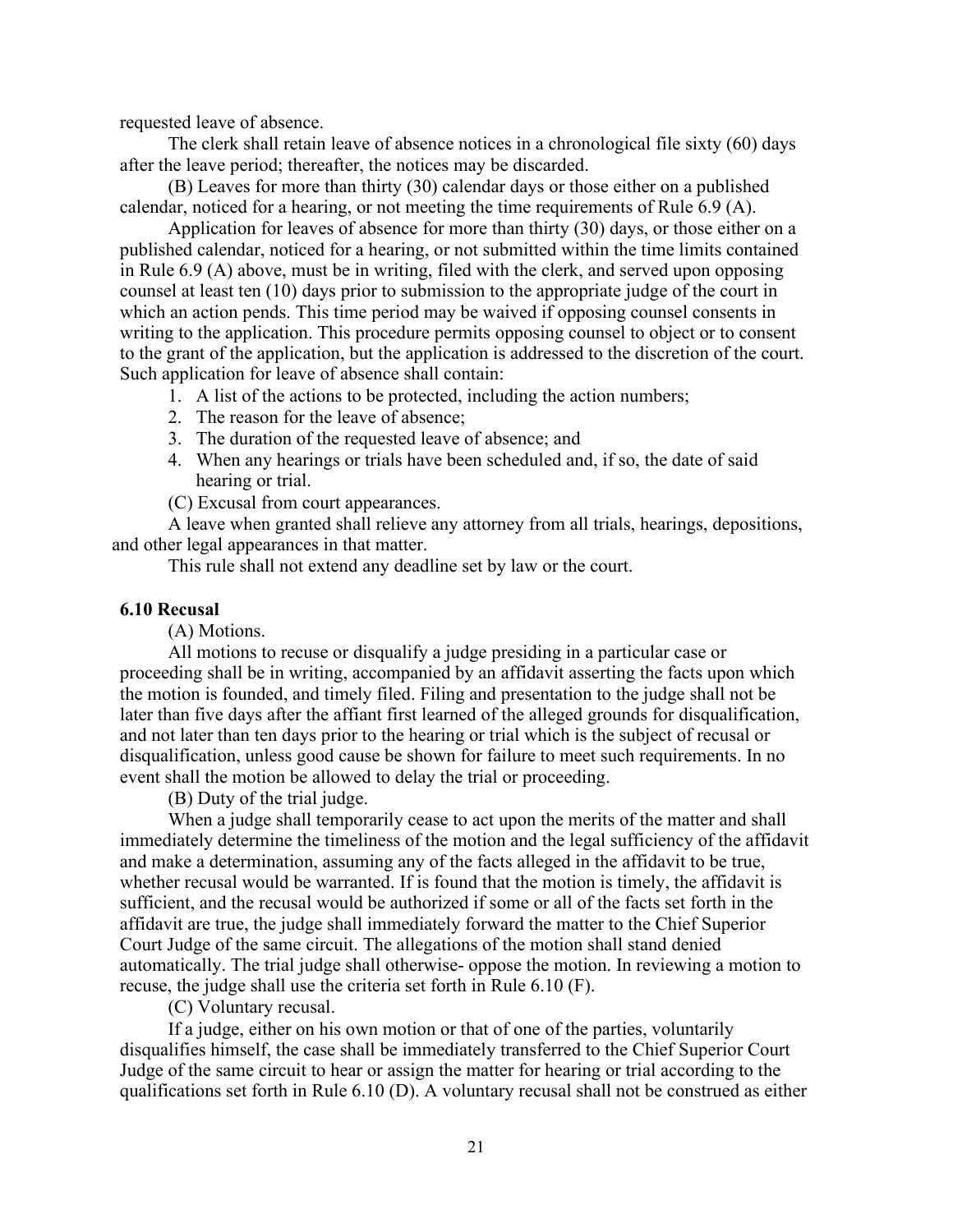requested leave of absence.

The clerk shall retain leave of absence notices in a chronological file sixty (60) days after the leave period; thereafter, the notices may be discarded.

(B) Leaves for more than thirty (30) calendar days or those either on a published calendar, noticed for a hearing, or not meeting the time requirements of Rule 6.9 (A).

Application for leaves of absence for more than thirty (30) days, or those either on a published calendar, noticed for a hearing, or not submitted within the time limits contained in Rule 6.9 (A) above, must be in writing, filed with the clerk, and served upon opposing counsel at least ten (10) days prior to submission to the appropriate judge of the court in which an action pends. This time period may be waived if opposing counsel consents in writing to the application. This procedure permits opposing counsel to object or to consent to the grant of the application, but the application is addressed to the discretion of the court. Such application for leave of absence shall contain:

1. A list of the actions to be protected, including the action numbers;
2. The reason for the leave of absence;
3. The duration of the requested leave of absence; and
4. When any hearings or trials have been scheduled and, if so, the date of said hearing or trial.

(C) Excusal from court appearances.

A leave when granted shall relieve any attorney from all trials, hearings, depositions, and other legal appearances in that matter.

This rule shall not extend any deadline set by law or the court.

### 6.10 Recusal

(A) Motions.

All motions to recuse or disqualify a judge presiding in a particular case or proceeding shall be in writing, accompanied by an affidavit asserting the facts upon which the motion is founded, and timely filed. Filing and presentation to the judge shall not be later than five days after the affiant first learned of the alleged grounds for disqualification, and not later than ten days prior to the hearing or trial which is the subject of recusal or disqualification, unless good cause be shown for failure to meet such requirements. In no event shall the motion be allowed to delay the trial or proceeding.

(B) Duty of the trial judge.

When a judge shall temporarily cease to act upon the merits of the matter and shall immediately determine the timeliness of the motion and the legal sufficiency of the affidavit and make a determination, assuming any of the facts alleged in the affidavit to be true, whether recusal would be warranted. If is found that the motion is timely, the affidavit is sufficient, and the recusal would be authorized if some or all of the facts set forth in the affidavit are true, the judge shall immediately forward the matter to the Chief Superior Court Judge of the same circuit. The allegations of the motion shall stand denied automatically. The trial judge shall otherwise- oppose the motion. In reviewing a motion to recuse, the judge shall use the criteria set forth in Rule 6.10 (F).

(C) Voluntary recusal.

If a judge, either on his own motion or that of one of the parties, voluntarily disqualifies himself, the case shall be immediately transferred to the Chief Superior Court Judge of the same circuit to hear or assign the matter for hearing or trial according to the qualifications set forth in Rule 6.10 (D). A voluntary recusal shall not be construed as either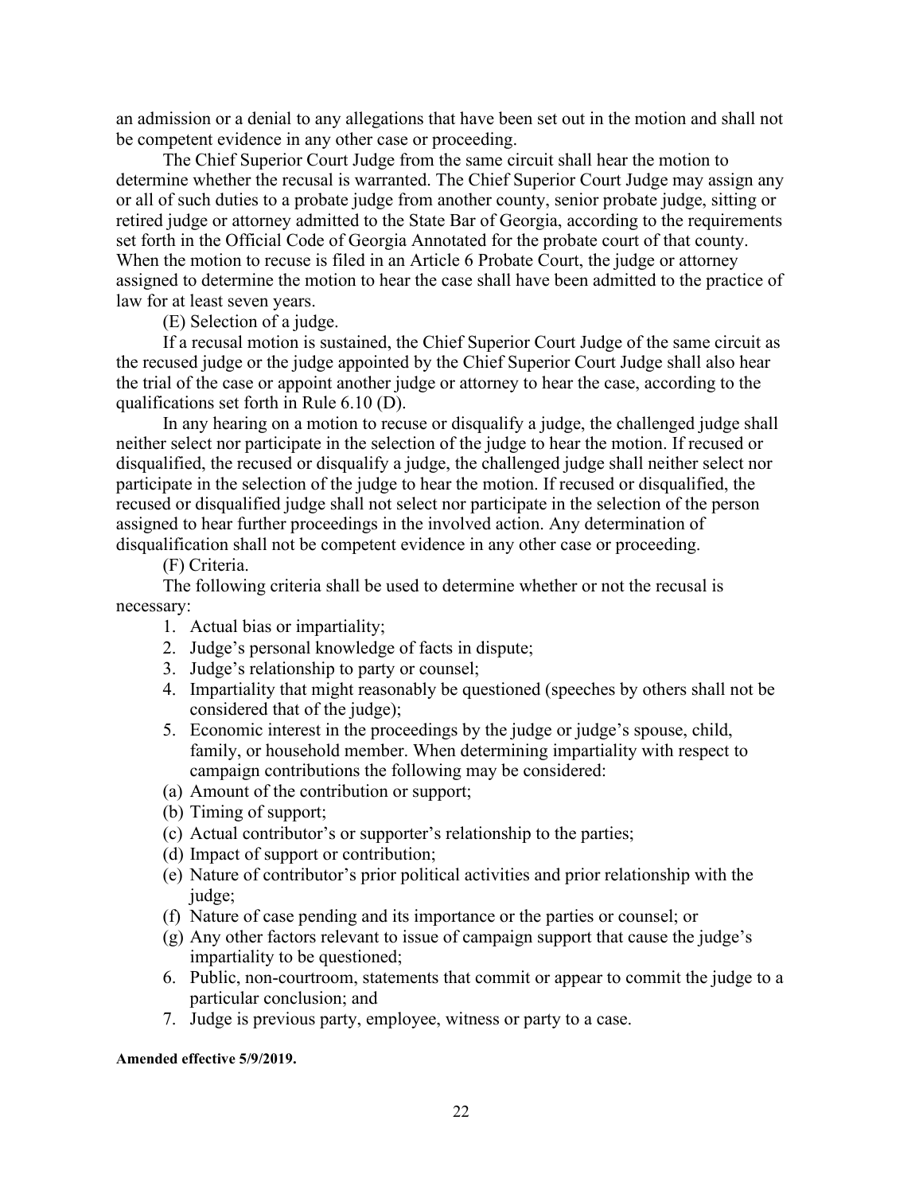an admission or a denial to any allegations that have been set out in the motion and shall not be competent evidence in any other case or proceeding.

The Chief Superior Court Judge from the same circuit shall hear the motion to determine whether the recusal is warranted. The Chief Superior Court Judge may assign any or all of such duties to a probate judge from another county, senior probate judge, sitting or retired judge or attorney admitted to the State Bar of Georgia, according to the requirements set forth in the Official Code of Georgia Annotated for the probate court of that county. When the motion to recuse is filed in an Article 6 Probate Court, the judge or attorney assigned to determine the motion to hear the case shall have been admitted to the practice of law for at least seven years.

(E) Selection of a judge.

If a recusal motion is sustained, the Chief Superior Court Judge of the same circuit as the recused judge or the judge appointed by the Chief Superior Court Judge shall also hear the trial of the case or appoint another judge or attorney to hear the case, according to the qualifications set forth in Rule 6.10 (D).

In any hearing on a motion to recuse or disqualify a judge, the challenged judge shall neither select nor participate in the selection of the judge to hear the motion. If recused or disqualified, the recused or disqualify a judge, the challenged judge shall neither select nor participate in the selection of the judge to hear the motion. If recused or disqualified, the recused or disqualified judge shall not select nor participate in the selection of the person assigned to hear further proceedings in the involved action. Any determination of disqualification shall not be competent evidence in any other case or proceeding.

(F) Criteria.

The following criteria shall be used to determine whether or not the recusal is necessary:

1. Actual bias or impartiality;
2. Judge's personal knowledge of facts in dispute;
3. Judge's relationship to party or counsel;
4. Impartiality that might reasonably be questioned (speeches by others shall not be considered that of the judge);
5. Economic interest in the proceedings by the judge or judge's spouse, child, family, or household member. When determining impartiality with respect to campaign contributions the following may be considered:
   (a) Amount of the contribution or support;
   (b) Timing of support;
   (c) Actual contributor's or supporter's relationship to the parties;
   (d) Impact of support or contribution;
   (e) Nature of contributor's prior political activities and prior relationship with the judge;
   (f) Nature of case pending and its importance or the parties or counsel; or
   (g) Any other factors relevant to issue of campaign support that cause the judge's impartiality to be questioned;
6. Public, non-courtroom, statements that commit or appear to commit the judge to a particular conclusion; and
7. Judge is previous party, employee, witness or party to a case.

**Amended effective 5/9/2019.**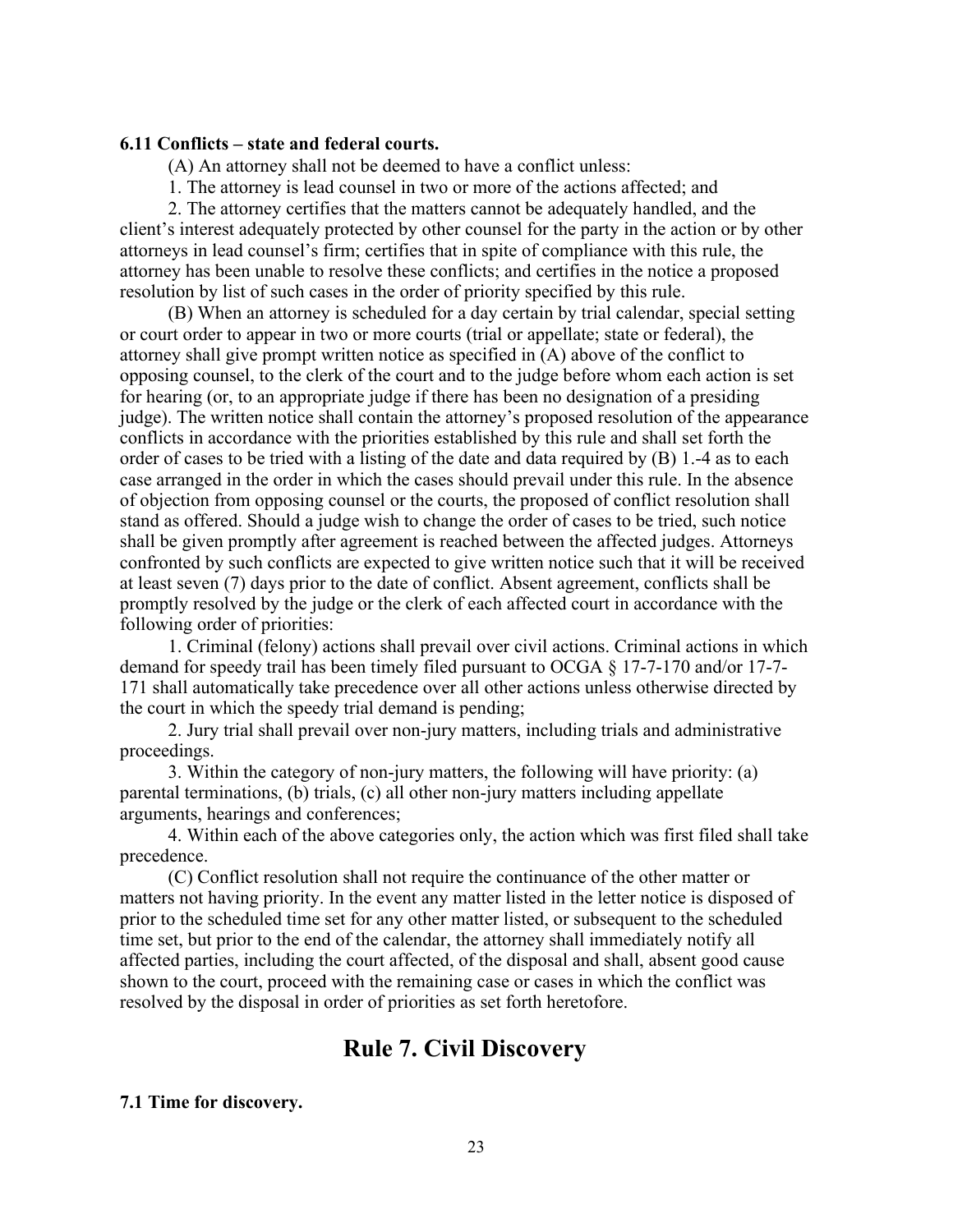**6.11 Conflicts – state and federal courts.**

(A) An attorney shall not be deemed to have a conflict unless:

1. The attorney is lead counsel in two or more of the actions affected; and

2. The attorney certifies that the matters cannot be adequately handled, and the client's interest adequately protected by other counsel for the party in the action or by other attorneys in lead counsel's firm; certifies that in spite of compliance with this rule, the attorney has been unable to resolve these conflicts; and certifies in the notice a proposed resolution by list of such cases in the order of priority specified by this rule.

(B) When an attorney is scheduled for a day certain by trial calendar, special setting or court order to appear in two or more courts (trial or appellate; state or federal), the attorney shall give prompt written notice as specified in (A) above of the conflict to opposing counsel, to the clerk of the court and to the judge before whom each action is set for hearing (or, to an appropriate judge if there has been no designation of a presiding judge). The written notice shall contain the attorney's proposed resolution of the appearance conflicts in accordance with the priorities established by this rule and shall set forth the order of cases to be tried with a listing of the date and data required by (B) 1.-4 as to each case arranged in the order in which the cases should prevail under this rule. In the absence of objection from opposing counsel or the courts, the proposed of conflict resolution shall stand as offered. Should a judge wish to change the order of cases to be tried, such notice shall be given promptly after agreement is reached between the affected judges. Attorneys confronted by such conflicts are expected to give written notice such that it will be received at least seven (7) days prior to the date of conflict. Absent agreement, conflicts shall be promptly resolved by the judge or the clerk of each affected court in accordance with the following order of priorities:

1. Criminal (felony) actions shall prevail over civil actions. Criminal actions in which demand for speedy trail has been timely filed pursuant to OCGA § 17-7-170 and/or 17-7-171 shall automatically take precedence over all other actions unless otherwise directed by the court in which the speedy trial demand is pending;

2. Jury trial shall prevail over non-jury matters, including trials and administrative proceedings.

3. Within the category of non-jury matters, the following will have priority: (a) parental terminations, (b) trials, (c) all other non-jury matters including appellate arguments, hearings and conferences;

4. Within each of the above categories only, the action which was first filed shall take precedence.

(C) Conflict resolution shall not require the continuance of the other matter or matters not having priority. In the event any matter listed in the letter notice is disposed of prior to the scheduled time set for any other matter listed, or subsequent to the scheduled time set, but prior to the end of the calendar, the attorney shall immediately notify all affected parties, including the court affected, of the disposal and shall, absent good cause shown to the court, proceed with the remaining case or cases in which the conflict was resolved by the disposal in order of priorities as set forth heretofore.

## Rule 7. Civil Discovery

**7.1 Time for discovery.**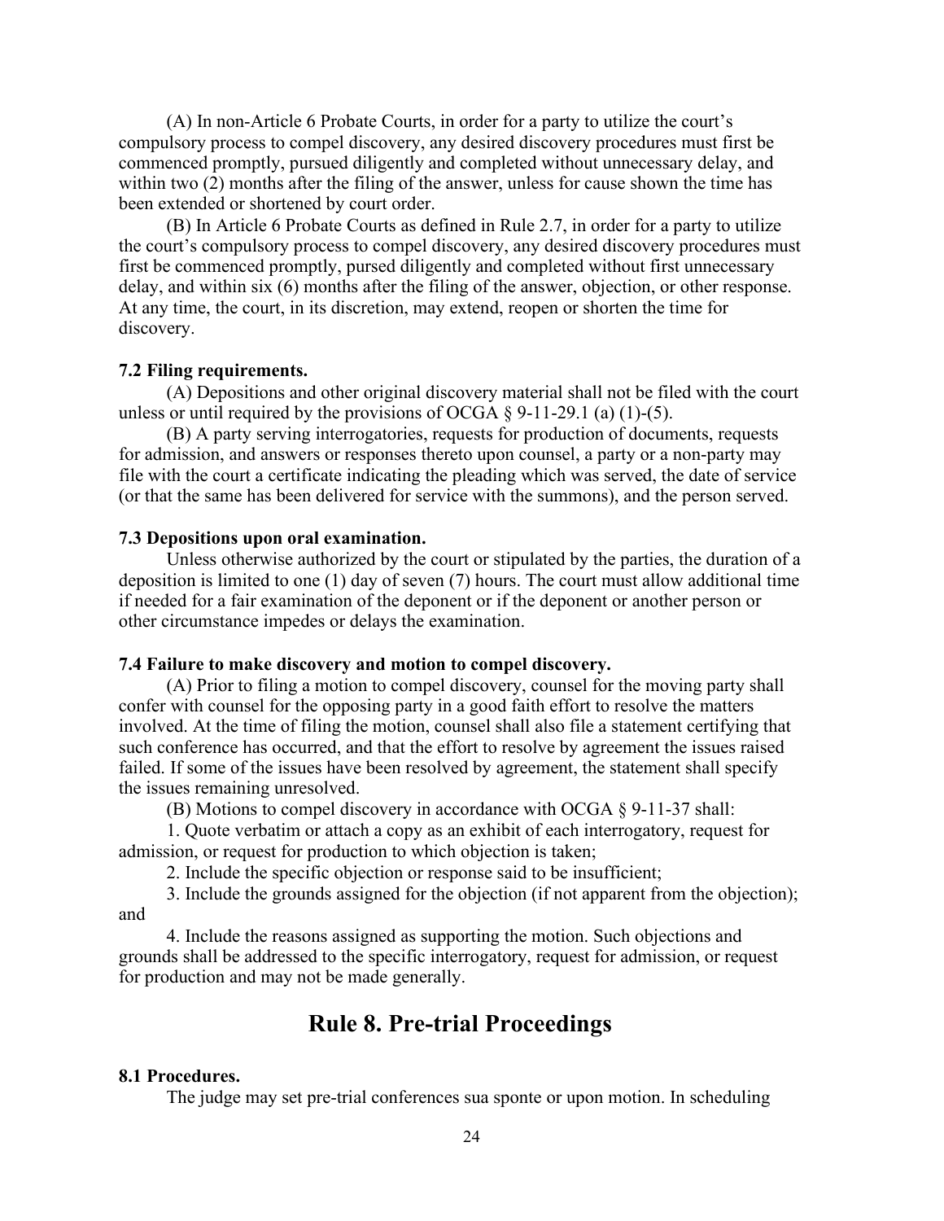(A) In non-Article 6 Probate Courts, in order for a party to utilize the court's compulsory process to compel discovery, any desired discovery procedures must first be commenced promptly, pursued diligently and completed without unnecessary delay, and within two (2) months after the filing of the answer, unless for cause shown the time has been extended or shortened by court order.

(B) In Article 6 Probate Courts as defined in Rule 2.7, in order for a party to utilize the court's compulsory process to compel discovery, any desired discovery procedures must first be commenced promptly, pursed diligently and completed without first unnecessary delay, and within six (6) months after the filing of the answer, objection, or other response. At any time, the court, in its discretion, may extend, reopen or shorten the time for discovery.

**7.2 Filing requirements.**

(A) Depositions and other original discovery material shall not be filed with the court unless or until required by the provisions of OCGA § 9-11-29.1 (a) (1)-(5).

(B) A party serving interrogatories, requests for production of documents, requests for admission, and answers or responses thereto upon counsel, a party or a non-party may file with the court a certificate indicating the pleading which was served, the date of service (or that the same has been delivered for service with the summons), and the person served.

**7.3 Depositions upon oral examination.**

Unless otherwise authorized by the court or stipulated by the parties, the duration of a deposition is limited to one (1) day of seven (7) hours. The court must allow additional time if needed for a fair examination of the deponent or if the deponent or another person or other circumstance impedes or delays the examination.

**7.4 Failure to make discovery and motion to compel discovery.**

(A) Prior to filing a motion to compel discovery, counsel for the moving party shall confer with counsel for the opposing party in a good faith effort to resolve the matters involved. At the time of filing the motion, counsel shall also file a statement certifying that such conference has occurred, and that the effort to resolve by agreement the issues raised failed. If some of the issues have been resolved by agreement, the statement shall specify the issues remaining unresolved.

(B) Motions to compel discovery in accordance with OCGA § 9-11-37 shall:

1. Quote verbatim or attach a copy as an exhibit of each interrogatory, request for admission, or request for production to which objection is taken;

2. Include the specific objection or response said to be insufficient;

3. Include the grounds assigned for the objection (if not apparent from the objection); and

4. Include the reasons assigned as supporting the motion. Such objections and grounds shall be addressed to the specific interrogatory, request for admission, or request for production and may not be made generally.

## Rule 8. Pre-trial Proceedings

**8.1 Procedures.**

The judge may set pre-trial conferences sua sponte or upon motion. In scheduling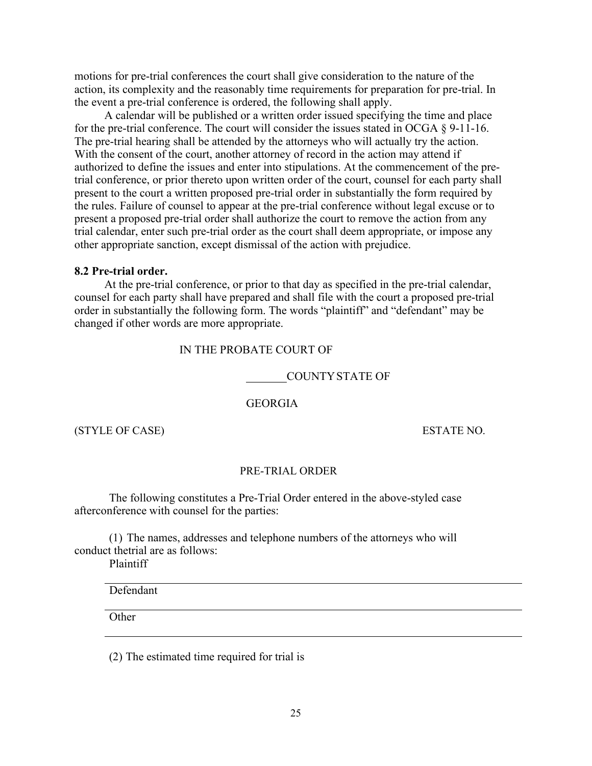motions for pre-trial conferences the court shall give consideration to the nature of the action, its complexity and the reasonably time requirements for preparation for pre-trial. In the event a pre-trial conference is ordered, the following shall apply.

A calendar will be published or a written order issued specifying the time and place for the pre-trial conference. The court will consider the issues stated in OCGA § 9-11-16. The pre-trial hearing shall be attended by the attorneys who will actually try the action. With the consent of the court, another attorney of record in the action may attend if authorized to define the issues and enter into stipulations. At the commencement of the pre-trial conference, or prior thereto upon written order of the court, counsel for each party shall present to the court a written proposed pre-trial order in substantially the form required by the rules. Failure of counsel to appear at the pre-trial conference without legal excuse or to present a proposed pre-trial order shall authorize the court to remove the action from any trial calendar, enter such pre-trial order as the court shall deem appropriate, or impose any other appropriate sanction, except dismissal of the action with prejudice.

**8.2 Pre-trial order.**

At the pre-trial conference, or prior to that day as specified in the pre-trial calendar, counsel for each party shall have prepared and shall file with the court a proposed pre-trial order in substantially the following form. The words "plaintiff" and "defendant" may be changed if other words are more appropriate.

IN THE PROBATE COURT OF

_______COUNTY STATE OF

GEORGIA

(STYLE OF CASE) ESTATE NO.

PRE-TRIAL ORDER

The following constitutes a Pre-Trial Order entered in the above-styled case afterconference with counsel for the parties:

(1) The names, addresses and telephone numbers of the attorneys who will conduct thetrial are as follows:

Plaintiff

______________________________________________________________

Defendant

______________________________________________________________

Other

______________________________________________________________

(2) The estimated time required for trial is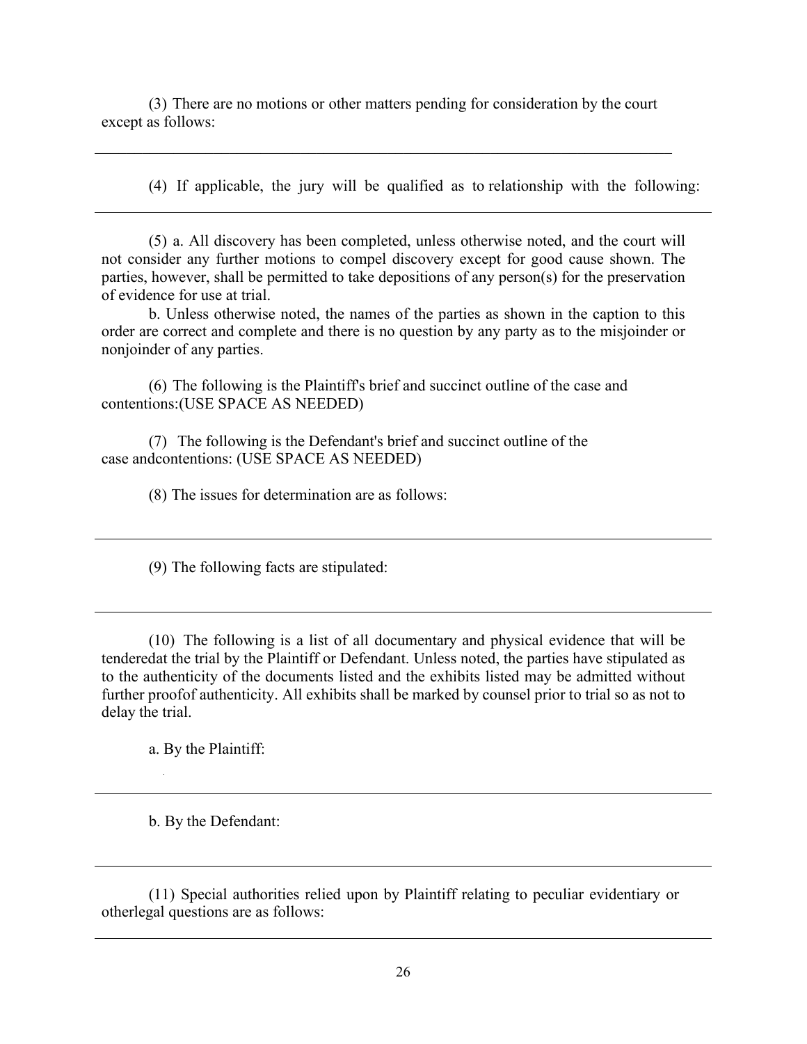(3) There are no motions or other matters pending for consideration by the court except as follows:

_______________________________________________________________________________

(4) If applicable, the jury will be qualified as to relationship with the following:

_______________________________________________________________________________

(5) a. All discovery has been completed, unless otherwise noted, and the court will not consider any further motions to compel discovery except for good cause shown. The parties, however, shall be permitted to take depositions of any person(s) for the preservation of evidence for use at trial.

b. Unless otherwise noted, the names of the parties as shown in the caption to this order are correct and complete and there is no question by any party as to the misjoinder or nonjoinder of any parties.

(6) The following is the Plaintiff's brief and succinct outline of the case and contentions:(USE SPACE AS NEEDED)

(7) The following is the Defendant's brief and succinct outline of the case andcontentions: (USE SPACE AS NEEDED)

(8) The issues for determination are as follows:

_______________________________________________________________________________

(9) The following facts are stipulated:

_______________________________________________________________________________

(10) The following is a list of all documentary and physical evidence that will be tenderedat the trial by the Plaintiff or Defendant. Unless noted, the parties have stipulated as to the authenticity of the documents listed and the exhibits listed may be admitted without further proofof authenticity. All exhibits shall be marked by counsel prior to trial so as not to delay the trial.

a. By the Plaintiff:

_______________________________________________________________________________

b. By the Defendant:

_______________________________________________________________________________

(11) Special authorities relied upon by Plaintiff relating to peculiar evidentiary or otherlegal questions are as follows:

_______________________________________________________________________________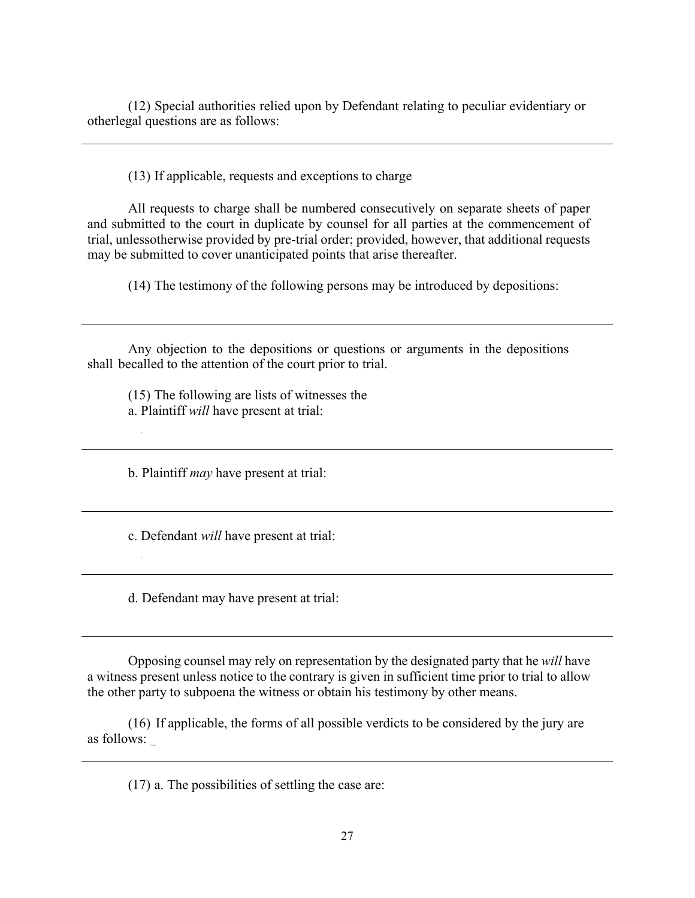(12) Special authorities relied upon by Defendant relating to peculiar evidentiary or otherlegal questions are as follows:

---

(13) If applicable, requests and exceptions to charge

All requests to charge shall be numbered consecutively on separate sheets of paper and submitted to the court in duplicate by counsel for all parties at the commencement of trial, unlessotherwise provided by pre-trial order; provided, however, that additional requests may be submitted to cover unanticipated points that arise thereafter.

(14) The testimony of the following persons may be introduced by depositions:

---

Any objection to the depositions or questions or arguments in the depositions shall becalled to the attention of the court prior to trial.

(15) The following are lists of witnesses the
a. Plaintiff *will* have present at trial:

---

b. Plaintiff *may* have present at trial:

---

c. Defendant *will* have present at trial:

---

d. Defendant may have present at trial:

---

Opposing counsel may rely on representation by the designated party that he *will* have a witness present unless notice to the contrary is given in sufficient time prior to trial to allow the other party to subpoena the witness or obtain his testimony by other means.

(16) If applicable, the forms of all possible verdicts to be considered by the jury are as follows: _

---

(17) a. The possibilities of settling the case are: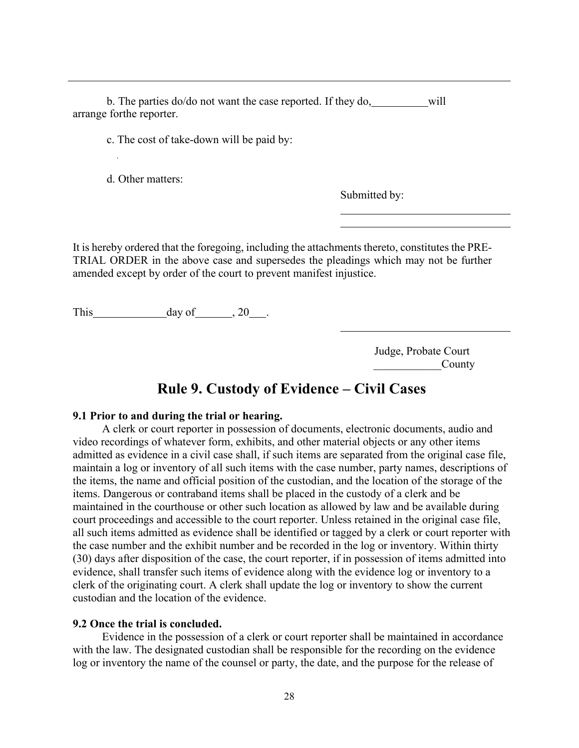b. The parties do/do not want the case reported. If they do, __________ will arrange forthe reporter.

c. The cost of take-down will be paid by:

d. Other matters:

Submitted by:

______________________________

______________________________

It is hereby ordered that the foregoing, including the attachments thereto, constitutes the PRE-TRIAL ORDER in the above case and supersedes the pleadings which may not be further amended except by order of the court to prevent manifest injustice.

This _____________ day of _______, 20___.

______________________________

Judge, Probate Court
____________ County

# Rule 9. Custody of Evidence – Civil Cases

**9.1 Prior to and during the trial or hearing.**

A clerk or court reporter in possession of documents, electronic documents, audio and video recordings of whatever form, exhibits, and other material objects or any other items admitted as evidence in a civil case shall, if such items are separated from the original case file, maintain a log or inventory of all such items with the case number, party names, descriptions of the items, the name and official position of the custodian, and the location of the storage of the items. Dangerous or contraband items shall be placed in the custody of a clerk and be maintained in the courthouse or other such location as allowed by law and be available during court proceedings and accessible to the court reporter. Unless retained in the original case file, all such items admitted as evidence shall be identified or tagged by a clerk or court reporter with the case number and the exhibit number and be recorded in the log or inventory. Within thirty (30) days after disposition of the case, the court reporter, if in possession of items admitted into evidence, shall transfer such items of evidence along with the evidence log or inventory to a clerk of the originating court. A clerk shall update the log or inventory to show the current custodian and the location of the evidence.

**9.2 Once the trial is concluded.**

Evidence in the possession of a clerk or court reporter shall be maintained in accordance with the law. The designated custodian shall be responsible for the recording on the evidence log or inventory the name of the counsel or party, the date, and the purpose for the release of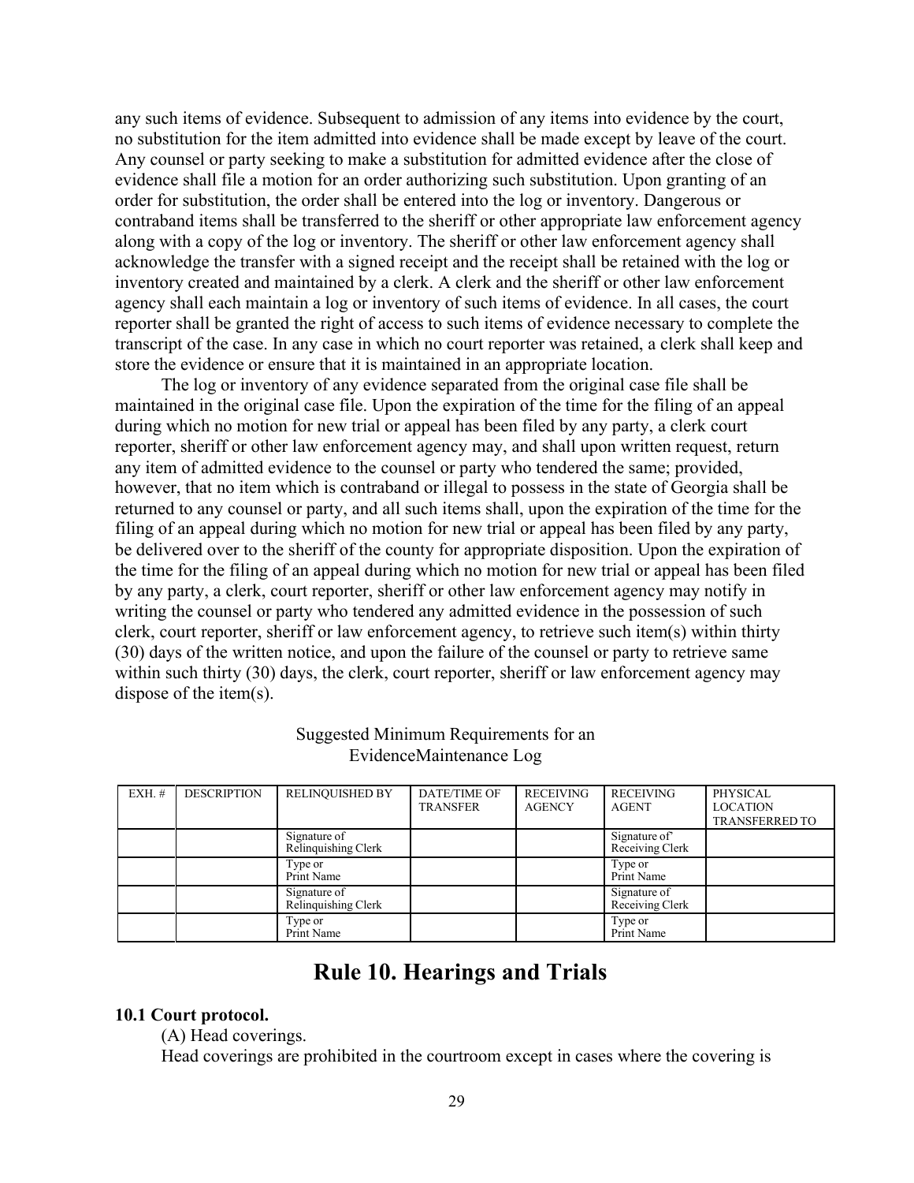any such items of evidence. Subsequent to admission of any items into evidence by the court, no substitution for the item admitted into evidence shall be made except by leave of the court. Any counsel or party seeking to make a substitution for admitted evidence after the close of evidence shall file a motion for an order authorizing such substitution. Upon granting of an order for substitution, the order shall be entered into the log or inventory. Dangerous or contraband items shall be transferred to the sheriff or other appropriate law enforcement agency along with a copy of the log or inventory. The sheriff or other law enforcement agency shall acknowledge the transfer with a signed receipt and the receipt shall be retained with the log or inventory created and maintained by a clerk. A clerk and the sheriff or other law enforcement agency shall each maintain a log or inventory of such items of evidence. In all cases, the court reporter shall be granted the right of access to such items of evidence necessary to complete the transcript of the case. In any case in which no court reporter was retained, a clerk shall keep and store the evidence or ensure that it is maintained in an appropriate location.

The log or inventory of any evidence separated from the original case file shall be maintained in the original case file. Upon the expiration of the time for the filing of an appeal during which no motion for new trial or appeal has been filed by any party, a clerk court reporter, sheriff or other law enforcement agency may, and shall upon written request, return any item of admitted evidence to the counsel or party who tendered the same; provided, however, that no item which is contraband or illegal to possess in the state of Georgia shall be returned to any counsel or party, and all such items shall, upon the expiration of the time for the filing of an appeal during which no motion for new trial or appeal has been filed by any party, be delivered over to the sheriff of the county for appropriate disposition. Upon the expiration of the time for the filing of an appeal during which no motion for new trial or appeal has been filed by any party, a clerk, court reporter, sheriff or other law enforcement agency may notify in writing the counsel or party who tendered any admitted evidence in the possession of such clerk, court reporter, sheriff or law enforcement agency, to retrieve such item(s) within thirty (30) days of the written notice, and upon the failure of the counsel or party to retrieve same within such thirty (30) days, the clerk, court reporter, sheriff or law enforcement agency may dispose of the item(s).

Suggested Minimum Requirements for an EvidenceMaintenance Log

| EXH. # | DESCRIPTION | RELINQUISHED BY | DATE/TIME OF TRANSFER | RECEIVING AGENCY | RECEIVING AGENT | PHYSICAL LOCATION TRANSFERRED TO |
|---|---|---|---|---|---|---|
| | | Signature of Relinquishing Clerk | | | Signature of' Receiving Clerk | |
| | | Type or Print Name | | | Type or Print Name | |
| | | Signature of Relinquishing Clerk | | | Signature of Receiving Clerk | |
| | | Type or Print Name | | | Type or Print Name | |

# Rule 10. Hearings and Trials

**10.1 Court protocol.**

(A) Head coverings.

Head coverings are prohibited in the courtroom except in cases where the covering is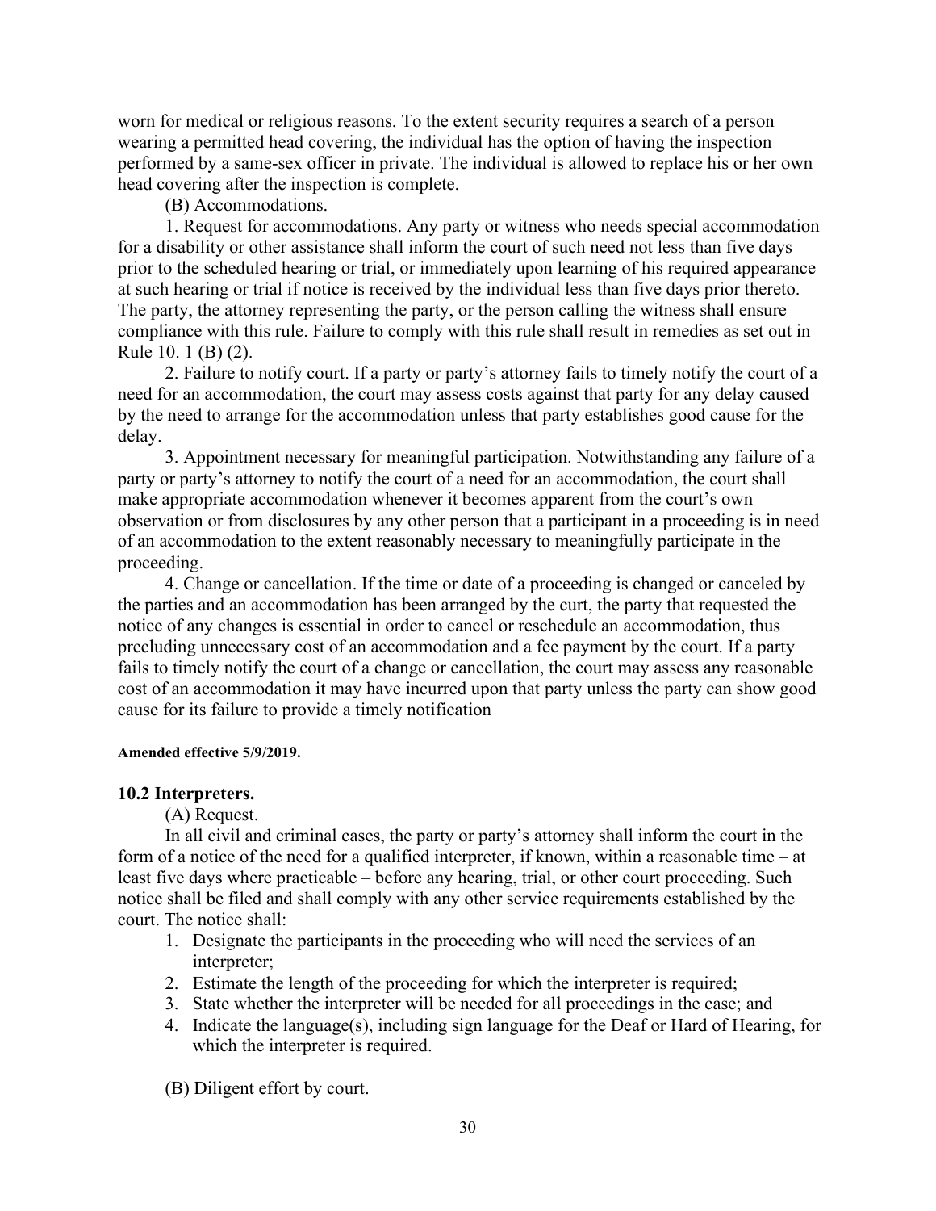worn for medical or religious reasons. To the extent security requires a search of a person wearing a permitted head covering, the individual has the option of having the inspection performed by a same-sex officer in private. The individual is allowed to replace his or her own head covering after the inspection is complete.

(B) Accommodations.

1. Request for accommodations. Any party or witness who needs special accommodation for a disability or other assistance shall inform the court of such need not less than five days prior to the scheduled hearing or trial, or immediately upon learning of his required appearance at such hearing or trial if notice is received by the individual less than five days prior thereto. The party, the attorney representing the party, or the person calling the witness shall ensure compliance with this rule. Failure to comply with this rule shall result in remedies as set out in Rule 10. 1 (B) (2).

2. Failure to notify court. If a party or party's attorney fails to timely notify the court of a need for an accommodation, the court may assess costs against that party for any delay caused by the need to arrange for the accommodation unless that party establishes good cause for the delay.

3. Appointment necessary for meaningful participation. Notwithstanding any failure of a party or party's attorney to notify the court of a need for an accommodation, the court shall make appropriate accommodation whenever it becomes apparent from the court's own observation or from disclosures by any other person that a participant in a proceeding is in need of an accommodation to the extent reasonably necessary to meaningfully participate in the proceeding.

4. Change or cancellation. If the time or date of a proceeding is changed or canceled by the parties and an accommodation has been arranged by the curt, the party that requested the notice of any changes is essential in order to cancel or reschedule an accommodation, thus precluding unnecessary cost of an accommodation and a fee payment by the court. If a party fails to timely notify the court of a change or cancellation, the court may assess any reasonable cost of an accommodation it may have incurred upon that party unless the party can show good cause for its failure to provide a timely notification

**Amended effective 5/9/2019.**

### 10.2 Interpreters.

(A) Request.

In all civil and criminal cases, the party or party's attorney shall inform the court in the form of a notice of the need for a qualified interpreter, if known, within a reasonable time – at least five days where practicable – before any hearing, trial, or other court proceeding. Such notice shall be filed and shall comply with any other service requirements established by the court. The notice shall:

1. Designate the participants in the proceeding who will need the services of an interpreter;
2. Estimate the length of the proceeding for which the interpreter is required;
3. State whether the interpreter will be needed for all proceedings in the case; and
4. Indicate the language(s), including sign language for the Deaf or Hard of Hearing, for which the interpreter is required.

(B) Diligent effort by court.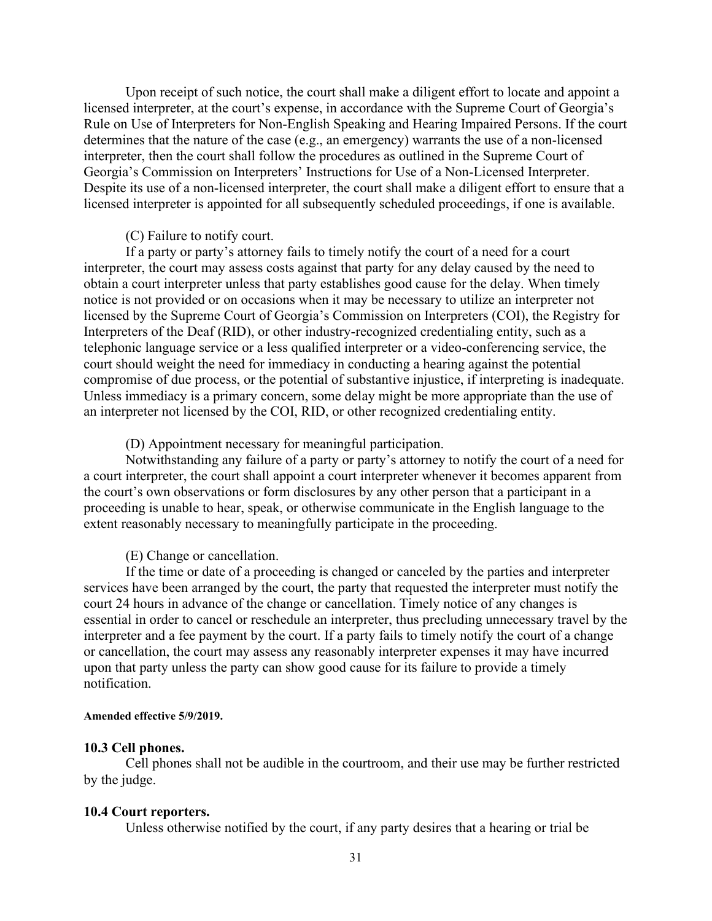Upon receipt of such notice, the court shall make a diligent effort to locate and appoint a licensed interpreter, at the court's expense, in accordance with the Supreme Court of Georgia's Rule on Use of Interpreters for Non-English Speaking and Hearing Impaired Persons. If the court determines that the nature of the case (e.g., an emergency) warrants the use of a non-licensed interpreter, then the court shall follow the procedures as outlined in the Supreme Court of Georgia's Commission on Interpreters' Instructions for Use of a Non-Licensed Interpreter. Despite its use of a non-licensed interpreter, the court shall make a diligent effort to ensure that a licensed interpreter is appointed for all subsequently scheduled proceedings, if one is available.

(C) Failure to notify court.

If a party or party's attorney fails to timely notify the court of a need for a court interpreter, the court may assess costs against that party for any delay caused by the need to obtain a court interpreter unless that party establishes good cause for the delay. When timely notice is not provided or on occasions when it may be necessary to utilize an interpreter not licensed by the Supreme Court of Georgia's Commission on Interpreters (COI), the Registry for Interpreters of the Deaf (RID), or other industry-recognized credentialing entity, such as a telephonic language service or a less qualified interpreter or a video-conferencing service, the court should weight the need for immediacy in conducting a hearing against the potential compromise of due process, or the potential of substantive injustice, if interpreting is inadequate. Unless immediacy is a primary concern, some delay might be more appropriate than the use of an interpreter not licensed by the COI, RID, or other recognized credentialing entity.

(D) Appointment necessary for meaningful participation.

Notwithstanding any failure of a party or party's attorney to notify the court of a need for a court interpreter, the court shall appoint a court interpreter whenever it becomes apparent from the court's own observations or form disclosures by any other person that a participant in a proceeding is unable to hear, speak, or otherwise communicate in the English language to the extent reasonably necessary to meaningfully participate in the proceeding.

(E) Change or cancellation.

If the time or date of a proceeding is changed or canceled by the parties and interpreter services have been arranged by the court, the party that requested the interpreter must notify the court 24 hours in advance of the change or cancellation. Timely notice of any changes is essential in order to cancel or reschedule an interpreter, thus precluding unnecessary travel by the interpreter and a fee payment by the court. If a party fails to timely notify the court of a change or cancellation, the court may assess any reasonably interpreter expenses it may have incurred upon that party unless the party can show good cause for its failure to provide a timely notification.

**Amended effective 5/9/2019.**

### 10.3 Cell phones.

Cell phones shall not be audible in the courtroom, and their use may be further restricted by the judge.

### 10.4 Court reporters.

Unless otherwise notified by the court, if any party desires that a hearing or trial be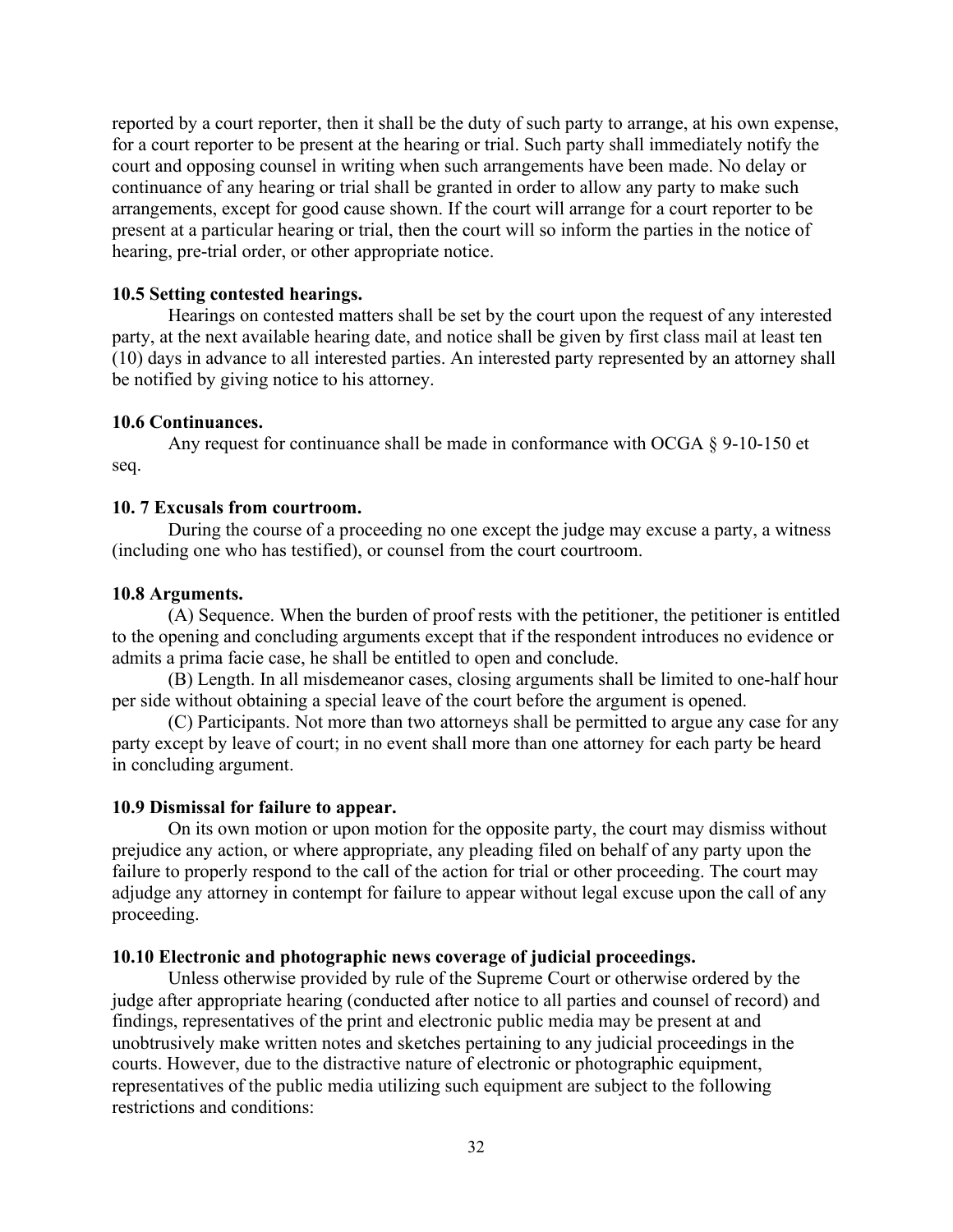reported by a court reporter, then it shall be the duty of such party to arrange, at his own expense, for a court reporter to be present at the hearing or trial. Such party shall immediately notify the court and opposing counsel in writing when such arrangements have been made. No delay or continuance of any hearing or trial shall be granted in order to allow any party to make such arrangements, except for good cause shown. If the court will arrange for a court reporter to be present at a particular hearing or trial, then the court will so inform the parties in the notice of hearing, pre-trial order, or other appropriate notice.

**10.5 Setting contested hearings.**

Hearings on contested matters shall be set by the court upon the request of any interested party, at the next available hearing date, and notice shall be given by first class mail at least ten (10) days in advance to all interested parties. An interested party represented by an attorney shall be notified by giving notice to his attorney.

**10.6 Continuances.**

Any request for continuance shall be made in conformance with OCGA § 9-10-150 et seq.

**10. 7 Excusals from courtroom.**

During the course of a proceeding no one except the judge may excuse a party, a witness (including one who has testified), or counsel from the court courtroom.

**10.8 Arguments.**

(A) Sequence. When the burden of proof rests with the petitioner, the petitioner is entitled to the opening and concluding arguments except that if the respondent introduces no evidence or admits a prima facie case, he shall be entitled to open and conclude.

(B) Length. In all misdemeanor cases, closing arguments shall be limited to one-half hour per side without obtaining a special leave of the court before the argument is opened.

(C) Participants. Not more than two attorneys shall be permitted to argue any case for any party except by leave of court; in no event shall more than one attorney for each party be heard in concluding argument.

**10.9 Dismissal for failure to appear.**

On its own motion or upon motion for the opposite party, the court may dismiss without prejudice any action, or where appropriate, any pleading filed on behalf of any party upon the failure to properly respond to the call of the action for trial or other proceeding. The court may adjudge any attorney in contempt for failure to appear without legal excuse upon the call of any proceeding.

**10.10 Electronic and photographic news coverage of judicial proceedings.**

Unless otherwise provided by rule of the Supreme Court or otherwise ordered by the judge after appropriate hearing (conducted after notice to all parties and counsel of record) and findings, representatives of the print and electronic public media may be present at and unobtrusively make written notes and sketches pertaining to any judicial proceedings in the courts. However, due to the distractive nature of electronic or photographic equipment, representatives of the public media utilizing such equipment are subject to the following restrictions and conditions: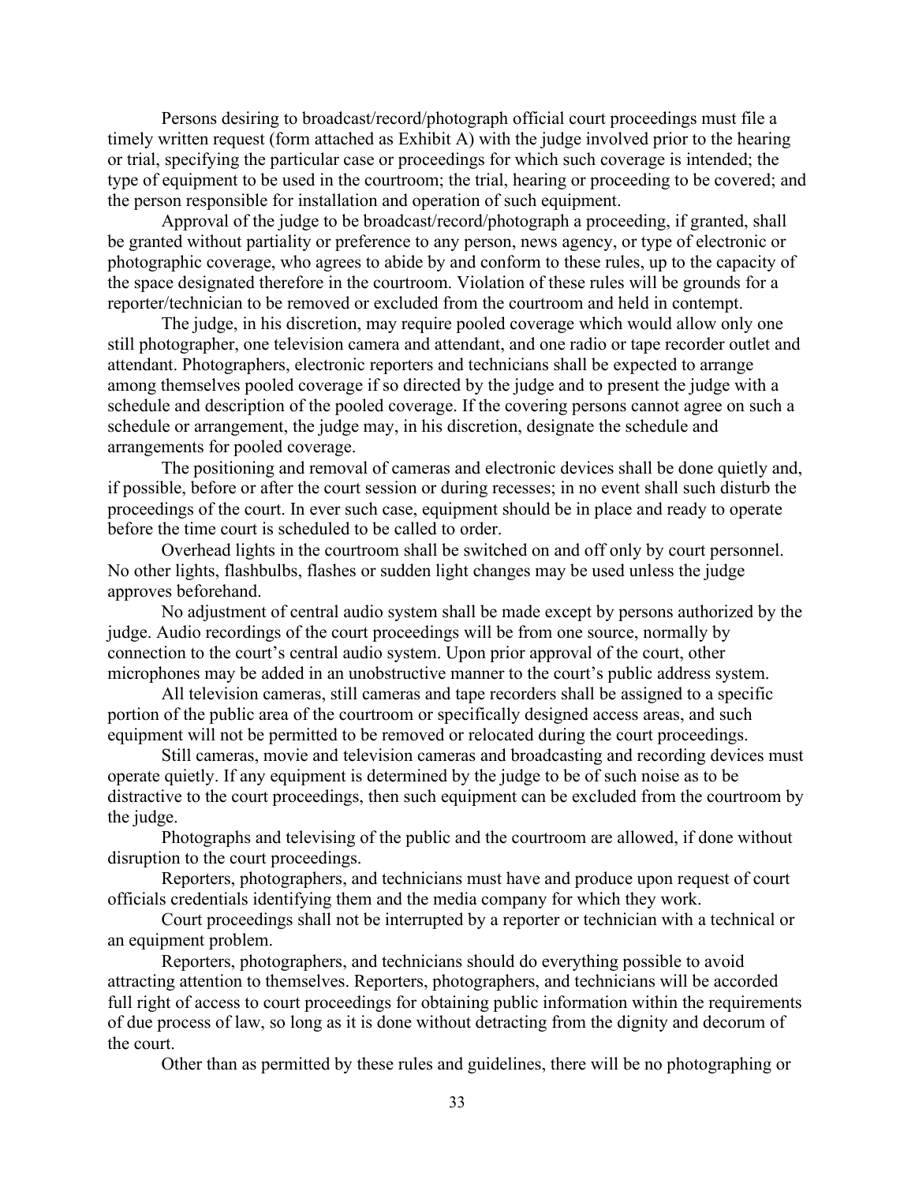Persons desiring to broadcast/record/photograph official court proceedings must file a timely written request (form attached as Exhibit A) with the judge involved prior to the hearing or trial, specifying the particular case or proceedings for which such coverage is intended; the type of equipment to be used in the courtroom; the trial, hearing or proceeding to be covered; and the person responsible for installation and operation of such equipment.

Approval of the judge to be broadcast/record/photograph a proceeding, if granted, shall be granted without partiality or preference to any person, news agency, or type of electronic or photographic coverage, who agrees to abide by and conform to these rules, up to the capacity of the space designated therefore in the courtroom. Violation of these rules will be grounds for a reporter/technician to be removed or excluded from the courtroom and held in contempt.

The judge, in his discretion, may require pooled coverage which would allow only one still photographer, one television camera and attendant, and one radio or tape recorder outlet and attendant. Photographers, electronic reporters and technicians shall be expected to arrange among themselves pooled coverage if so directed by the judge and to present the judge with a schedule and description of the pooled coverage. If the covering persons cannot agree on such a schedule or arrangement, the judge may, in his discretion, designate the schedule and arrangements for pooled coverage.

The positioning and removal of cameras and electronic devices shall be done quietly and, if possible, before or after the court session or during recesses; in no event shall such disturb the proceedings of the court. In ever such case, equipment should be in place and ready to operate before the time court is scheduled to be called to order.

Overhead lights in the courtroom shall be switched on and off only by court personnel. No other lights, flashbulbs, flashes or sudden light changes may be used unless the judge approves beforehand.

No adjustment of central audio system shall be made except by persons authorized by the judge. Audio recordings of the court proceedings will be from one source, normally by connection to the court's central audio system. Upon prior approval of the court, other microphones may be added in an unobstructive manner to the court's public address system.

All television cameras, still cameras and tape recorders shall be assigned to a specific portion of the public area of the courtroom or specifically designed access areas, and such equipment will not be permitted to be removed or relocated during the court proceedings.

Still cameras, movie and television cameras and broadcasting and recording devices must operate quietly. If any equipment is determined by the judge to be of such noise as to be distractive to the court proceedings, then such equipment can be excluded from the courtroom by the judge.

Photographs and televising of the public and the courtroom are allowed, if done without disruption to the court proceedings.

Reporters, photographers, and technicians must have and produce upon request of court officials credentials identifying them and the media company for which they work.

Court proceedings shall not be interrupted by a reporter or technician with a technical or an equipment problem.

Reporters, photographers, and technicians should do everything possible to avoid attracting attention to themselves. Reporters, photographers, and technicians will be accorded full right of access to court proceedings for obtaining public information within the requirements of due process of law, so long as it is done without detracting from the dignity and decorum of the court.

Other than as permitted by these rules and guidelines, there will be no photographing or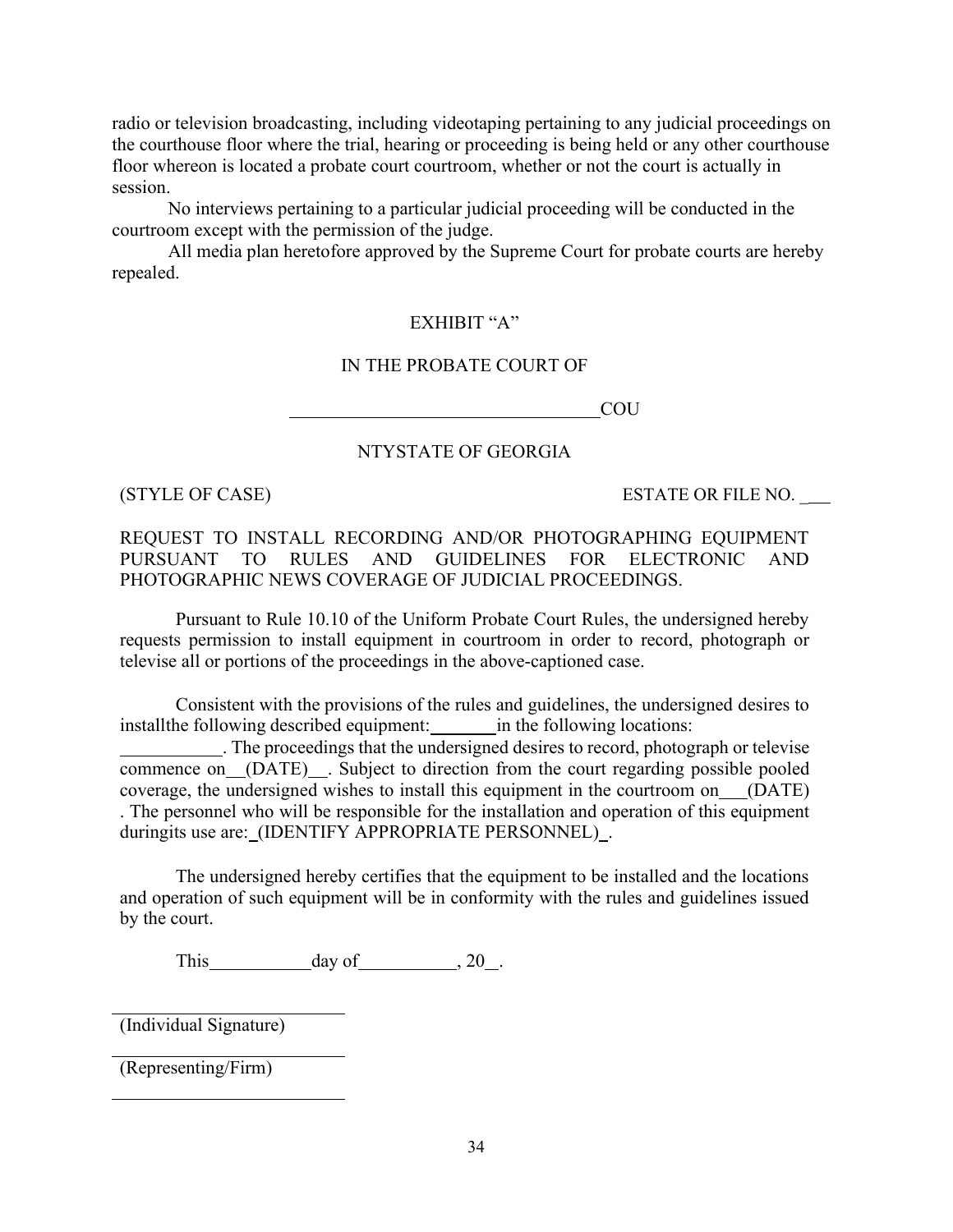radio or television broadcasting, including videotaping pertaining to any judicial proceedings on the courthouse floor where the trial, hearing or proceeding is being held or any other courthouse floor whereon is located a probate court courtroom, whether or not the court is actually in session.

No interviews pertaining to a particular judicial proceeding will be conducted in the courtroom except with the permission of the judge.

All media plan heretofore approved by the Supreme Court for probate courts are hereby repealed.

EXHIBIT "A"

IN THE PROBATE COURT OF

__________________________________COU

NTYSTATE OF GEORGIA

(STYLE OF CASE) ESTATE OR FILE NO. ___

REQUEST TO INSTALL RECORDING AND/OR PHOTOGRAPHING EQUIPMENT PURSUANT TO RULES AND GUIDELINES FOR ELECTRONIC AND PHOTOGRAPHIC NEWS COVERAGE OF JUDICIAL PROCEEDINGS.

Pursuant to Rule 10.10 of the Uniform Probate Court Rules, the undersigned hereby requests permission to install equipment in courtroom in order to record, photograph or televise all or portions of the proceedings in the above-captioned case.

Consistent with the provisions of the rules and guidelines, the undersigned desires to installthe following described equipment:_______in the following locations: ___________. The proceedings that the undersigned desires to record, photograph or televise commence on__(DATE)__. Subject to direction from the court regarding possible pooled coverage, the undersigned wishes to install this equipment in the courtroom on___(DATE) . The personnel who will be responsible for the installation and operation of this equipment duringits use are:_(IDENTIFY APPROPRIATE PERSONNEL)_.

The undersigned hereby certifies that the equipment to be installed and the locations and operation of such equipment will be in conformity with the rules and guidelines issued by the court.

This___________day of__________, 20__.

__________________________
(Individual Signature)

__________________________
(Representing/Firm)

__________________________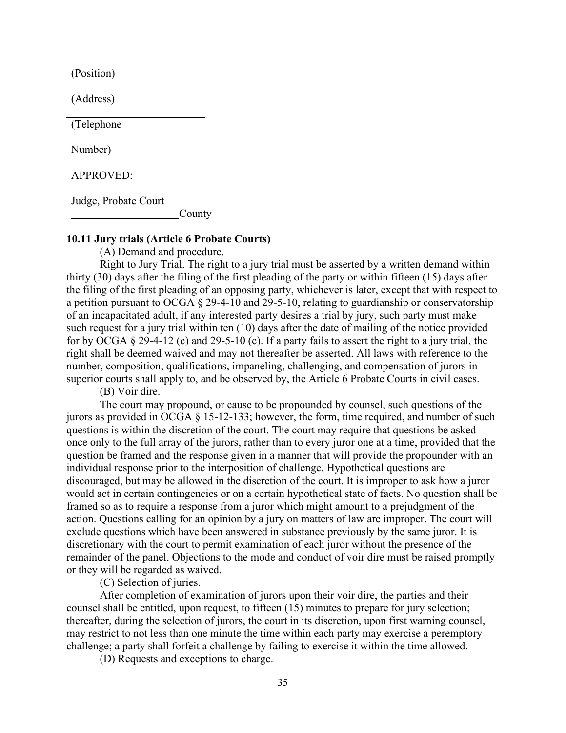(Position)

\_\_\_\_\_\_\_\_\_\_\_\_\_\_\_\_\_\_\_\_\_\_\_\_

(Address)

\_\_\_\_\_\_\_\_\_\_\_\_\_\_\_\_\_\_\_\_\_\_\_\_

(Telephone

Number)

APPROVED:

\_\_\_\_\_\_\_\_\_\_\_\_\_\_\_\_\_\_\_\_\_\_\_\_

Judge, Probate Court

\_\_\_\_\_\_\_\_\_\_\_\_\_\_\_\_\_\_\_\_County

**10.11 Jury trials (Article 6 Probate Courts)**

(A) Demand and procedure.

Right to Jury Trial. The right to a jury trial must be asserted by a written demand within thirty (30) days after the filing of the first pleading of the party or within fifteen (15) days after the filing of the first pleading of an opposing party, whichever is later, except that with respect to a petition pursuant to OCGA § 29-4-10 and 29-5-10, relating to guardianship or conservatorship of an incapacitated adult, if any interested party desires a trial by jury, such party must make such request for a jury trial within ten (10) days after the date of mailing of the notice provided for by OCGA § 29-4-12 (c) and 29-5-10 (c). If a party fails to assert the right to a jury trial, the right shall be deemed waived and may not thereafter be asserted. All laws with reference to the number, composition, qualifications, impaneling, challenging, and compensation of jurors in superior courts shall apply to, and be observed by, the Article 6 Probate Courts in civil cases.

(B) Voir dire.

The court may propound, or cause to be propounded by counsel, such questions of the jurors as provided in OCGA § 15-12-133; however, the form, time required, and number of such questions is within the discretion of the court. The court may require that questions be asked once only to the full array of the jurors, rather than to every juror one at a time, provided that the question be framed and the response given in a manner that will provide the propounder with an individual response prior to the interposition of challenge. Hypothetical questions are discouraged, but may be allowed in the discretion of the court. It is improper to ask how a juror would act in certain contingencies or on a certain hypothetical state of facts. No question shall be framed so as to require a response from a juror which might amount to a prejudgment of the action. Questions calling for an opinion by a jury on matters of law are improper. The court will exclude questions which have been answered in substance previously by the same juror. It is discretionary with the court to permit examination of each juror without the presence of the remainder of the panel. Objections to the mode and conduct of voir dire must be raised promptly or they will be regarded as waived.

(C) Selection of juries.

After completion of examination of jurors upon their voir dire, the parties and their counsel shall be entitled, upon request, to fifteen (15) minutes to prepare for jury selection; thereafter, during the selection of jurors, the court in its discretion, upon first warning counsel, may restrict to not less than one minute the time within each party may exercise a peremptory challenge; a party shall forfeit a challenge by failing to exercise it within the time allowed.

(D) Requests and exceptions to charge.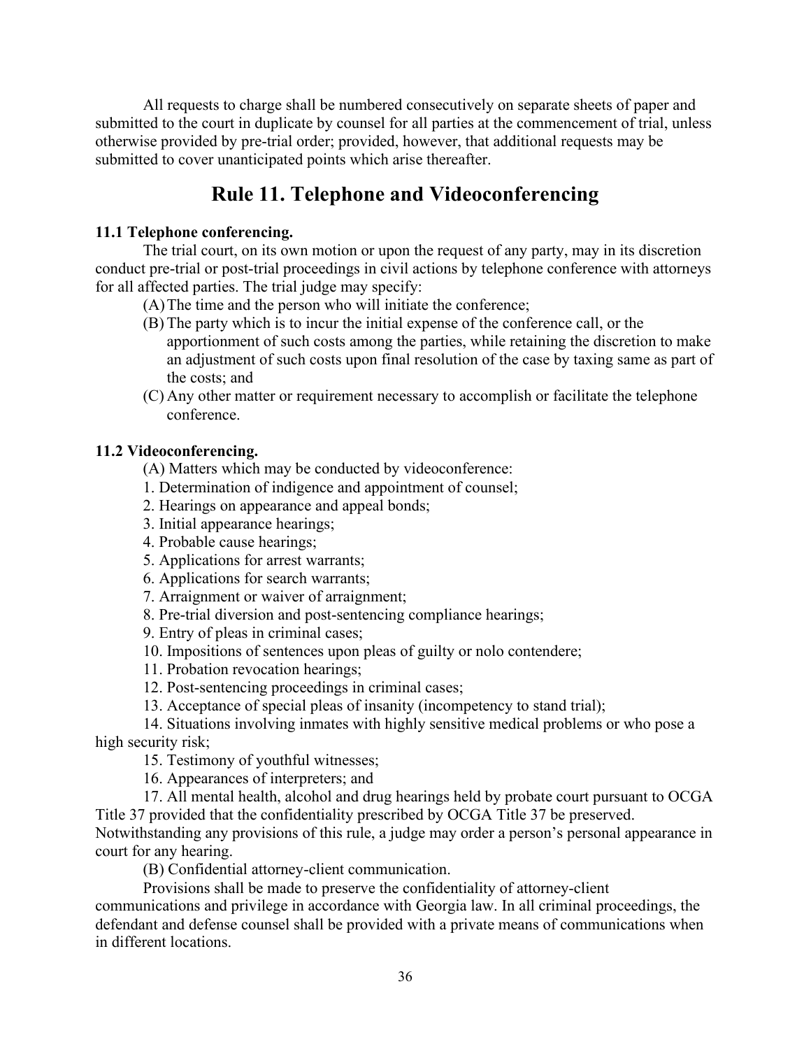All requests to charge shall be numbered consecutively on separate sheets of paper and submitted to the court in duplicate by counsel for all parties at the commencement of trial, unless otherwise provided by pre-trial order; provided, however, that additional requests may be submitted to cover unanticipated points which arise thereafter.

# Rule 11. Telephone and Videoconferencing

**11.1 Telephone conferencing.**

The trial court, on its own motion or upon the request of any party, may in its discretion conduct pre-trial or post-trial proceedings in civil actions by telephone conference with attorneys for all affected parties. The trial judge may specify:

(A) The time and the person who will initiate the conference;

(B) The party which is to incur the initial expense of the conference call, or the apportionment of such costs among the parties, while retaining the discretion to make an adjustment of such costs upon final resolution of the case by taxing same as part of the costs; and

(C) Any other matter or requirement necessary to accomplish or facilitate the telephone conference.

**11.2 Videoconferencing.**

(A) Matters which may be conducted by videoconference:

1. Determination of indigence and appointment of counsel;
2. Hearings on appearance and appeal bonds;
3. Initial appearance hearings;
4. Probable cause hearings;
5. Applications for arrest warrants;
6. Applications for search warrants;
7. Arraignment or waiver of arraignment;
8. Pre-trial diversion and post-sentencing compliance hearings;
9. Entry of pleas in criminal cases;
10. Impositions of sentences upon pleas of guilty or nolo contendere;
11. Probation revocation hearings;
12. Post-sentencing proceedings in criminal cases;
13. Acceptance of special pleas of insanity (incompetency to stand trial);
14. Situations involving inmates with highly sensitive medical problems or who pose a high security risk;
15. Testimony of youthful witnesses;
16. Appearances of interpreters; and
17. All mental health, alcohol and drug hearings held by probate court pursuant to OCGA Title 37 provided that the confidentiality prescribed by OCGA Title 37 be preserved.

Notwithstanding any provisions of this rule, a judge may order a person's personal appearance in court for any hearing.

(B) Confidential attorney-client communication.

Provisions shall be made to preserve the confidentiality of attorney-client communications and privilege in accordance with Georgia law. In all criminal proceedings, the defendant and defense counsel shall be provided with a private means of communications when in different locations.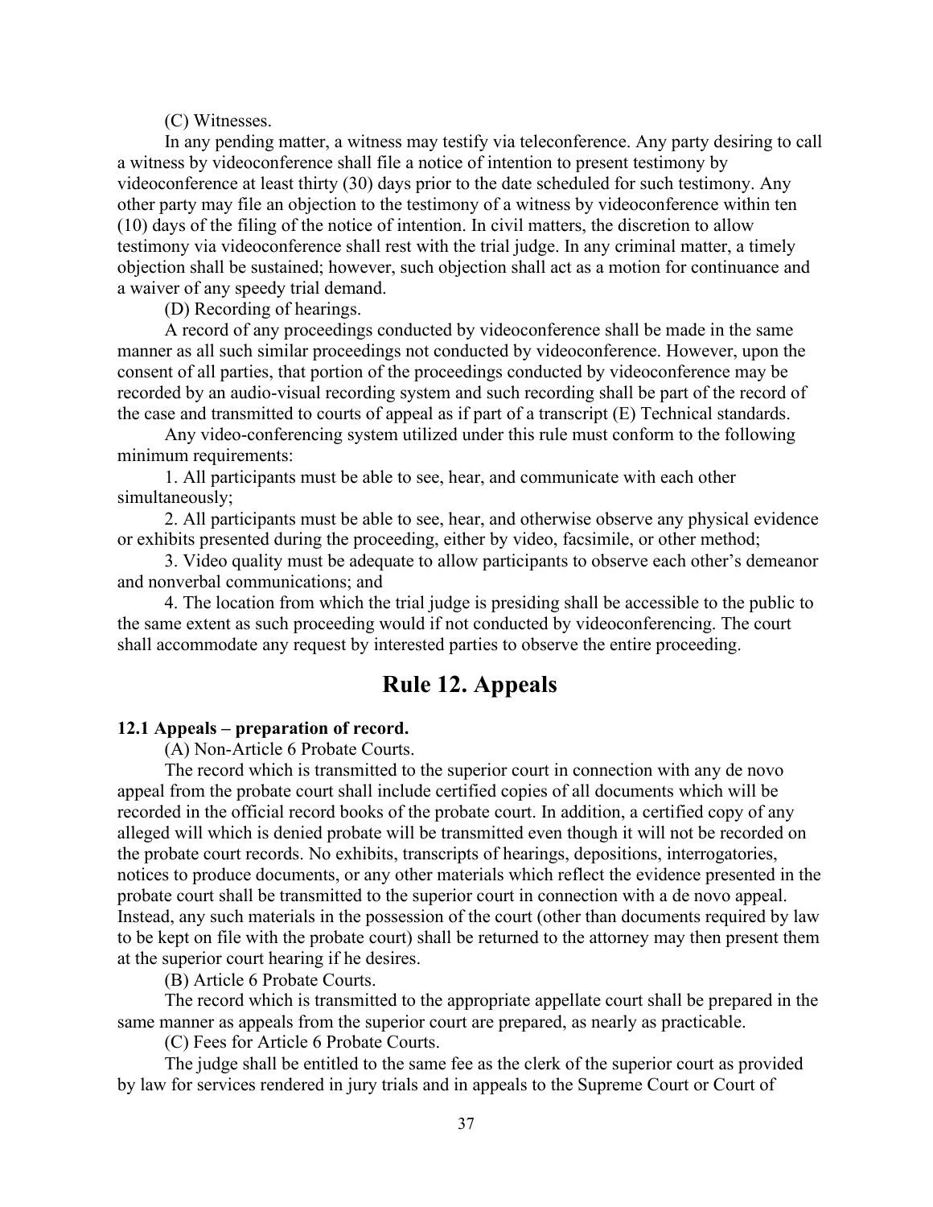(C) Witnesses.

In any pending matter, a witness may testify via teleconference. Any party desiring to call a witness by videoconference shall file a notice of intention to present testimony by videoconference at least thirty (30) days prior to the date scheduled for such testimony. Any other party may file an objection to the testimony of a witness by videoconference within ten (10) days of the filing of the notice of intention. In civil matters, the discretion to allow testimony via videoconference shall rest with the trial judge. In any criminal matter, a timely objection shall be sustained; however, such objection shall act as a motion for continuance and a waiver of any speedy trial demand.

(D) Recording of hearings.

A record of any proceedings conducted by videoconference shall be made in the same manner as all such similar proceedings not conducted by videoconference. However, upon the consent of all parties, that portion of the proceedings conducted by videoconference may be recorded by an audio-visual recording system and such recording shall be part of the record of the case and transmitted to courts of appeal as if part of a transcript (E) Technical standards.

Any video-conferencing system utilized under this rule must conform to the following minimum requirements:

1. All participants must be able to see, hear, and communicate with each other simultaneously;

2. All participants must be able to see, hear, and otherwise observe any physical evidence or exhibits presented during the proceeding, either by video, facsimile, or other method;

3. Video quality must be adequate to allow participants to observe each other's demeanor and nonverbal communications; and

4. The location from which the trial judge is presiding shall be accessible to the public to the same extent as such proceeding would if not conducted by videoconferencing. The court shall accommodate any request by interested parties to observe the entire proceeding.

## Rule 12. Appeals

**12.1 Appeals – preparation of record.**

(A) Non-Article 6 Probate Courts.

The record which is transmitted to the superior court in connection with any de novo appeal from the probate court shall include certified copies of all documents which will be recorded in the official record books of the probate court. In addition, a certified copy of any alleged will which is denied probate will be transmitted even though it will not be recorded on the probate court records. No exhibits, transcripts of hearings, depositions, interrogatories, notices to produce documents, or any other materials which reflect the evidence presented in the probate court shall be transmitted to the superior court in connection with a de novo appeal. Instead, any such materials in the possession of the court (other than documents required by law to be kept on file with the probate court) shall be returned to the attorney may then present them at the superior court hearing if he desires.

(B) Article 6 Probate Courts.

The record which is transmitted to the appropriate appellate court shall be prepared in the same manner as appeals from the superior court are prepared, as nearly as practicable.

(C) Fees for Article 6 Probate Courts.

The judge shall be entitled to the same fee as the clerk of the superior court as provided by law for services rendered in jury trials and in appeals to the Supreme Court or Court of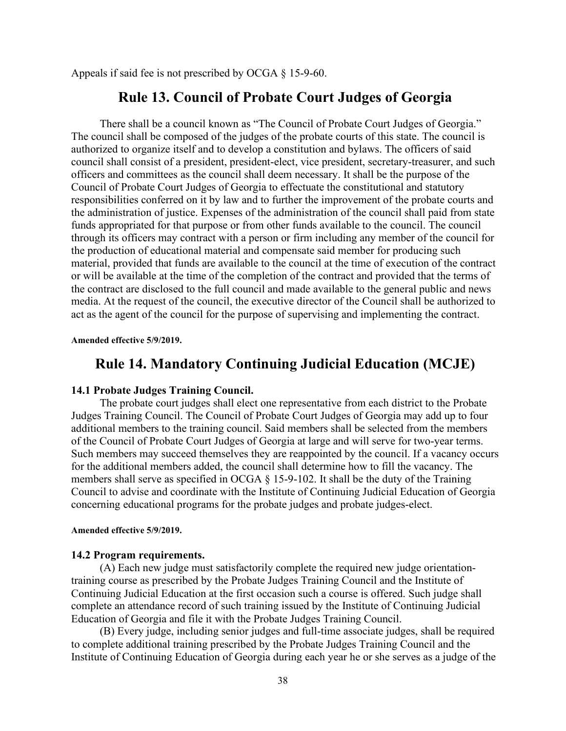Appeals if said fee is not prescribed by OCGA § 15-9-60.

## Rule 13. Council of Probate Court Judges of Georgia

There shall be a council known as "The Council of Probate Court Judges of Georgia." The council shall be composed of the judges of the probate courts of this state. The council is authorized to organize itself and to develop a constitution and bylaws. The officers of said council shall consist of a president, president-elect, vice president, secretary-treasurer, and such officers and committees as the council shall deem necessary. It shall be the purpose of the Council of Probate Court Judges of Georgia to effectuate the constitutional and statutory responsibilities conferred on it by law and to further the improvement of the probate courts and the administration of justice. Expenses of the administration of the council shall paid from state funds appropriated for that purpose or from other funds available to the council. The council through its officers may contract with a person or firm including any member of the council for the production of educational material and compensate said member for producing such material, provided that funds are available to the council at the time of execution of the contract or will be available at the time of the completion of the contract and provided that the terms of the contract are disclosed to the full council and made available to the general public and news media. At the request of the council, the executive director of the Council shall be authorized to act as the agent of the council for the purpose of supervising and implementing the contract.

**Amended effective 5/9/2019.**

## Rule 14. Mandatory Continuing Judicial Education (MCJE)

### 14.1 Probate Judges Training Council.

The probate court judges shall elect one representative from each district to the Probate Judges Training Council. The Council of Probate Court Judges of Georgia may add up to four additional members to the training council. Said members shall be selected from the members of the Council of Probate Court Judges of Georgia at large and will serve for two-year terms. Such members may succeed themselves they are reappointed by the council. If a vacancy occurs for the additional members added, the council shall determine how to fill the vacancy. The members shall serve as specified in OCGA § 15-9-102. It shall be the duty of the Training Council to advise and coordinate with the Institute of Continuing Judicial Education of Georgia concerning educational programs for the probate judges and probate judges-elect.

**Amended effective 5/9/2019.**

### 14.2 Program requirements.

(A) Each new judge must satisfactorily complete the required new judge orientation-training course as prescribed by the Probate Judges Training Council and the Institute of Continuing Judicial Education at the first occasion such a course is offered. Such judge shall complete an attendance record of such training issued by the Institute of Continuing Judicial Education of Georgia and file it with the Probate Judges Training Council.

(B) Every judge, including senior judges and full-time associate judges, shall be required to complete additional training prescribed by the Probate Judges Training Council and the Institute of Continuing Education of Georgia during each year he or she serves as a judge of the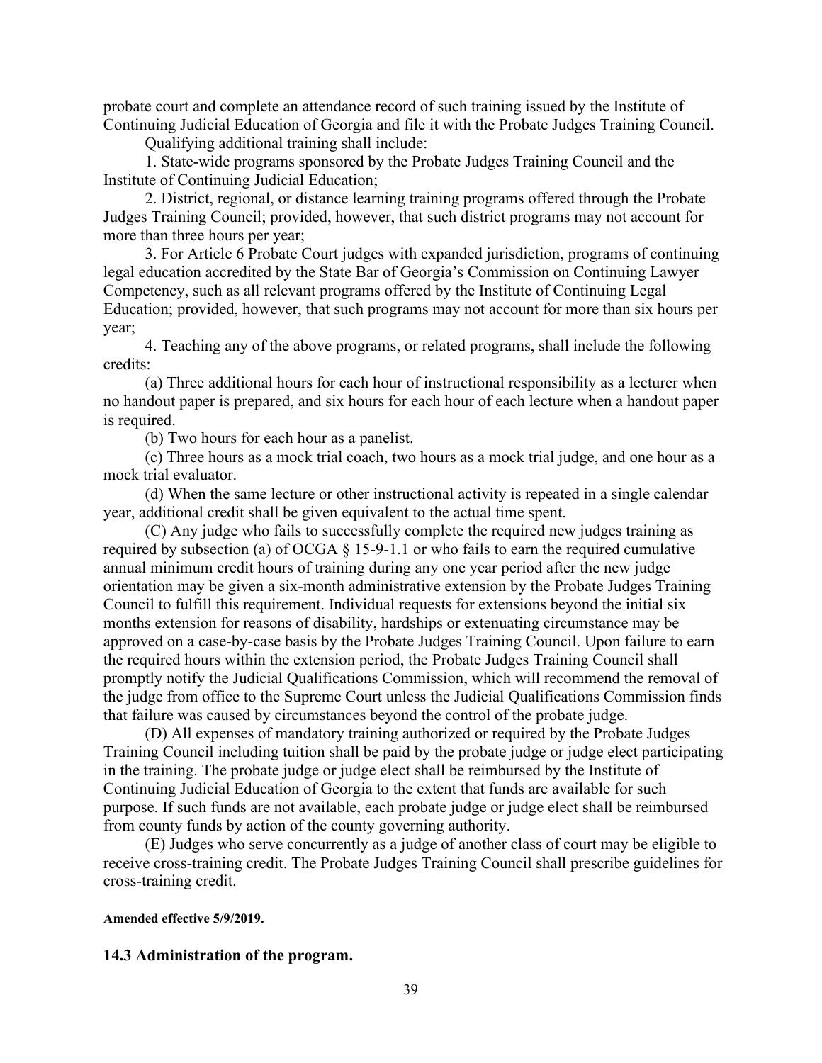probate court and complete an attendance record of such training issued by the Institute of Continuing Judicial Education of Georgia and file it with the Probate Judges Training Council.

Qualifying additional training shall include:

1. State-wide programs sponsored by the Probate Judges Training Council and the Institute of Continuing Judicial Education;

2. District, regional, or distance learning training programs offered through the Probate Judges Training Council; provided, however, that such district programs may not account for more than three hours per year;

3. For Article 6 Probate Court judges with expanded jurisdiction, programs of continuing legal education accredited by the State Bar of Georgia's Commission on Continuing Lawyer Competency, such as all relevant programs offered by the Institute of Continuing Legal Education; provided, however, that such programs may not account for more than six hours per year;

4. Teaching any of the above programs, or related programs, shall include the following credits:

(a) Three additional hours for each hour of instructional responsibility as a lecturer when no handout paper is prepared, and six hours for each hour of each lecture when a handout paper is required.

(b) Two hours for each hour as a panelist.

(c) Three hours as a mock trial coach, two hours as a mock trial judge, and one hour as a mock trial evaluator.

(d) When the same lecture or other instructional activity is repeated in a single calendar year, additional credit shall be given equivalent to the actual time spent.

(C) Any judge who fails to successfully complete the required new judges training as required by subsection (a) of OCGA § 15-9-1.1 or who fails to earn the required cumulative annual minimum credit hours of training during any one year period after the new judge orientation may be given a six-month administrative extension by the Probate Judges Training Council to fulfill this requirement. Individual requests for extensions beyond the initial six months extension for reasons of disability, hardships or extenuating circumstance may be approved on a case-by-case basis by the Probate Judges Training Council. Upon failure to earn the required hours within the extension period, the Probate Judges Training Council shall promptly notify the Judicial Qualifications Commission, which will recommend the removal of the judge from office to the Supreme Court unless the Judicial Qualifications Commission finds that failure was caused by circumstances beyond the control of the probate judge.

(D) All expenses of mandatory training authorized or required by the Probate Judges Training Council including tuition shall be paid by the probate judge or judge elect participating in the training. The probate judge or judge elect shall be reimbursed by the Institute of Continuing Judicial Education of Georgia to the extent that funds are available for such purpose. If such funds are not available, each probate judge or judge elect shall be reimbursed from county funds by action of the county governing authority.

(E) Judges who serve concurrently as a judge of another class of court may be eligible to receive cross-training credit. The Probate Judges Training Council shall prescribe guidelines for cross-training credit.

**Amended effective 5/9/2019.**

### 14.3 Administration of the program.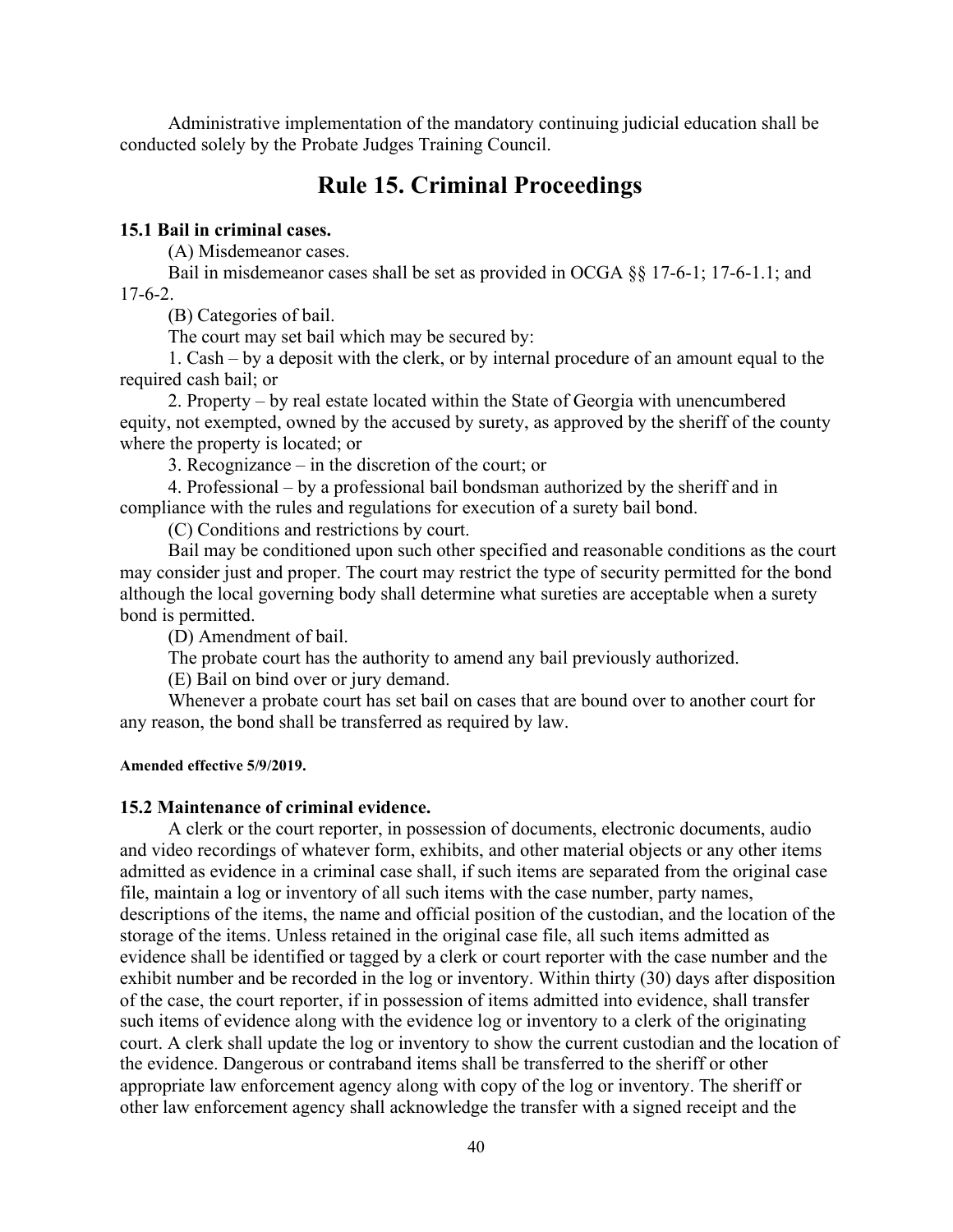Administrative implementation of the mandatory continuing judicial education shall be conducted solely by the Probate Judges Training Council.

# Rule 15. Criminal Proceedings

### 15.1 Bail in criminal cases.

(A) Misdemeanor cases.

Bail in misdemeanor cases shall be set as provided in OCGA §§ 17-6-1; 17-6-1.1; and 17-6-2.

(B) Categories of bail.

The court may set bail which may be secured by:

1. Cash – by a deposit with the clerk, or by internal procedure of an amount equal to the required cash bail; or

2. Property – by real estate located within the State of Georgia with unencumbered equity, not exempted, owned by the accused by surety, as approved by the sheriff of the county where the property is located; or

3. Recognizance – in the discretion of the court; or

4. Professional – by a professional bail bondsman authorized by the sheriff and in compliance with the rules and regulations for execution of a surety bail bond.

(C) Conditions and restrictions by court.

Bail may be conditioned upon such other specified and reasonable conditions as the court may consider just and proper. The court may restrict the type of security permitted for the bond although the local governing body shall determine what sureties are acceptable when a surety bond is permitted.

(D) Amendment of bail.

The probate court has the authority to amend any bail previously authorized.

(E) Bail on bind over or jury demand.

Whenever a probate court has set bail on cases that are bound over to another court for any reason, the bond shall be transferred as required by law.

**Amended effective 5/9/2019.**

### 15.2 Maintenance of criminal evidence.

A clerk or the court reporter, in possession of documents, electronic documents, audio and video recordings of whatever form, exhibits, and other material objects or any other items admitted as evidence in a criminal case shall, if such items are separated from the original case file, maintain a log or inventory of all such items with the case number, party names, descriptions of the items, the name and official position of the custodian, and the location of the storage of the items. Unless retained in the original case file, all such items admitted as evidence shall be identified or tagged by a clerk or court reporter with the case number and the exhibit number and be recorded in the log or inventory. Within thirty (30) days after disposition of the case, the court reporter, if in possession of items admitted into evidence, shall transfer such items of evidence along with the evidence log or inventory to a clerk of the originating court. A clerk shall update the log or inventory to show the current custodian and the location of the evidence. Dangerous or contraband items shall be transferred to the sheriff or other appropriate law enforcement agency along with copy of the log or inventory. The sheriff or other law enforcement agency shall acknowledge the transfer with a signed receipt and the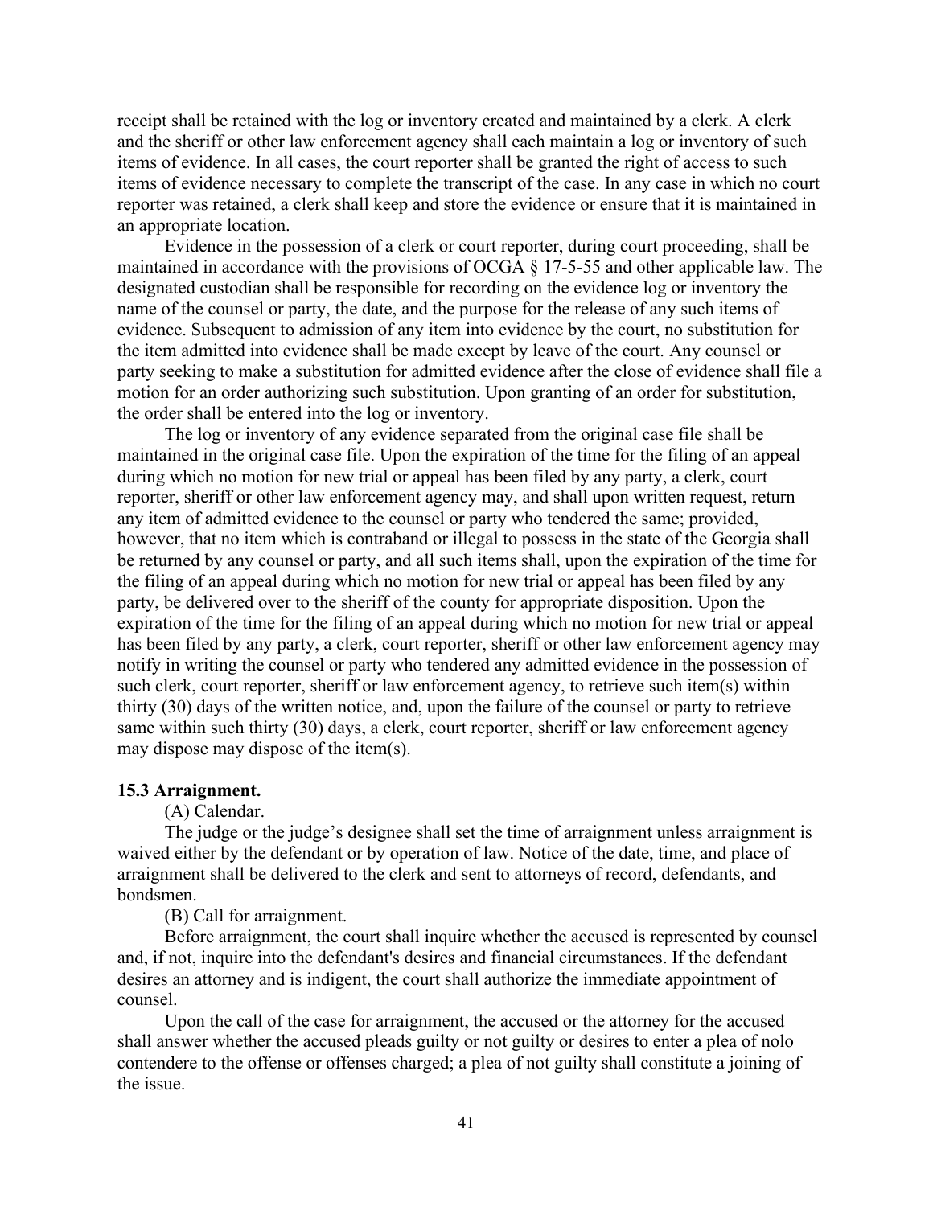receipt shall be retained with the log or inventory created and maintained by a clerk. A clerk and the sheriff or other law enforcement agency shall each maintain a log or inventory of such items of evidence. In all cases, the court reporter shall be granted the right of access to such items of evidence necessary to complete the transcript of the case. In any case in which no court reporter was retained, a clerk shall keep and store the evidence or ensure that it is maintained in an appropriate location.

Evidence in the possession of a clerk or court reporter, during court proceeding, shall be maintained in accordance with the provisions of OCGA § 17-5-55 and other applicable law. The designated custodian shall be responsible for recording on the evidence log or inventory the name of the counsel or party, the date, and the purpose for the release of any such items of evidence. Subsequent to admission of any item into evidence by the court, no substitution for the item admitted into evidence shall be made except by leave of the court. Any counsel or party seeking to make a substitution for admitted evidence after the close of evidence shall file a motion for an order authorizing such substitution. Upon granting of an order for substitution, the order shall be entered into the log or inventory.

The log or inventory of any evidence separated from the original case file shall be maintained in the original case file. Upon the expiration of the time for the filing of an appeal during which no motion for new trial or appeal has been filed by any party, a clerk, court reporter, sheriff or other law enforcement agency may, and shall upon written request, return any item of admitted evidence to the counsel or party who tendered the same; provided, however, that no item which is contraband or illegal to possess in the state of the Georgia shall be returned by any counsel or party, and all such items shall, upon the expiration of the time for the filing of an appeal during which no motion for new trial or appeal has been filed by any party, be delivered over to the sheriff of the county for appropriate disposition. Upon the expiration of the time for the filing of an appeal during which no motion for new trial or appeal has been filed by any party, a clerk, court reporter, sheriff or other law enforcement agency may notify in writing the counsel or party who tendered any admitted evidence in the possession of such clerk, court reporter, sheriff or law enforcement agency, to retrieve such item(s) within thirty (30) days of the written notice, and, upon the failure of the counsel or party to retrieve same within such thirty (30) days, a clerk, court reporter, sheriff or law enforcement agency may dispose may dispose of the item(s).

**15.3 Arraignment.**

(A) Calendar.

The judge or the judge's designee shall set the time of arraignment unless arraignment is waived either by the defendant or by operation of law. Notice of the date, time, and place of arraignment shall be delivered to the clerk and sent to attorneys of record, defendants, and bondsmen.

(B) Call for arraignment.

Before arraignment, the court shall inquire whether the accused is represented by counsel and, if not, inquire into the defendant's desires and financial circumstances. If the defendant desires an attorney and is indigent, the court shall authorize the immediate appointment of counsel.

Upon the call of the case for arraignment, the accused or the attorney for the accused shall answer whether the accused pleads guilty or not guilty or desires to enter a plea of nolo contendere to the offense or offenses charged; a plea of not guilty shall constitute a joining of the issue.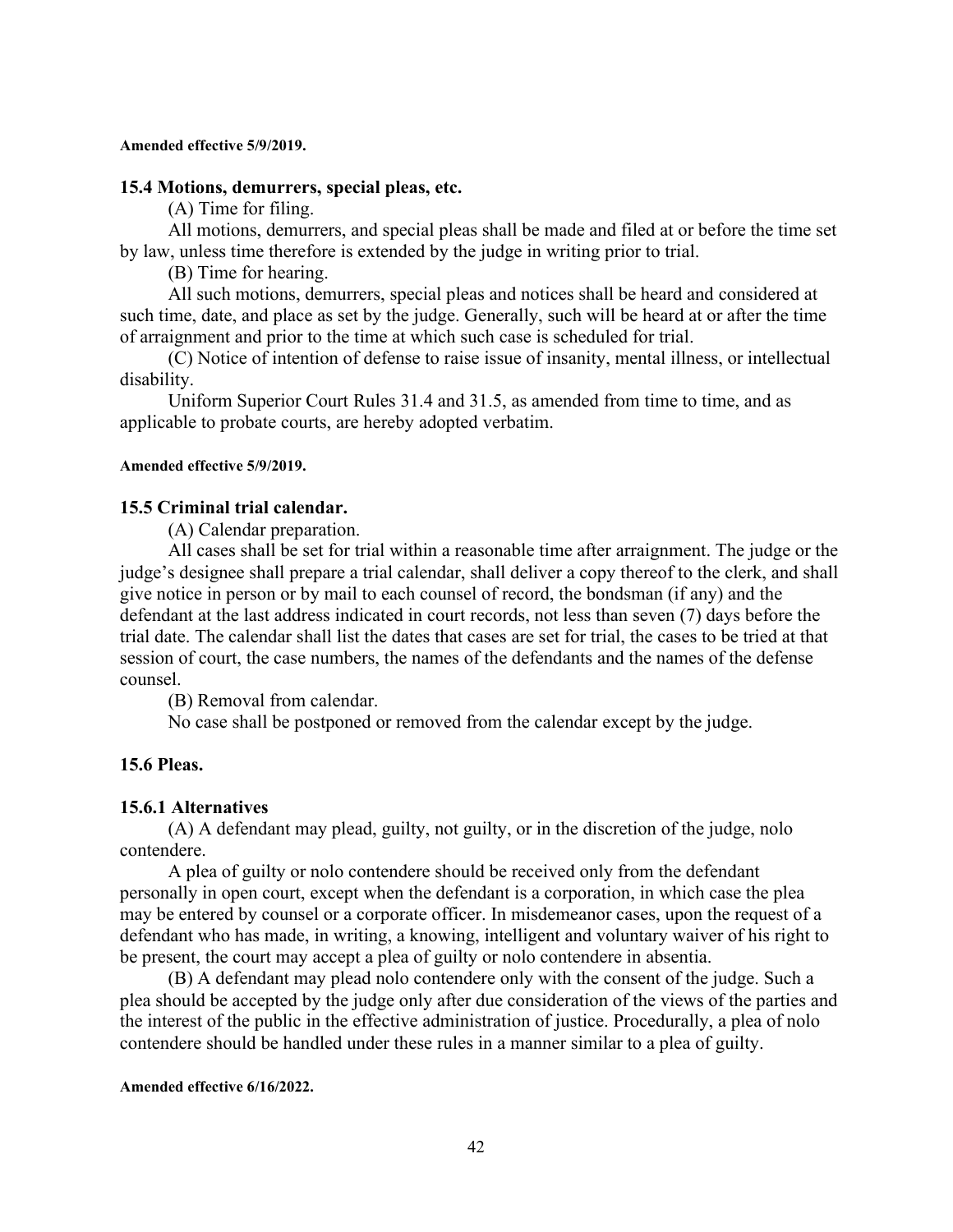**Amended effective 5/9/2019.**

### 15.4 Motions, demurrers, special pleas, etc.

(A) Time for filing.

All motions, demurrers, and special pleas shall be made and filed at or before the time set by law, unless time therefore is extended by the judge in writing prior to trial.

(B) Time for hearing.

All such motions, demurrers, special pleas and notices shall be heard and considered at such time, date, and place as set by the judge. Generally, such will be heard at or after the time of arraignment and prior to the time at which such case is scheduled for trial.

(C) Notice of intention of defense to raise issue of insanity, mental illness, or intellectual disability.

Uniform Superior Court Rules 31.4 and 31.5, as amended from time to time, and as applicable to probate courts, are hereby adopted verbatim.

**Amended effective 5/9/2019.**

### 15.5 Criminal trial calendar.

(A) Calendar preparation.

All cases shall be set for trial within a reasonable time after arraignment. The judge or the judge's designee shall prepare a trial calendar, shall deliver a copy thereof to the clerk, and shall give notice in person or by mail to each counsel of record, the bondsman (if any) and the defendant at the last address indicated in court records, not less than seven (7) days before the trial date. The calendar shall list the dates that cases are set for trial, the cases to be tried at that session of court, the case numbers, the names of the defendants and the names of the defense counsel.

(B) Removal from calendar.

No case shall be postponed or removed from the calendar except by the judge.

### 15.6 Pleas.

### 15.6.1 Alternatives

(A) A defendant may plead, guilty, not guilty, or in the discretion of the judge, nolo contendere.

A plea of guilty or nolo contendere should be received only from the defendant personally in open court, except when the defendant is a corporation, in which case the plea may be entered by counsel or a corporate officer. In misdemeanor cases, upon the request of a defendant who has made, in writing, a knowing, intelligent and voluntary waiver of his right to be present, the court may accept a plea of guilty or nolo contendere in absentia.

(B) A defendant may plead nolo contendere only with the consent of the judge. Such a plea should be accepted by the judge only after due consideration of the views of the parties and the interest of the public in the effective administration of justice. Procedurally, a plea of nolo contendere should be handled under these rules in a manner similar to a plea of guilty.

**Amended effective 6/16/2022.**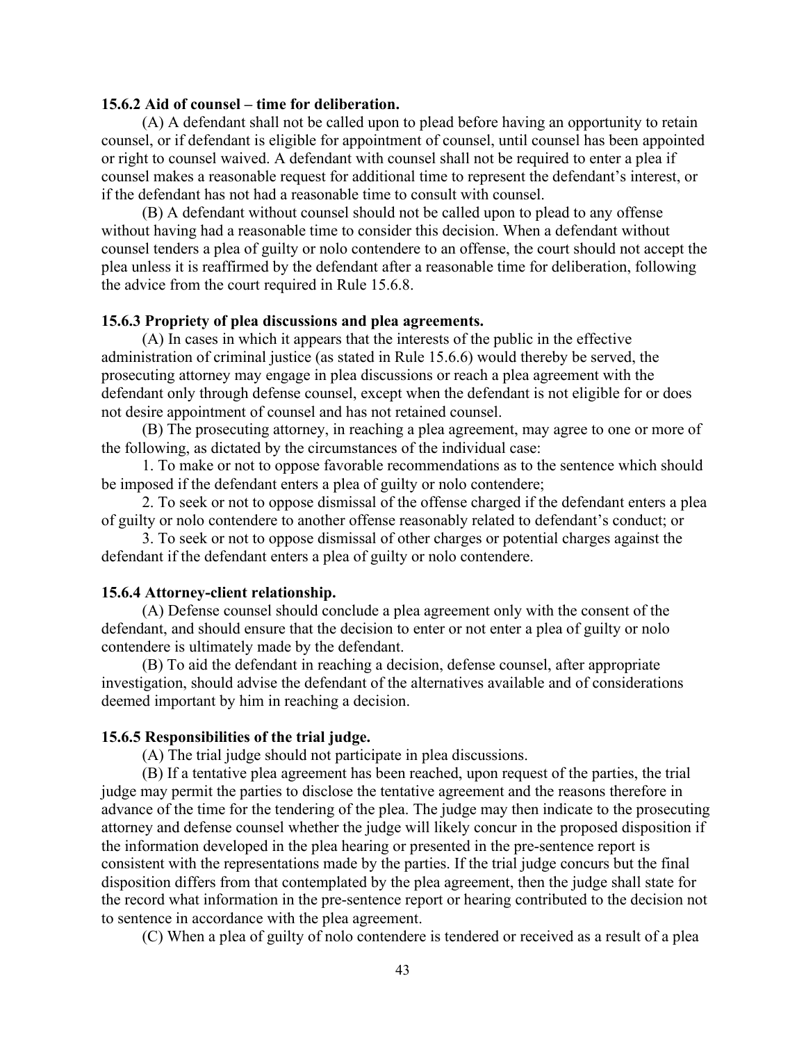**15.6.2 Aid of counsel – time for deliberation.**

(A) A defendant shall not be called upon to plead before having an opportunity to retain counsel, or if defendant is eligible for appointment of counsel, until counsel has been appointed or right to counsel waived. A defendant with counsel shall not be required to enter a plea if counsel makes a reasonable request for additional time to represent the defendant's interest, or if the defendant has not had a reasonable time to consult with counsel.

(B) A defendant without counsel should not be called upon to plead to any offense without having had a reasonable time to consider this decision. When a defendant without counsel tenders a plea of guilty or nolo contendere to an offense, the court should not accept the plea unless it is reaffirmed by the defendant after a reasonable time for deliberation, following the advice from the court required in Rule 15.6.8.

**15.6.3 Propriety of plea discussions and plea agreements.**

(A) In cases in which it appears that the interests of the public in the effective administration of criminal justice (as stated in Rule 15.6.6) would thereby be served, the prosecuting attorney may engage in plea discussions or reach a plea agreement with the defendant only through defense counsel, except when the defendant is not eligible for or does not desire appointment of counsel and has not retained counsel.

(B) The prosecuting attorney, in reaching a plea agreement, may agree to one or more of the following, as dictated by the circumstances of the individual case:

1. To make or not to oppose favorable recommendations as to the sentence which should be imposed if the defendant enters a plea of guilty or nolo contendere;

2. To seek or not to oppose dismissal of the offense charged if the defendant enters a plea of guilty or nolo contendere to another offense reasonably related to defendant's conduct; or

3. To seek or not to oppose dismissal of other charges or potential charges against the defendant if the defendant enters a plea of guilty or nolo contendere.

**15.6.4 Attorney-client relationship.**

(A) Defense counsel should conclude a plea agreement only with the consent of the defendant, and should ensure that the decision to enter or not enter a plea of guilty or nolo contendere is ultimately made by the defendant.

(B) To aid the defendant in reaching a decision, defense counsel, after appropriate investigation, should advise the defendant of the alternatives available and of considerations deemed important by him in reaching a decision.

**15.6.5 Responsibilities of the trial judge.**

(A) The trial judge should not participate in plea discussions.

(B) If a tentative plea agreement has been reached, upon request of the parties, the trial judge may permit the parties to disclose the tentative agreement and the reasons therefore in advance of the time for the tendering of the plea. The judge may then indicate to the prosecuting attorney and defense counsel whether the judge will likely concur in the proposed disposition if the information developed in the plea hearing or presented in the pre-sentence report is consistent with the representations made by the parties. If the trial judge concurs but the final disposition differs from that contemplated by the plea agreement, then the judge shall state for the record what information in the pre-sentence report or hearing contributed to the decision not to sentence in accordance with the plea agreement.

(C) When a plea of guilty of nolo contendere is tendered or received as a result of a plea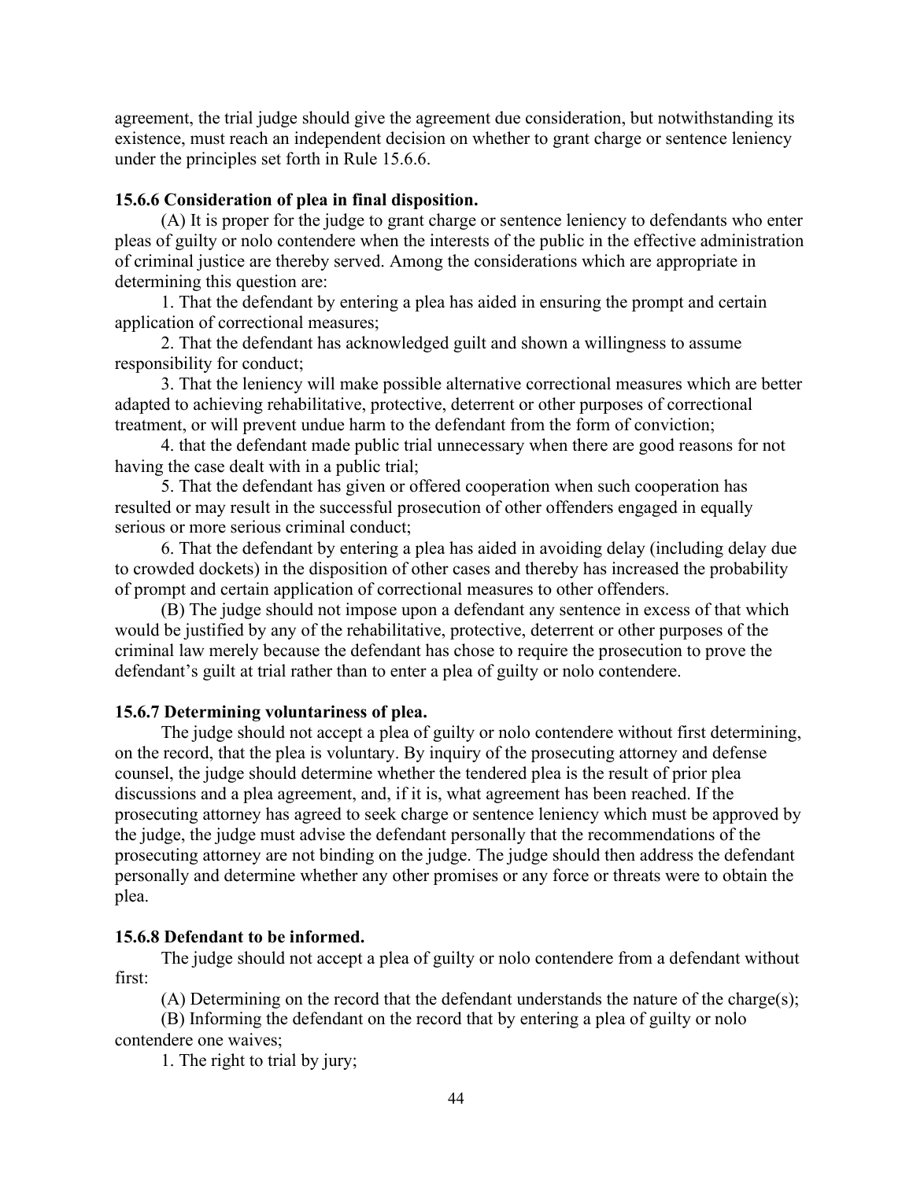agreement, the trial judge should give the agreement due consideration, but notwithstanding its existence, must reach an independent decision on whether to grant charge or sentence leniency under the principles set forth in Rule 15.6.6.

**15.6.6 Consideration of plea in final disposition.**

(A) It is proper for the judge to grant charge or sentence leniency to defendants who enter pleas of guilty or nolo contendere when the interests of the public in the effective administration of criminal justice are thereby served. Among the considerations which are appropriate in determining this question are:

1. That the defendant by entering a plea has aided in ensuring the prompt and certain application of correctional measures;

2. That the defendant has acknowledged guilt and shown a willingness to assume responsibility for conduct;

3. That the leniency will make possible alternative correctional measures which are better adapted to achieving rehabilitative, protective, deterrent or other purposes of correctional treatment, or will prevent undue harm to the defendant from the form of conviction;

4. that the defendant made public trial unnecessary when there are good reasons for not having the case dealt with in a public trial;

5. That the defendant has given or offered cooperation when such cooperation has resulted or may result in the successful prosecution of other offenders engaged in equally serious or more serious criminal conduct;

6. That the defendant by entering a plea has aided in avoiding delay (including delay due to crowded dockets) in the disposition of other cases and thereby has increased the probability of prompt and certain application of correctional measures to other offenders.

(B) The judge should not impose upon a defendant any sentence in excess of that which would be justified by any of the rehabilitative, protective, deterrent or other purposes of the criminal law merely because the defendant has chose to require the prosecution to prove the defendant's guilt at trial rather than to enter a plea of guilty or nolo contendere.

**15.6.7 Determining voluntariness of plea.**

The judge should not accept a plea of guilty or nolo contendere without first determining, on the record, that the plea is voluntary. By inquiry of the prosecuting attorney and defense counsel, the judge should determine whether the tendered plea is the result of prior plea discussions and a plea agreement, and, if it is, what agreement has been reached. If the prosecuting attorney has agreed to seek charge or sentence leniency which must be approved by the judge, the judge must advise the defendant personally that the recommendations of the prosecuting attorney are not binding on the judge. The judge should then address the defendant personally and determine whether any other promises or any force or threats were to obtain the plea.

**15.6.8 Defendant to be informed.**

The judge should not accept a plea of guilty or nolo contendere from a defendant without first:

(A) Determining on the record that the defendant understands the nature of the charge(s);

(B) Informing the defendant on the record that by entering a plea of guilty or nolo contendere one waives;

1. The right to trial by jury;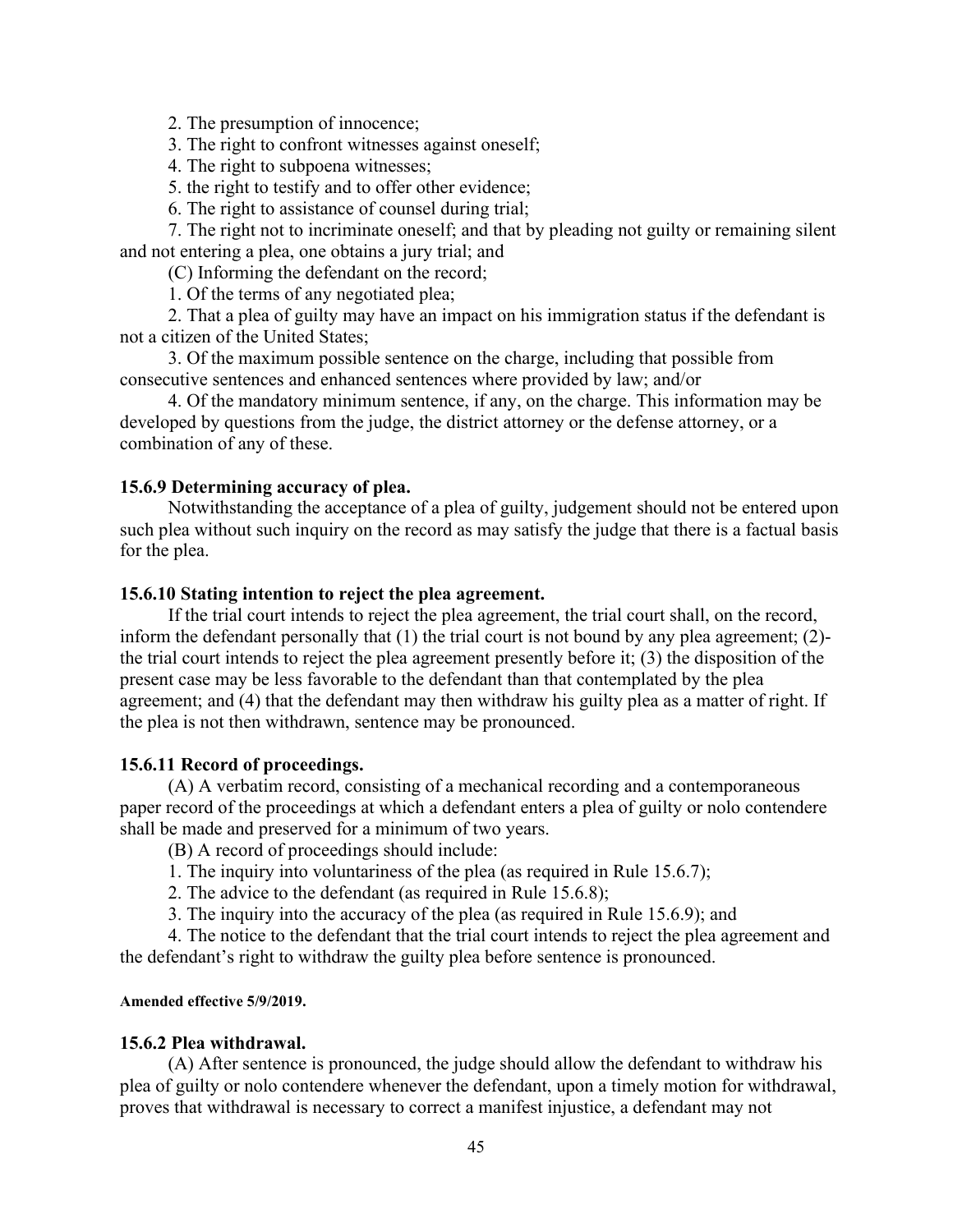2. The presumption of innocence;

3. The right to confront witnesses against oneself;

4. The right to subpoena witnesses;

5. the right to testify and to offer other evidence;

6. The right to assistance of counsel during trial;

7. The right not to incriminate oneself; and that by pleading not guilty or remaining silent and not entering a plea, one obtains a jury trial; and

(C) Informing the defendant on the record;

1. Of the terms of any negotiated plea;

2. That a plea of guilty may have an impact on his immigration status if the defendant is not a citizen of the United States;

3. Of the maximum possible sentence on the charge, including that possible from consecutive sentences and enhanced sentences where provided by law; and/or

4. Of the mandatory minimum sentence, if any, on the charge. This information may be developed by questions from the judge, the district attorney or the defense attorney, or a combination of any of these.

### 15.6.9 Determining accuracy of plea.

Notwithstanding the acceptance of a plea of guilty, judgement should not be entered upon such plea without such inquiry on the record as may satisfy the judge that there is a factual basis for the plea.

### 15.6.10 Stating intention to reject the plea agreement.

If the trial court intends to reject the plea agreement, the trial court shall, on the record, inform the defendant personally that (1) the trial court is not bound by any plea agreement; (2)- the trial court intends to reject the plea agreement presently before it; (3) the disposition of the present case may be less favorable to the defendant than that contemplated by the plea agreement; and (4) that the defendant may then withdraw his guilty plea as a matter of right. If the plea is not then withdrawn, sentence may be pronounced.

### 15.6.11 Record of proceedings.

(A) A verbatim record, consisting of a mechanical recording and a contemporaneous paper record of the proceedings at which a defendant enters a plea of guilty or nolo contendere shall be made and preserved for a minimum of two years.

(B) A record of proceedings should include:

1. The inquiry into voluntariness of the plea (as required in Rule 15.6.7);

2. The advice to the defendant (as required in Rule 15.6.8);

3. The inquiry into the accuracy of the plea (as required in Rule 15.6.9); and

4. The notice to the defendant that the trial court intends to reject the plea agreement and the defendant's right to withdraw the guilty plea before sentence is pronounced.

**Amended effective 5/9/2019.**

### 15.6.2 Plea withdrawal.

(A) After sentence is pronounced, the judge should allow the defendant to withdraw his plea of guilty or nolo contendere whenever the defendant, upon a timely motion for withdrawal, proves that withdrawal is necessary to correct a manifest injustice, a defendant may not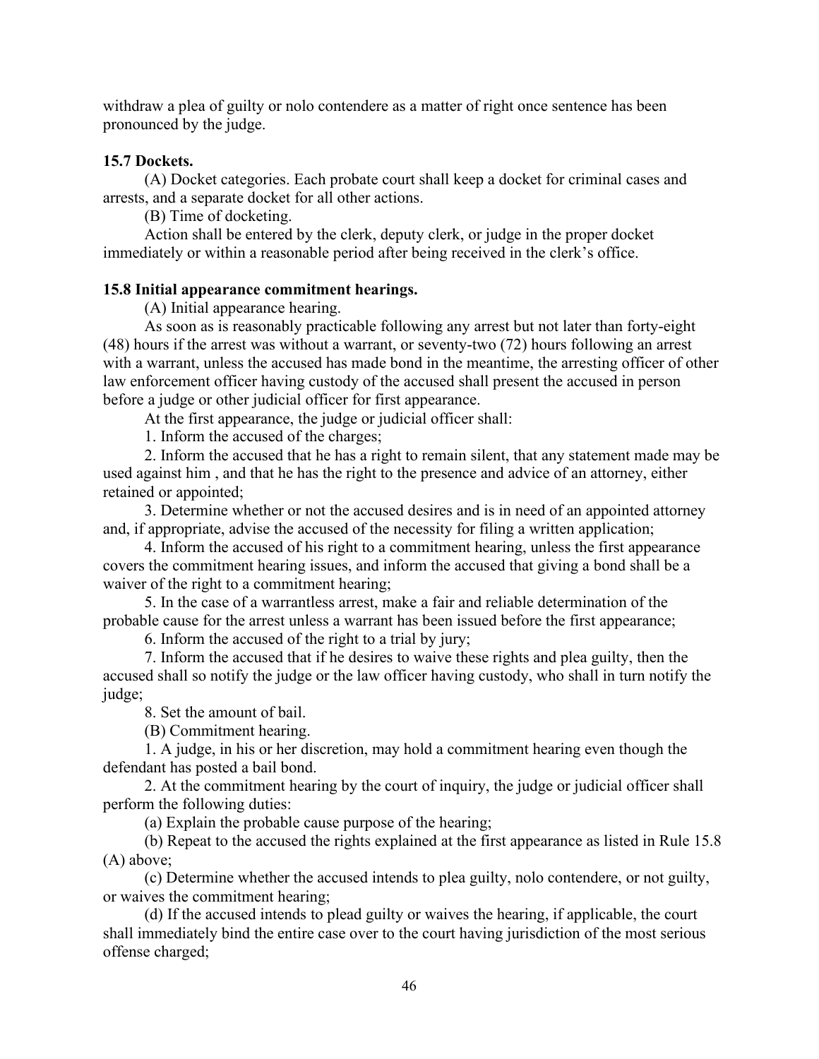withdraw a plea of guilty or nolo contendere as a matter of right once sentence has been pronounced by the judge.

**15.7 Dockets.**

(A) Docket categories. Each probate court shall keep a docket for criminal cases and arrests, and a separate docket for all other actions.

(B) Time of docketing.

Action shall be entered by the clerk, deputy clerk, or judge in the proper docket immediately or within a reasonable period after being received in the clerk's office.

**15.8 Initial appearance commitment hearings.**

(A) Initial appearance hearing.

As soon as is reasonably practicable following any arrest but not later than forty-eight (48) hours if the arrest was without a warrant, or seventy-two (72) hours following an arrest with a warrant, unless the accused has made bond in the meantime, the arresting officer of other law enforcement officer having custody of the accused shall present the accused in person before a judge or other judicial officer for first appearance.

At the first appearance, the judge or judicial officer shall:

1. Inform the accused of the charges;

2. Inform the accused that he has a right to remain silent, that any statement made may be used against him , and that he has the right to the presence and advice of an attorney, either retained or appointed;

3. Determine whether or not the accused desires and is in need of an appointed attorney and, if appropriate, advise the accused of the necessity for filing a written application;

4. Inform the accused of his right to a commitment hearing, unless the first appearance covers the commitment hearing issues, and inform the accused that giving a bond shall be a waiver of the right to a commitment hearing;

5. In the case of a warrantless arrest, make a fair and reliable determination of the probable cause for the arrest unless a warrant has been issued before the first appearance;

6. Inform the accused of the right to a trial by jury;

7. Inform the accused that if he desires to waive these rights and plea guilty, then the accused shall so notify the judge or the law officer having custody, who shall in turn notify the judge;

8. Set the amount of bail.

(B) Commitment hearing.

1. A judge, in his or her discretion, may hold a commitment hearing even though the defendant has posted a bail bond.

2. At the commitment hearing by the court of inquiry, the judge or judicial officer shall perform the following duties:

(a) Explain the probable cause purpose of the hearing;

(b) Repeat to the accused the rights explained at the first appearance as listed in Rule 15.8 (A) above;

(c) Determine whether the accused intends to plea guilty, nolo contendere, or not guilty, or waives the commitment hearing;

(d) If the accused intends to plead guilty or waives the hearing, if applicable, the court shall immediately bind the entire case over to the court having jurisdiction of the most serious offense charged;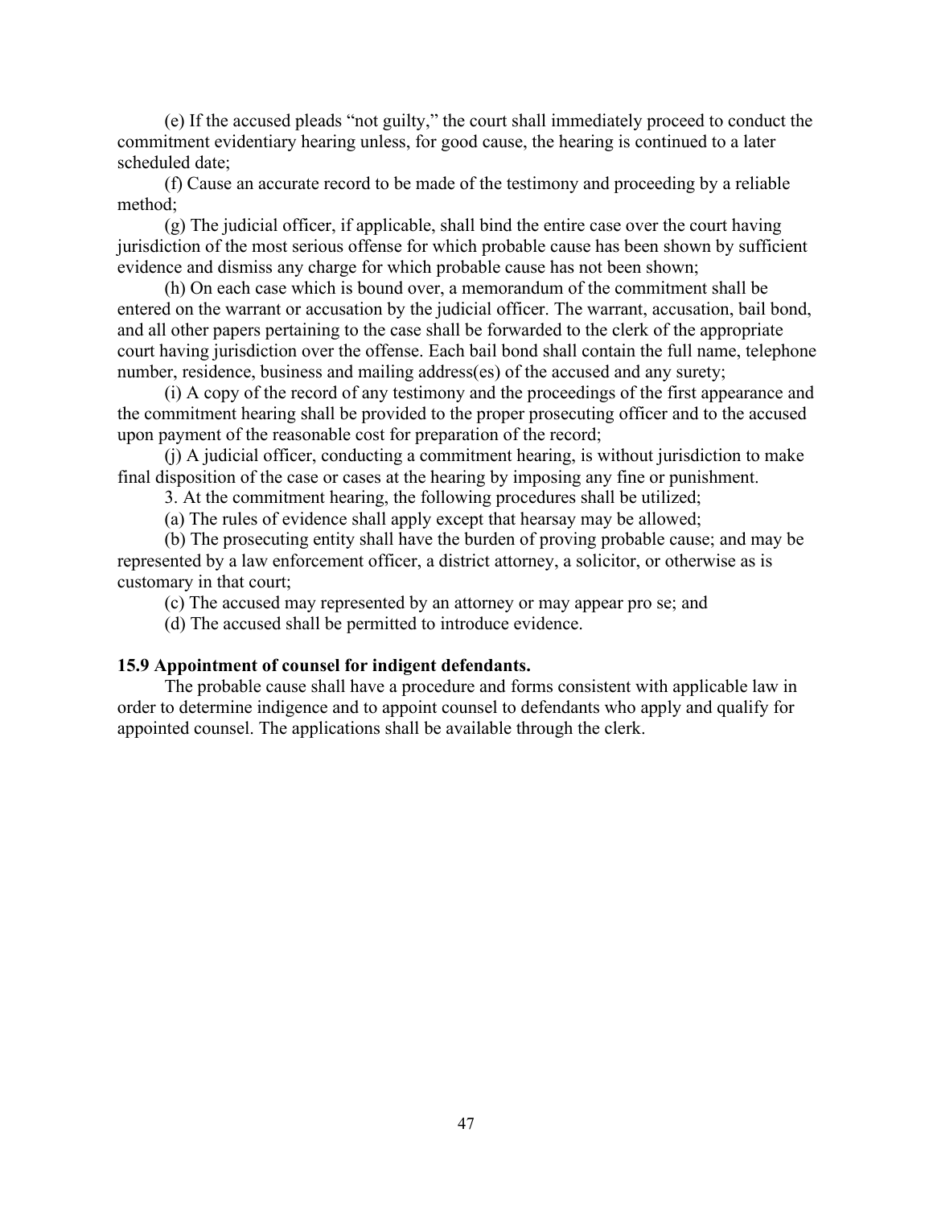(e) If the accused pleads "not guilty," the court shall immediately proceed to conduct the commitment evidentiary hearing unless, for good cause, the hearing is continued to a later scheduled date;

(f) Cause an accurate record to be made of the testimony and proceeding by a reliable method;

(g) The judicial officer, if applicable, shall bind the entire case over the court having jurisdiction of the most serious offense for which probable cause has been shown by sufficient evidence and dismiss any charge for which probable cause has not been shown;

(h) On each case which is bound over, a memorandum of the commitment shall be entered on the warrant or accusation by the judicial officer. The warrant, accusation, bail bond, and all other papers pertaining to the case shall be forwarded to the clerk of the appropriate court having jurisdiction over the offense. Each bail bond shall contain the full name, telephone number, residence, business and mailing address(es) of the accused and any surety;

(i) A copy of the record of any testimony and the proceedings of the first appearance and the commitment hearing shall be provided to the proper prosecuting officer and to the accused upon payment of the reasonable cost for preparation of the record;

(j) A judicial officer, conducting a commitment hearing, is without jurisdiction to make final disposition of the case or cases at the hearing by imposing any fine or punishment.

3. At the commitment hearing, the following procedures shall be utilized;

(a) The rules of evidence shall apply except that hearsay may be allowed;

(b) The prosecuting entity shall have the burden of proving probable cause; and may be represented by a law enforcement officer, a district attorney, a solicitor, or otherwise as is customary in that court;

(c) The accused may represented by an attorney or may appear pro se; and

(d) The accused shall be permitted to introduce evidence.

**15.9 Appointment of counsel for indigent defendants.**

The probable cause shall have a procedure and forms consistent with applicable law in order to determine indigence and to appoint counsel to defendants who apply and qualify for appointed counsel. The applications shall be available through the clerk.